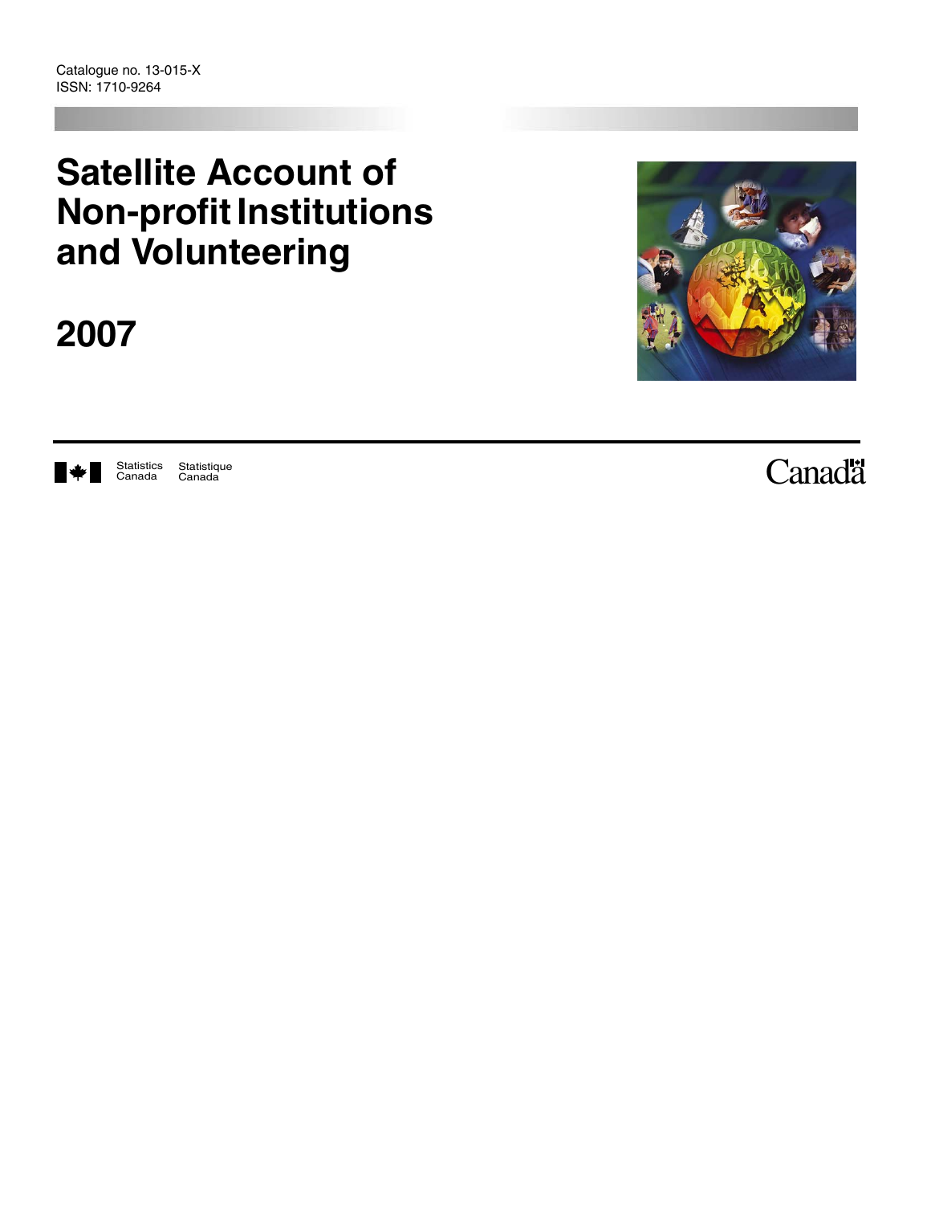Catalogue no. 13-015-X
ISSN: 1710-9264

# Satellite Account of Non-profit Institutions and Volunteering

## 2007

Statistics Canada Statistique Canada

Canada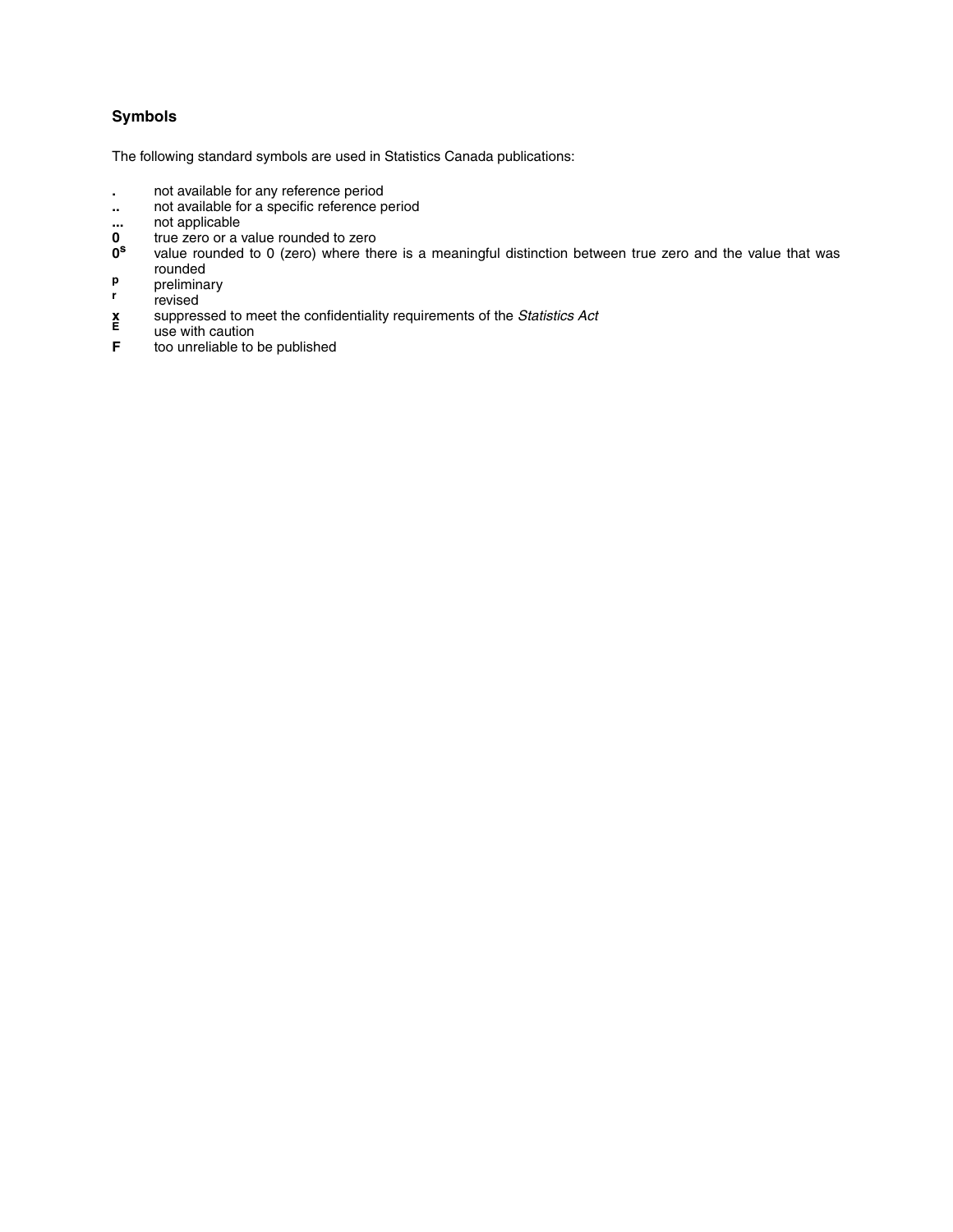### Symbols

The following standard symbols are used in Statistics Canada publications:

- **.** not available for any reference period
- **..** not available for a specific reference period
- **...** not applicable
- **0** true zero or a value rounded to zero
- **0s** value rounded to 0 (zero) where there is a meaningful distinction between true zero and the value that was rounded
- **p** preliminary
- **r** revised
- **x** suppressed to meet the confidentiality requirements of the *Statistics Act*
- **E** use with caution
- **F** too unreliable to be published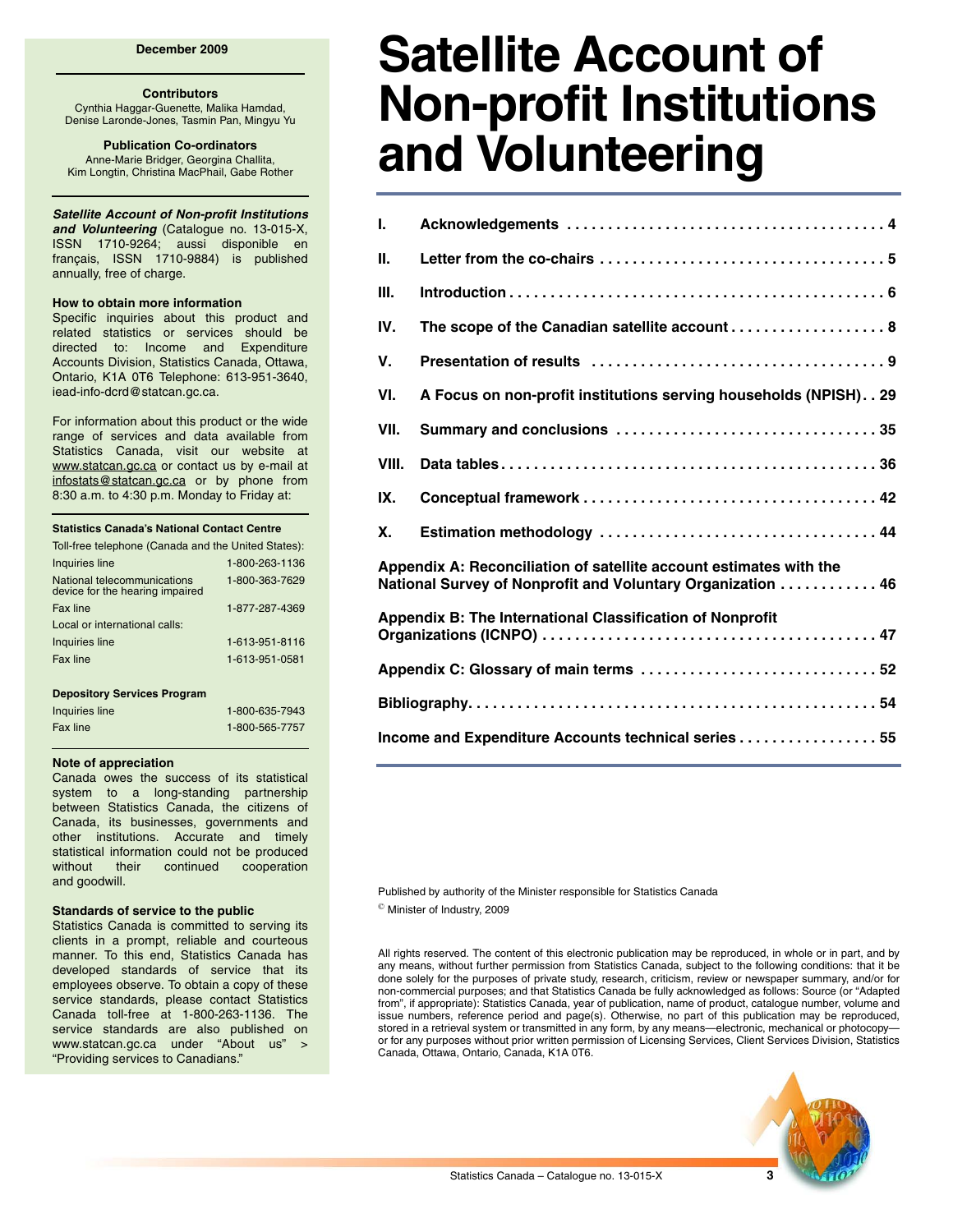# Satellite Account of Non-profit Institutions and Volunteering

| | | |
|---|---|---|
| I. | Acknowledgements | 4 |
| II. | Letter from the co-chairs | 5 |
| III. | Introduction | 6 |
| IV. | The scope of the Canadian satellite account | 8 |
| V. | Presentation of results | 9 |
| VI. | A Focus on non-profit institutions serving households (NPISH) | 29 |
| VII. | Summary and conclusions | 35 |
| VIII. | Data tables | 36 |
| IX. | Conceptual framework | 42 |
| X. | Estimation methodology | 44 |
| | Appendix A: Reconciliation of satellite account estimates with the National Survey of Nonprofit and Voluntary Organization | 46 |
| | Appendix B: The International Classification of Nonprofit Organizations (ICNPO) | 47 |
| | Appendix C: Glossary of main terms | 52 |
| | Bibliography | 54 |
| | Income and Expenditure Accounts technical series | 55 |

December 2009

**Contributors**
Cynthia Haggar-Guenette, Malika Hamdad, Denise Laronde-Jones, Tasmin Pan, Mingyu Yu

**Publication Co-ordinators**
Anne-Marie Bridger, Georgina Challita, Kim Longtin, Christina MacPhail, Gabe Rother

***Satellite Account of Non-profit Institutions and Volunteering*** (Catalogue no. 13-015-X, ISSN 1710-9264; aussi disponible en français, ISSN 1710-9884) is published annually, free of charge.

**How to obtain more information**

Specific inquiries about this product and related statistics or services should be directed to: Income and Expenditure Accounts Division, Statistics Canada, Ottawa, Ontario, K1A 0T6 Telephone: 613-951-3640, iead-info-dcrd@statcan.gc.ca.

For information about this product or the wide range of services and data available from Statistics Canada, visit our website at www.statcan.gc.ca or contact us by e-mail at infostats@statcan.gc.ca or by phone from 8:30 a.m. to 4:30 p.m. Monday to Friday at:

**Statistics Canada's National Contact Centre**

Toll-free telephone (Canada and the United States):

| | |
|---|---|
| Inquiries line | 1-800-263-1136 |
| National telecommunications device for the hearing impaired | 1-800-363-7629 |
| Fax line | 1-877-287-4369 |

Local or international calls:

| | |
|---|---|
| Inquiries line | 1-613-951-8116 |
| Fax line | 1-613-951-0581 |

**Depository Services Program**

| | |
|---|---|
| Inquiries line | 1-800-635-7943 |
| Fax line | 1-800-565-7757 |

**Note of appreciation**

Canada owes the success of its statistical system to a long-standing partnership between Statistics Canada, the citizens of Canada, its businesses, governments and other institutions. Accurate and timely statistical information could not be produced without their continued cooperation and goodwill.

**Standards of service to the public**

Statistics Canada is committed to serving its clients in a prompt, reliable and courteous manner. To this end, Statistics Canada has developed standards of service that its employees observe. To obtain a copy of these service standards, please contact Statistics Canada toll-free at 1-800-263-1136. The service standards are also published on www.statcan.gc.ca under "About us" > "Providing services to Canadians."

Published by authority of the Minister responsible for Statistics Canada

© Minister of Industry, 2009

All rights reserved. The content of this electronic publication may be reproduced, in whole or in part, and by any means, without further permission from Statistics Canada, subject to the following conditions: that it be done solely for the purposes of private study, research, criticism, review or newspaper summary, and/or for non-commercial purposes; and that Statistics Canada be fully acknowledged as follows: Source (or "Adapted from", if appropriate): Statistics Canada, year of publication, name of product, catalogue number, volume and issue numbers, reference period and page(s). Otherwise, no part of this publication may be reproduced, stored in a retrieval system or transmitted in any form, by any means—electronic, mechanical or photocopy—or for any purposes without prior written permission of Licensing Services, Client Services Division, Statistics Canada, Ottawa, Ontario, Canada, K1A 0T6.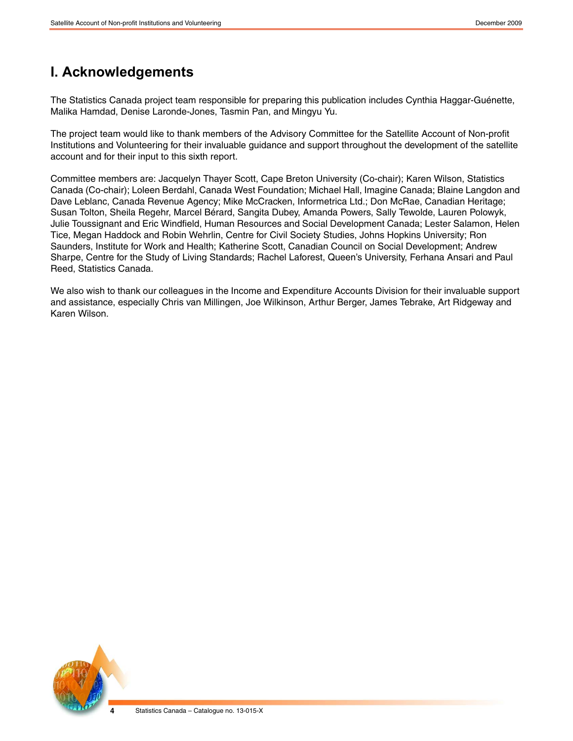# I. Acknowledgements

The Statistics Canada project team responsible for preparing this publication includes Cynthia Haggar-Guénette, Malika Hamdad, Denise Laronde-Jones, Tasmin Pan, and Mingyu Yu.

The project team would like to thank members of the Advisory Committee for the Satellite Account of Non-profit Institutions and Volunteering for their invaluable guidance and support throughout the development of the satellite account and for their input to this sixth report.

Committee members are: Jacquelyn Thayer Scott, Cape Breton University (Co-chair); Karen Wilson, Statistics Canada (Co-chair); Loleen Berdahl, Canada West Foundation; Michael Hall, Imagine Canada; Blaine Langdon and Dave Leblanc, Canada Revenue Agency; Mike McCracken, Informetrica Ltd.; Don McRae, Canadian Heritage; Susan Tolton, Sheila Regehr, Marcel Bérard, Sangita Dubey, Amanda Powers, Sally Tewolde, Lauren Polowyk, Julie Toussignant and Eric Windfield, Human Resources and Social Development Canada; Lester Salamon, Helen Tice, Megan Haddock and Robin Wehrlin, Centre for Civil Society Studies, Johns Hopkins University; Ron Saunders, Institute for Work and Health; Katherine Scott, Canadian Council on Social Development; Andrew Sharpe, Centre for the Study of Living Standards; Rachel Laforest, Queen's University, Ferhana Ansari and Paul Reed, Statistics Canada.

We also wish to thank our colleagues in the Income and Expenditure Accounts Division for their invaluable support and assistance, especially Chris van Millingen, Joe Wilkinson, Arthur Berger, James Tebrake, Art Ridgeway and Karen Wilson.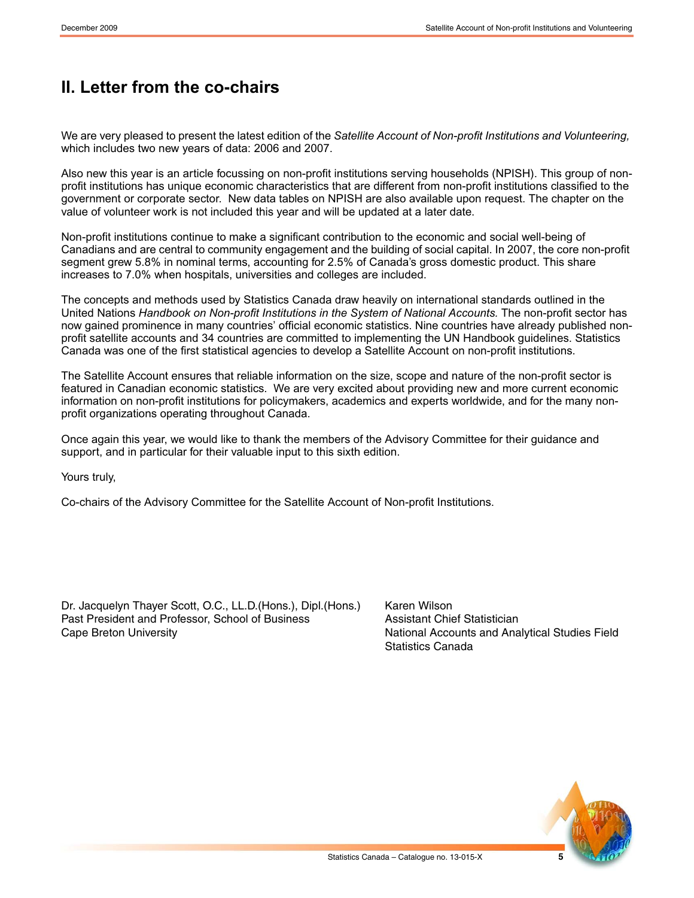## II. Letter from the co-chairs

We are very pleased to present the latest edition of the *Satellite Account of Non-profit Institutions and Volunteering,* which includes two new years of data: 2006 and 2007.

Also new this year is an article focussing on non-profit institutions serving households (NPISH). This group of non-profit institutions has unique economic characteristics that are different from non-profit institutions classified to the government or corporate sector. New data tables on NPISH are also available upon request. The chapter on the value of volunteer work is not included this year and will be updated at a later date.

Non-profit institutions continue to make a significant contribution to the economic and social well-being of Canadians and are central to community engagement and the building of social capital. In 2007, the core non-profit segment grew 5.8% in nominal terms, accounting for 2.5% of Canada's gross domestic product. This share increases to 7.0% when hospitals, universities and colleges are included.

The concepts and methods used by Statistics Canada draw heavily on international standards outlined in the United Nations *Handbook on Non-profit Institutions in the System of National Accounts.* The non-profit sector has now gained prominence in many countries' official economic statistics. Nine countries have already published non-profit satellite accounts and 34 countries are committed to implementing the UN Handbook guidelines. Statistics Canada was one of the first statistical agencies to develop a Satellite Account on non-profit institutions.

The Satellite Account ensures that reliable information on the size, scope and nature of the non-profit sector is featured in Canadian economic statistics. We are very excited about providing new and more current economic information on non-profit institutions for policymakers, academics and experts worldwide, and for the many non-profit organizations operating throughout Canada.

Once again this year, we would like to thank the members of the Advisory Committee for their guidance and support, and in particular for their valuable input to this sixth edition.

Yours truly,

Co-chairs of the Advisory Committee for the Satellite Account of Non-profit Institutions.

Dr. Jacquelyn Thayer Scott, O.C., LL.D.(Hons.), Dipl.(Hons.)
Past President and Professor, School of Business
Cape Breton University

Karen Wilson
Assistant Chief Statistician
National Accounts and Analytical Studies Field
Statistics Canada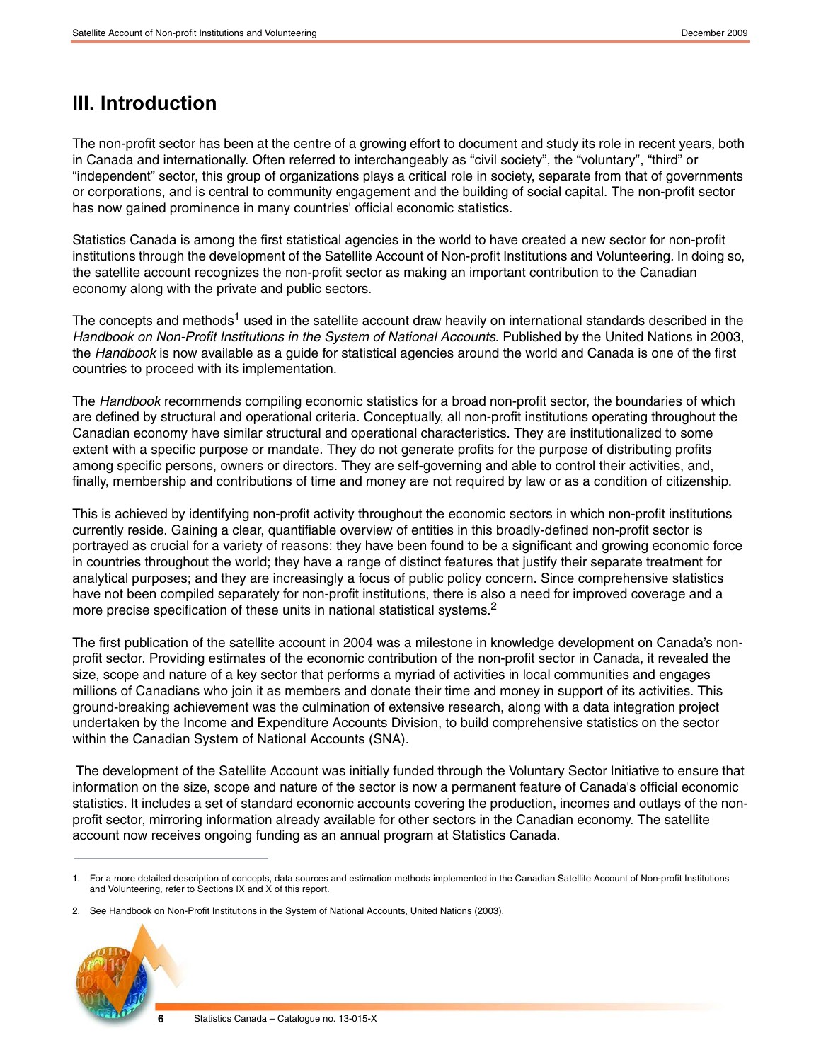# III. Introduction

The non-profit sector has been at the centre of a growing effort to document and study its role in recent years, both in Canada and internationally. Often referred to interchangeably as “civil society”, the “voluntary”, “third” or “independent” sector, this group of organizations plays a critical role in society, separate from that of governments or corporations, and is central to community engagement and the building of social capital. The non-profit sector has now gained prominence in many countries' official economic statistics.

Statistics Canada is among the first statistical agencies in the world to have created a new sector for non-profit institutions through the development of the Satellite Account of Non-profit Institutions and Volunteering. In doing so, the satellite account recognizes the non-profit sector as making an important contribution to the Canadian economy along with the private and public sectors.

The concepts and methods[1] used in the satellite account draw heavily on international standards described in the *Handbook on Non-Profit Institutions in the System of National Accounts*. Published by the United Nations in 2003, the *Handbook* is now available as a guide for statistical agencies around the world and Canada is one of the first countries to proceed with its implementation.

The *Handbook* recommends compiling economic statistics for a broad non-profit sector, the boundaries of which are defined by structural and operational criteria. Conceptually, all non-profit institutions operating throughout the Canadian economy have similar structural and operational characteristics. They are institutionalized to some extent with a specific purpose or mandate. They do not generate profits for the purpose of distributing profits among specific persons, owners or directors. They are self-governing and able to control their activities, and, finally, membership and contributions of time and money are not required by law or as a condition of citizenship.

This is achieved by identifying non-profit activity throughout the economic sectors in which non-profit institutions currently reside. Gaining a clear, quantifiable overview of entities in this broadly-defined non-profit sector is portrayed as crucial for a variety of reasons: they have been found to be a significant and growing economic force in countries throughout the world; they have a range of distinct features that justify their separate treatment for analytical purposes; and they are increasingly a focus of public policy concern. Since comprehensive statistics have not been compiled separately for non-profit institutions, there is also a need for improved coverage and a more precise specification of these units in national statistical systems.[2]

The first publication of the satellite account in 2004 was a milestone in knowledge development on Canada’s non-profit sector. Providing estimates of the economic contribution of the non-profit sector in Canada, it revealed the size, scope and nature of a key sector that performs a myriad of activities in local communities and engages millions of Canadians who join it as members and donate their time and money in support of its activities. This ground-breaking achievement was the culmination of extensive research, along with a data integration project undertaken by the Income and Expenditure Accounts Division, to build comprehensive statistics on the sector within the Canadian System of National Accounts (SNA).

The development of the Satellite Account was initially funded through the Voluntary Sector Initiative to ensure that information on the size, scope and nature of the sector is now a permanent feature of Canada's official economic statistics. It includes a set of standard economic accounts covering the production, incomes and outlays of the non-profit sector, mirroring information already available for other sectors in the Canadian economy. The satellite account now receives ongoing funding as an annual program at Statistics Canada.

---

1. For a more detailed description of concepts, data sources and estimation methods implemented in the Canadian Satellite Account of Non-profit Institutions and Volunteering, refer to Sections IX and X of this report.

2. See Handbook on Non-Profit Institutions in the System of National Accounts, United Nations (2003).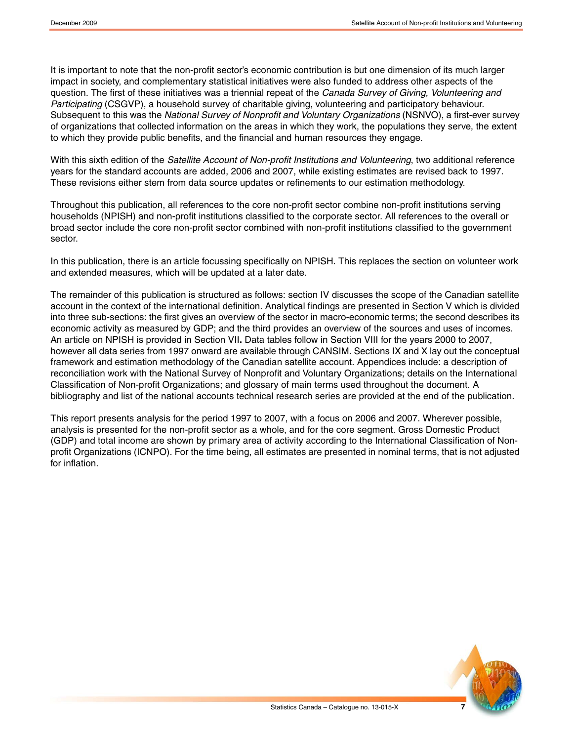It is important to note that the non-profit sector's economic contribution is but one dimension of its much larger impact in society, and complementary statistical initiatives were also funded to address other aspects of the question. The first of these initiatives was a triennial repeat of the *Canada Survey of Giving, Volunteering and Participating* (CSGVP), a household survey of charitable giving, volunteering and participatory behaviour. Subsequent to this was the *National Survey of Nonprofit and Voluntary Organizations* (NSNVO), a first-ever survey of organizations that collected information on the areas in which they work, the populations they serve, the extent to which they provide public benefits, and the financial and human resources they engage.

With this sixth edition of the *Satellite Account of Non-profit Institutions and Volunteering*, two additional reference years for the standard accounts are added, 2006 and 2007, while existing estimates are revised back to 1997. These revisions either stem from data source updates or refinements to our estimation methodology.

Throughout this publication, all references to the core non-profit sector combine non-profit institutions serving households (NPISH) and non-profit institutions classified to the corporate sector. All references to the overall or broad sector include the core non-profit sector combined with non-profit institutions classified to the government sector.

In this publication, there is an article focussing specifically on NPISH. This replaces the section on volunteer work and extended measures, which will be updated at a later date.

The remainder of this publication is structured as follows: section IV discusses the scope of the Canadian satellite account in the context of the international definition. Analytical findings are presented in Section V which is divided into three sub-sections: the first gives an overview of the sector in macro-economic terms; the second describes its economic activity as measured by GDP; and the third provides an overview of the sources and uses of incomes. An article on NPISH is provided in Section VII**.** Data tables follow in Section VIII for the years 2000 to 2007, however all data series from 1997 onward are available through CANSIM. Sections IX and X lay out the conceptual framework and estimation methodology of the Canadian satellite account. Appendices include: a description of reconciliation work with the National Survey of Nonprofit and Voluntary Organizations; details on the International Classification of Non-profit Organizations; and glossary of main terms used throughout the document. A bibliography and list of the national accounts technical research series are provided at the end of the publication.

This report presents analysis for the period 1997 to 2007, with a focus on 2006 and 2007. Wherever possible, analysis is presented for the non-profit sector as a whole, and for the core segment. Gross Domestic Product (GDP) and total income are shown by primary area of activity according to the International Classification of Non-profit Organizations (ICNPO). For the time being, all estimates are presented in nominal terms, that is not adjusted for inflation.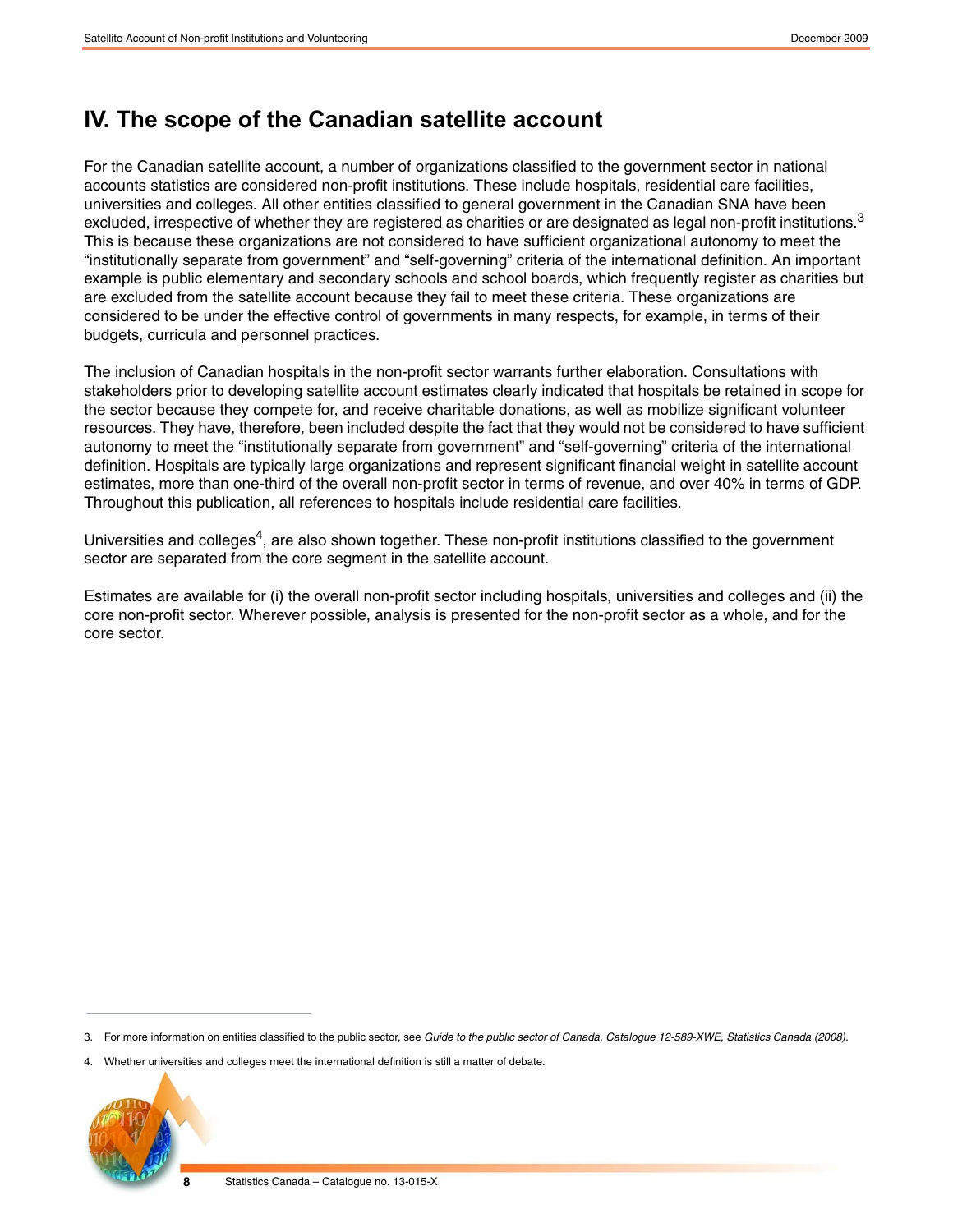## IV. The scope of the Canadian satellite account

For the Canadian satellite account, a number of organizations classified to the government sector in national accounts statistics are considered non-profit institutions. These include hospitals, residential care facilities, universities and colleges. All other entities classified to general government in the Canadian SNA have been excluded, irrespective of whether they are registered as charities or are designated as legal non-profit institutions.[3] This is because these organizations are not considered to have sufficient organizational autonomy to meet the "institutionally separate from government" and "self-governing" criteria of the international definition. An important example is public elementary and secondary schools and school boards, which frequently register as charities but are excluded from the satellite account because they fail to meet these criteria. These organizations are considered to be under the effective control of governments in many respects, for example, in terms of their budgets, curricula and personnel practices.

The inclusion of Canadian hospitals in the non-profit sector warrants further elaboration. Consultations with stakeholders prior to developing satellite account estimates clearly indicated that hospitals be retained in scope for the sector because they compete for, and receive charitable donations, as well as mobilize significant volunteer resources. They have, therefore, been included despite the fact that they would not be considered to have sufficient autonomy to meet the "institutionally separate from government" and "self-governing" criteria of the international definition. Hospitals are typically large organizations and represent significant financial weight in satellite account estimates, more than one-third of the overall non-profit sector in terms of revenue, and over 40% in terms of GDP. Throughout this publication, all references to hospitals include residential care facilities.

Universities and colleges[4], are also shown together. These non-profit institutions classified to the government sector are separated from the core segment in the satellite account.

Estimates are available for (i) the overall non-profit sector including hospitals, universities and colleges and (ii) the core non-profit sector. Wherever possible, analysis is presented for the non-profit sector as a whole, and for the core sector.

---

3. For more information on entities classified to the public sector, see *Guide to the public sector of Canada, Catalogue 12-589-XWE, Statistics Canada (2008).*

4. Whether universities and colleges meet the international definition is still a matter of debate.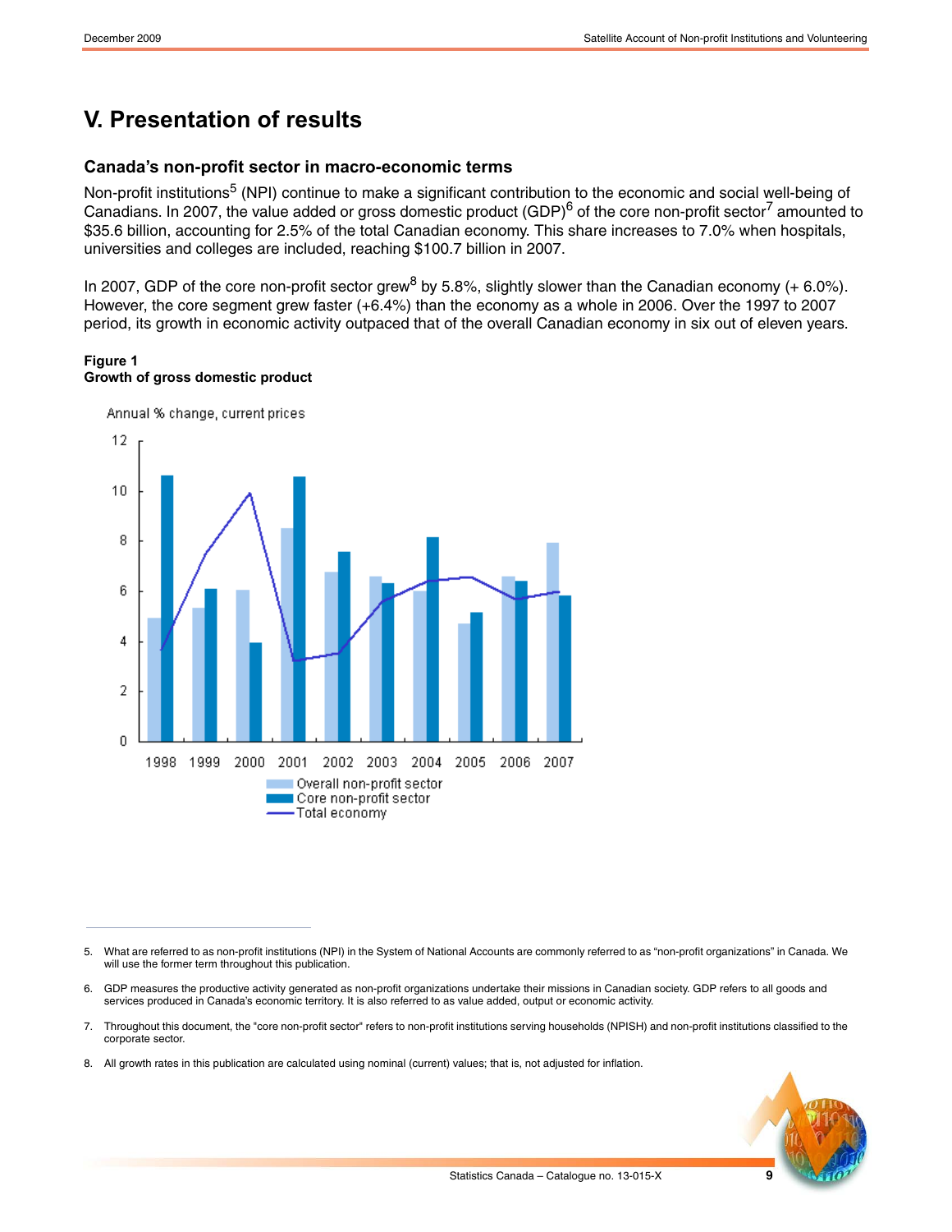# V. Presentation of results

## Canada's non-profit sector in macro-economic terms

Non-profit institutions[5] (NPI) continue to make a significant contribution to the economic and social well-being of Canadians. In 2007, the value added or gross domestic product (GDP)[6] of the core non-profit sector[7] amounted to $35.6 billion, accounting for 2.5% of the total Canadian economy. This share increases to 7.0% when hospitals, universities and colleges are included, reaching $100.7 billion in 2007.

In 2007, GDP of the core non-profit sector grew[8] by 5.8%, slightly slower than the Canadian economy (+ 6.0%). However, the core segment grew faster (+6.4%) than the economy as a whole in 2006. Over the 1997 to 2007 period, its growth in economic activity outpaced that of the overall Canadian economy in six out of eleven years.

**Figure 1**
**Growth of gross domestic product**

Annual % change, current prices

12
10
8
6
4
2
0

1998 1999 2000 2001 2002 2003 2004 2005 2006 2007

Overall non-profit sector
Core non-profit sector
Total economy

---

5. What are referred to as non-profit institutions (NPI) in the System of National Accounts are commonly referred to as "non-profit organizations" in Canada. We will use the former term throughout this publication.

6. GDP measures the productive activity generated as non-profit organizations undertake their missions in Canadian society. GDP refers to all goods and services produced in Canada's economic territory. It is also referred to as value added, output or economic activity.

7. Throughout this document, the "core non-profit sector" refers to non-profit institutions serving households (NPISH) and non-profit institutions classified to the corporate sector.

8. All growth rates in this publication are calculated using nominal (current) values; that is, not adjusted for inflation.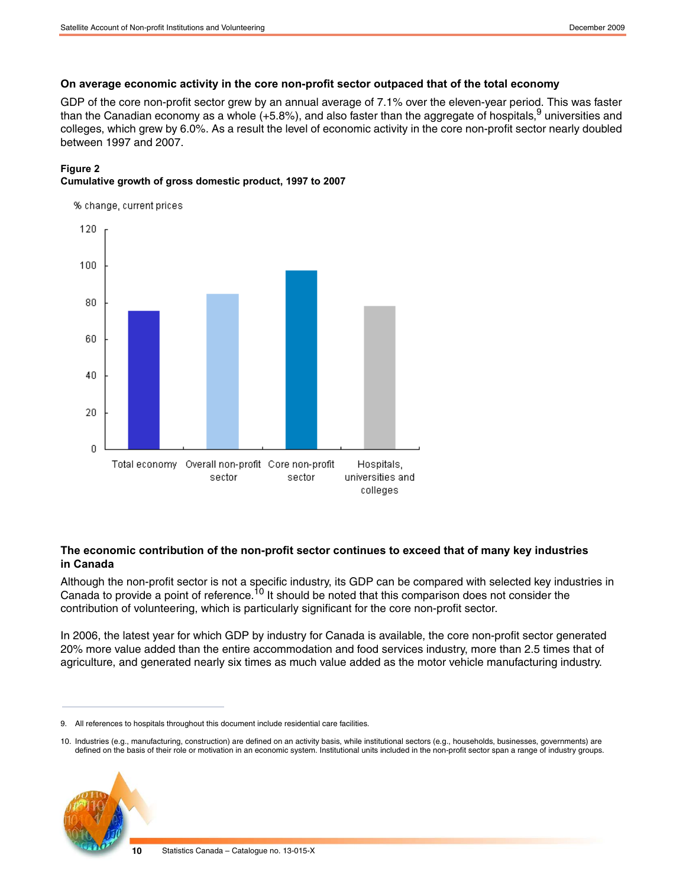### On average economic activity in the core non-profit sector outpaced that of the total economy

GDP of the core non-profit sector grew by an annual average of 7.1% over the eleven-year period. This was faster than the Canadian economy as a whole (+5.8%), and also faster than the aggregate of hospitals,[9] universities and colleges, which grew by 6.0%. As a result the level of economic activity in the core non-profit sector nearly doubled between 1997 and 2007.

**Figure 2**
**Cumulative growth of gross domestic product, 1997 to 2007**

% change, current prices

120
100
80
60
40
20
0

Total economy
Overall non-profit sector
Core non-profit sector
Hospitals, universities and colleges

### The economic contribution of the non-profit sector continues to exceed that of many key industries in Canada

Although the non-profit sector is not a specific industry, its GDP can be compared with selected key industries in Canada to provide a point of reference.[10] It should be noted that this comparison does not consider the contribution of volunteering, which is particularly significant for the core non-profit sector.

In 2006, the latest year for which GDP by industry for Canada is available, the core non-profit sector generated 20% more value added than the entire accommodation and food services industry, more than 2.5 times that of agriculture, and generated nearly six times as much value added as the motor vehicle manufacturing industry.

9. All references to hospitals throughout this document include residential care facilities.

10. Industries (e.g., manufacturing, construction) are defined on an activity basis, while institutional sectors (e.g., households, businesses, governments) are defined on the basis of their role or motivation in an economic system. Institutional units included in the non-profit sector span a range of industry groups.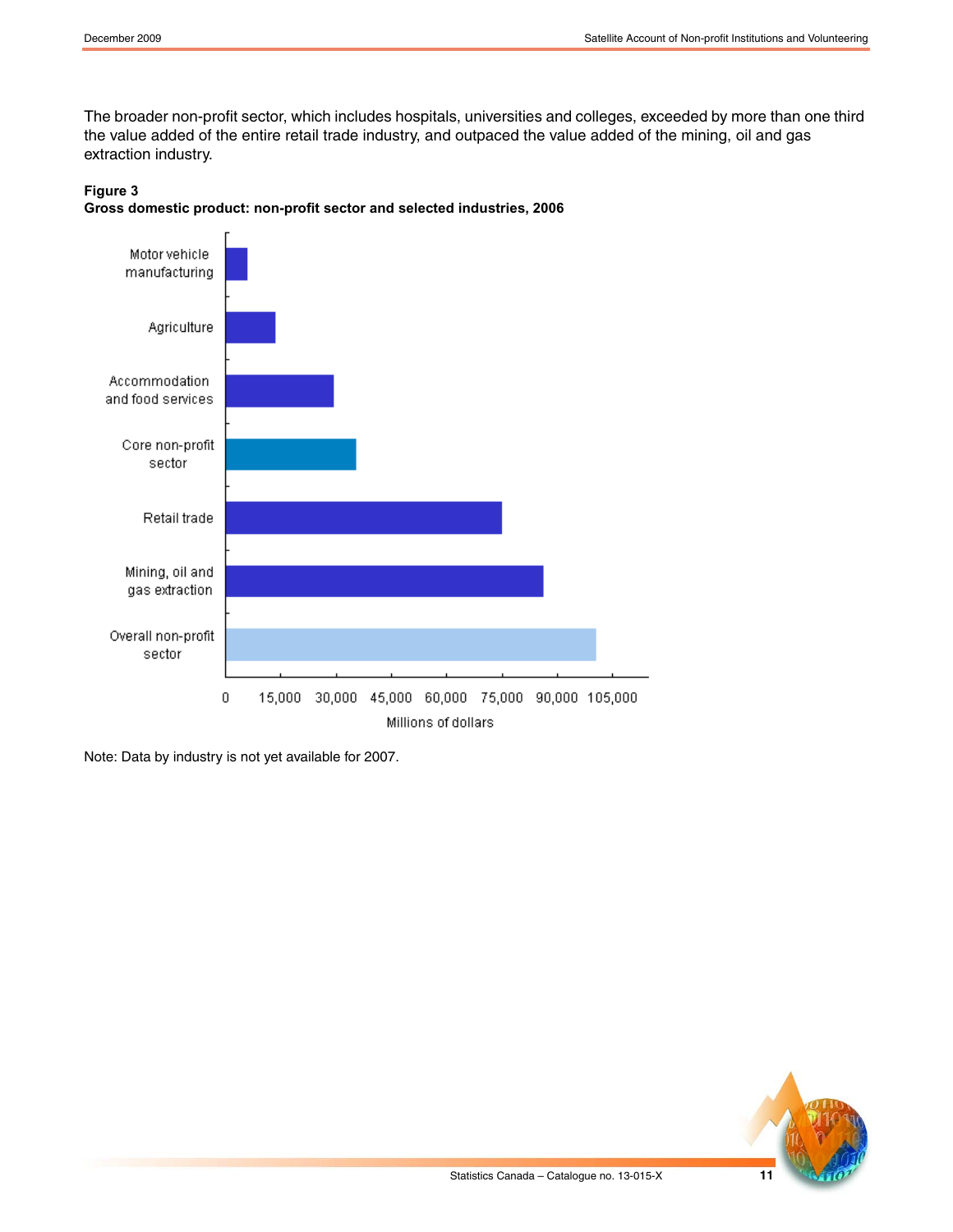The broader non-profit sector, which includes hospitals, universities and colleges, exceeded by more than one third the value added of the entire retail trade industry, and outpaced the value added of the mining, oil and gas extraction industry.

**Figure 3**
**Gross domestic product: non-profit sector and selected industries, 2006**

Motor vehicle manufacturing

Agriculture

Accommodation and food services

Core non-profit sector

Retail trade

Mining, oil and gas extraction

Overall non-profit sector

0 15,000 30,000 45,000 60,000 75,000 90,000 105,000

Millions of dollars

Note: Data by industry is not yet available for 2007.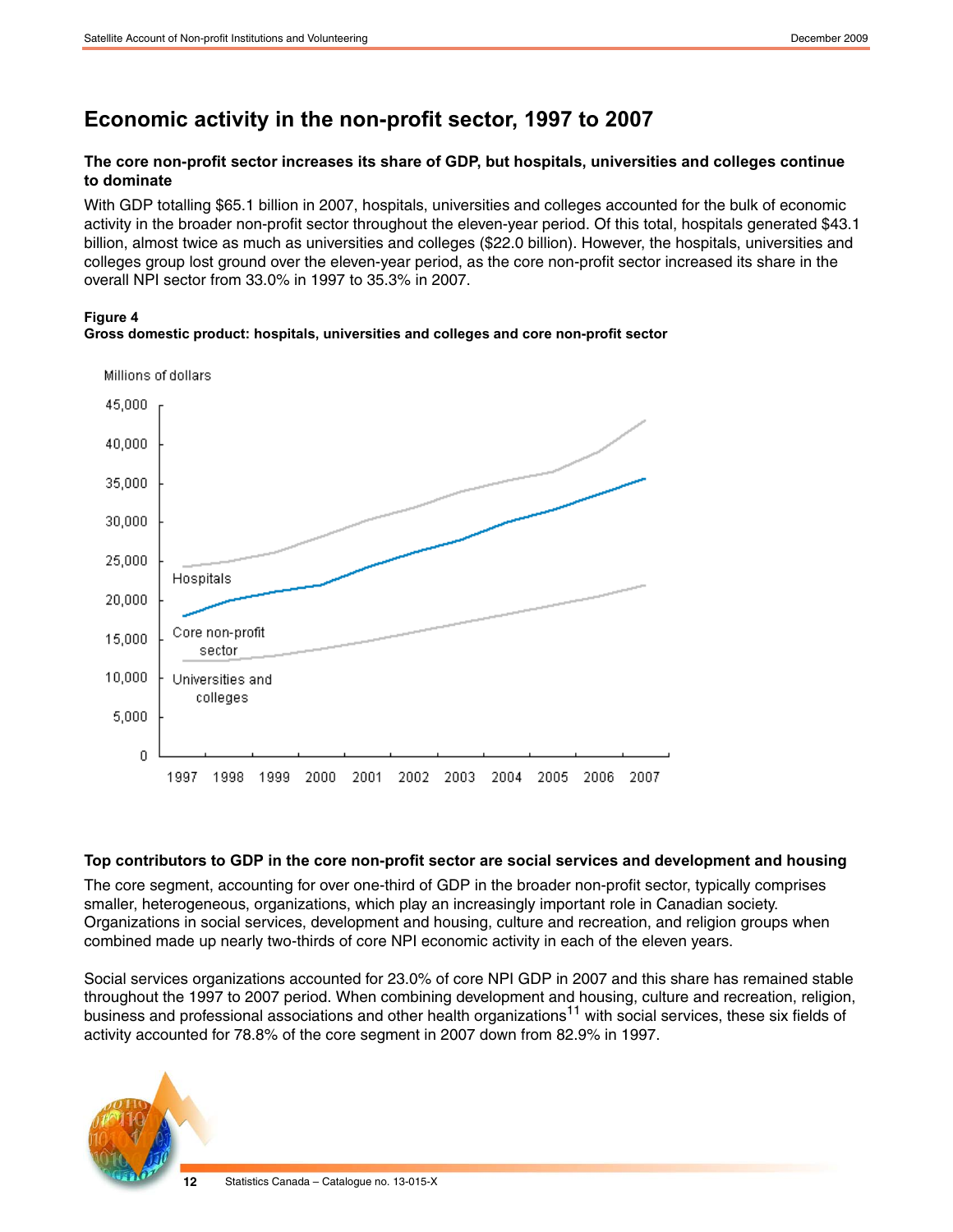## Economic activity in the non-profit sector, 1997 to 2007

### The core non-profit sector increases its share of GDP, but hospitals, universities and colleges continue to dominate

With GDP totalling $65.1 billion in 2007, hospitals, universities and colleges accounted for the bulk of economic activity in the broader non-profit sector throughout the eleven-year period. Of this total, hospitals generated $43.1 billion, almost twice as much as universities and colleges ($22.0 billion). However, the hospitals, universities and colleges group lost ground over the eleven-year period, as the core non-profit sector increased its share in the overall NPI sector from 33.0% in 1997 to 35.3% in 2007.

**Figure 4**
**Gross domestic product: hospitals, universities and colleges and core non-profit sector**

Millions of dollars
45,000
40,000
35,000
30,000
25,000
20,000
15,000
10,000
5,000
0
1997 1998 1999 2000 2001 2002 2003 2004 2005 2006 2007
Hospitals
Core non-profit sector
Universities and colleges

### Top contributors to GDP in the core non-profit sector are social services and development and housing

The core segment, accounting for over one-third of GDP in the broader non-profit sector, typically comprises smaller, heterogeneous, organizations, which play an increasingly important role in Canadian society. Organizations in social services, development and housing, culture and recreation, and religion groups when combined made up nearly two-thirds of core NPI economic activity in each of the eleven years.

Social services organizations accounted for 23.0% of core NPI GDP in 2007 and this share has remained stable throughout the 1997 to 2007 period. When combining development and housing, culture and recreation, religion, business and professional associations and other health organizations[11] with social services, these six fields of activity accounted for 78.8% of the core segment in 2007 down from 82.9% in 1997.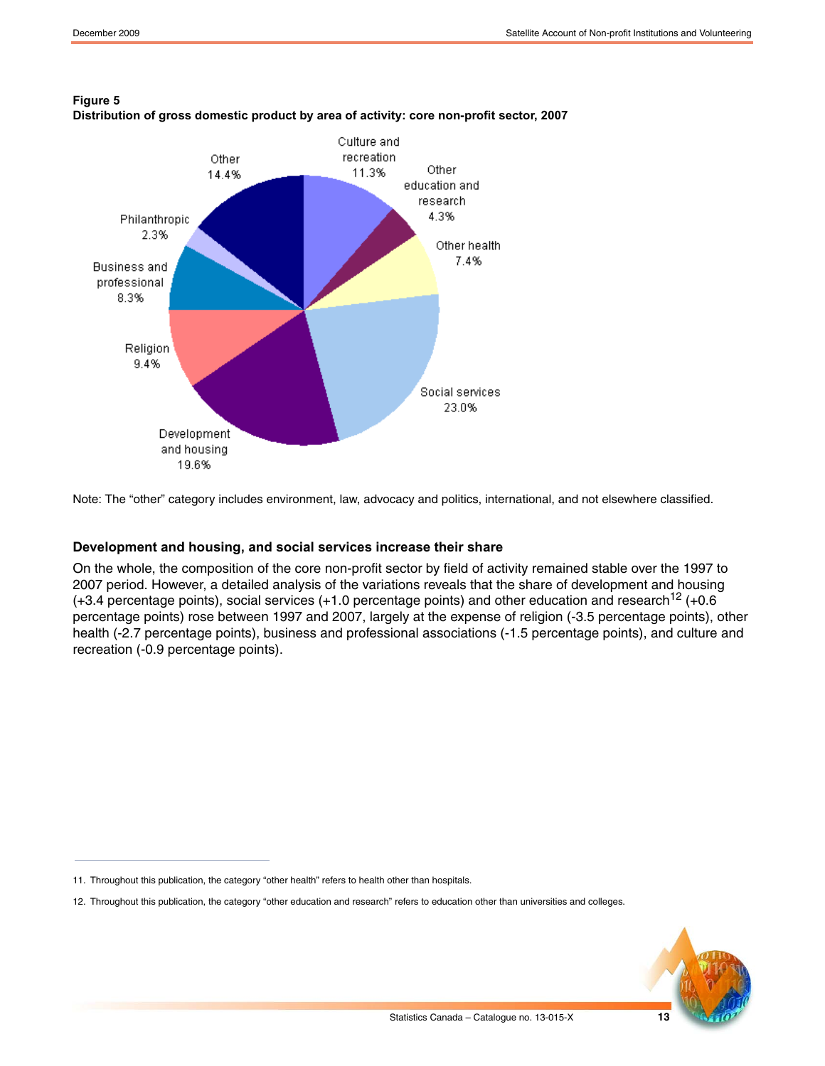**Figure 5**
**Distribution of gross domestic product by area of activity: core non-profit sector, 2007**

Other
14.4%

Culture and recreation
11.3%

Other education and research
4.3%

Other health
7.4%

Social services
23.0%

Development and housing
19.6%

Religion
9.4%

Business and professional
8.3%

Philanthropic
2.3%

Note: The “other” category includes environment, law, advocacy and politics, international, and not elsewhere classified.

### Development and housing, and social services increase their share

On the whole, the composition of the core non-profit sector by field of activity remained stable over the 1997 to 2007 period. However, a detailed analysis of the variations reveals that the share of development and housing (+3.4 percentage points), social services (+1.0 percentage points) and other education and research[12] (+0.6 percentage points) rose between 1997 and 2007, largely at the expense of religion (-3.5 percentage points), other health (-2.7 percentage points), business and professional associations (-1.5 percentage points), and culture and recreation (-0.9 percentage points).

---

11. Throughout this publication, the category “other health” refers to health other than hospitals.

12. Throughout this publication, the category “other education and research” refers to education other than universities and colleges.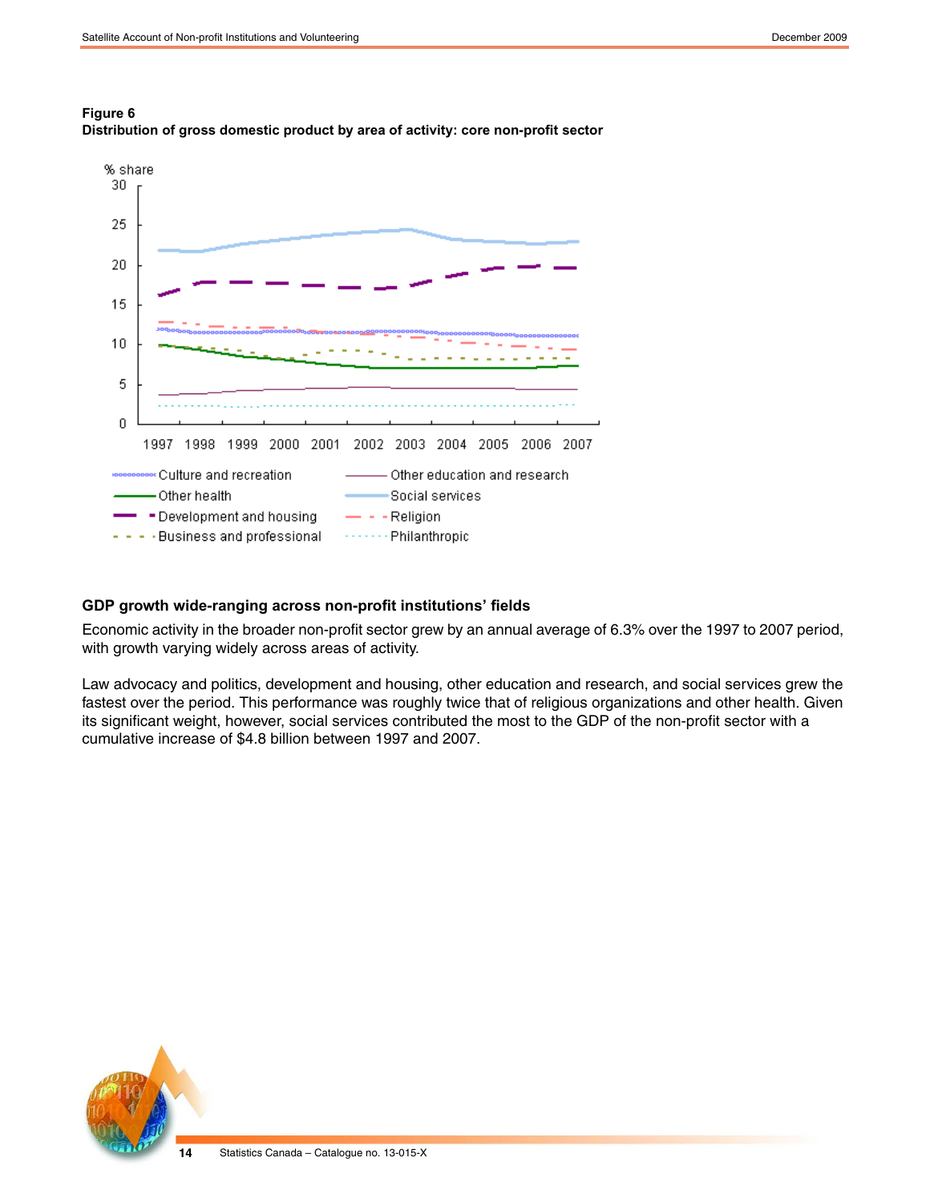**Figure 6**
**Distribution of gross domestic product by area of activity: core non-profit sector**

% share

30
25
20
15
10
5
0

1997 1998 1999 2000 2001 2002 2003 2004 2005 2006 2007

Culture and recreation
Other health
Development and housing
Business and professional
Other education and research
Social services
Religion
Philanthropic

### GDP growth wide-ranging across non-profit institutions' fields

Economic activity in the broader non-profit sector grew by an annual average of 6.3% over the 1997 to 2007 period, with growth varying widely across areas of activity.

Law advocacy and politics, development and housing, other education and research, and social services grew the fastest over the period. This performance was roughly twice that of religious organizations and other health. Given its significant weight, however, social services contributed the most to the GDP of the non-profit sector with a cumulative increase of $4.8 billion between 1997 and 2007.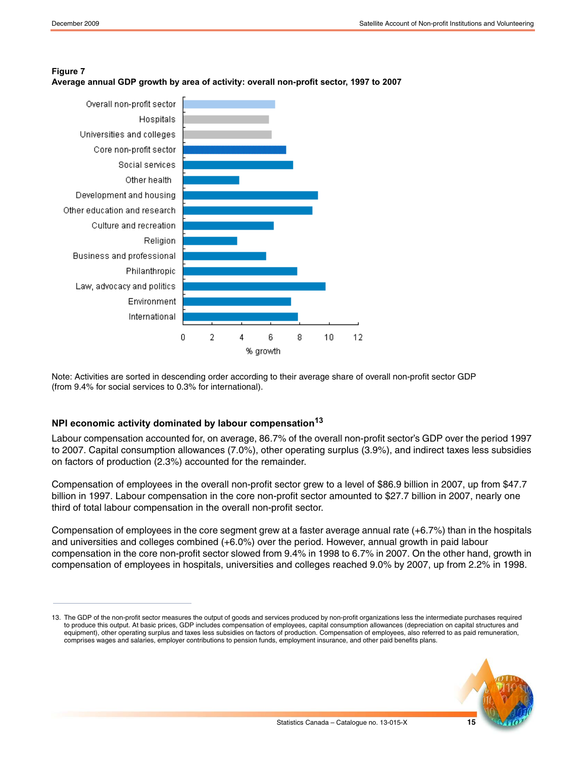**Figure 7**
**Average annual GDP growth by area of activity: overall non-profit sector, 1997 to 2007**

Overall non-profit sector
Hospitals
Universities and colleges
Core non-profit sector
Social services
Other health
Development and housing
Other education and research
Culture and recreation
Religion
Business and professional
Philanthropic
Law, advocacy and politics
Environment
International

0 2 4 6 8 10 12
% growth

Note: Activities are sorted in descending order according to their average share of overall non-profit sector GDP (from 9.4% for social services to 0.3% for international).

## NPI economic activity dominated by labour compensation[13]

Labour compensation accounted for, on average, 86.7% of the overall non-profit sector's GDP over the period 1997 to 2007. Capital consumption allowances (7.0%), other operating surplus (3.9%), and indirect taxes less subsidies on factors of production (2.3%) accounted for the remainder.

Compensation of employees in the overall non-profit sector grew to a level of $86.9 billion in 2007, up from $47.7 billion in 1997. Labour compensation in the core non-profit sector amounted to $27.7 billion in 2007, nearly one third of total labour compensation in the overall non-profit sector.

Compensation of employees in the core segment grew at a faster average annual rate (+6.7%) than in the hospitals and universities and colleges combined (+6.0%) over the period. However, annual growth in paid labour compensation in the core non-profit sector slowed from 9.4% in 1998 to 6.7% in 2007. On the other hand, growth in compensation of employees in hospitals, universities and colleges reached 9.0% by 2007, up from 2.2% in 1998.

13. The GDP of the non-profit sector measures the output of goods and services produced by non-profit organizations less the intermediate purchases required to produce this output. At basic prices, GDP includes compensation of employees, capital consumption allowances (depreciation on capital structures and equipment), other operating surplus and taxes less subsidies on factors of production. Compensation of employees, also referred to as paid remuneration, comprises wages and salaries, employer contributions to pension funds, employment insurance, and other paid benefits plans.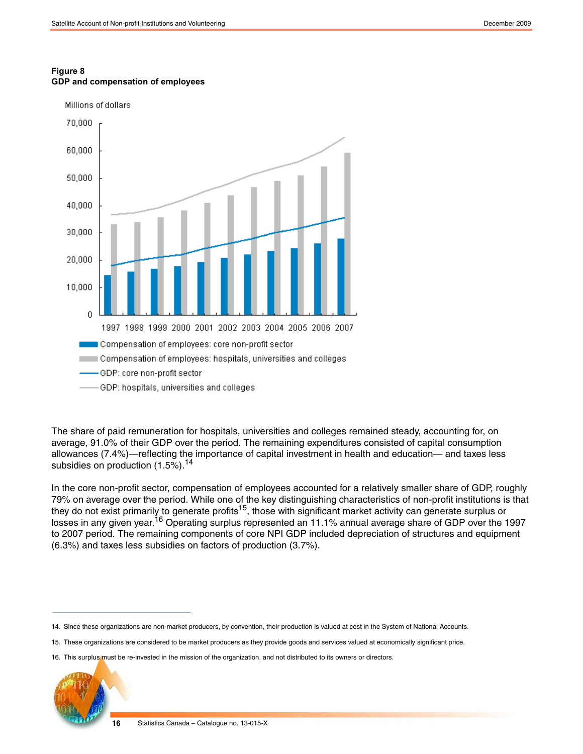**Figure 8**
**GDP and compensation of employees**

Millions of dollars

70,000
60,000
50,000
40,000
30,000
20,000
10,000
0

1997 1998 1999 2000 2001 2002 2003 2004 2005 2006 2007

Compensation of employees: core non-profit sector
Compensation of employees: hospitals, universities and colleges
GDP: core non-profit sector
GDP: hospitals, universities and colleges

The share of paid remuneration for hospitals, universities and colleges remained steady, accounting for, on average, 91.0% of their GDP over the period. The remaining expenditures consisted of capital consumption allowances (7.4%)—reflecting the importance of capital investment in health and education— and taxes less subsidies on production (1.5%).[14]

In the core non-profit sector, compensation of employees accounted for a relatively smaller share of GDP, roughly 79% on average over the period. While one of the key distinguishing characteristics of non-profit institutions is that they do not exist primarily to generate profits[15], those with significant market activity can generate surplus or losses in any given year.[16] Operating surplus represented an 11.1% annual average share of GDP over the 1997 to 2007 period. The remaining components of core NPI GDP included depreciation of structures and equipment (6.3%) and taxes less subsidies on factors of production (3.7%).

---

14. Since these organizations are non-market producers, by convention, their production is valued at cost in the System of National Accounts.

15. These organizations are considered to be market producers as they provide goods and services valued at economically significant price.

16. This surplus must be re-invested in the mission of the organization, and not distributed to its owners or directors.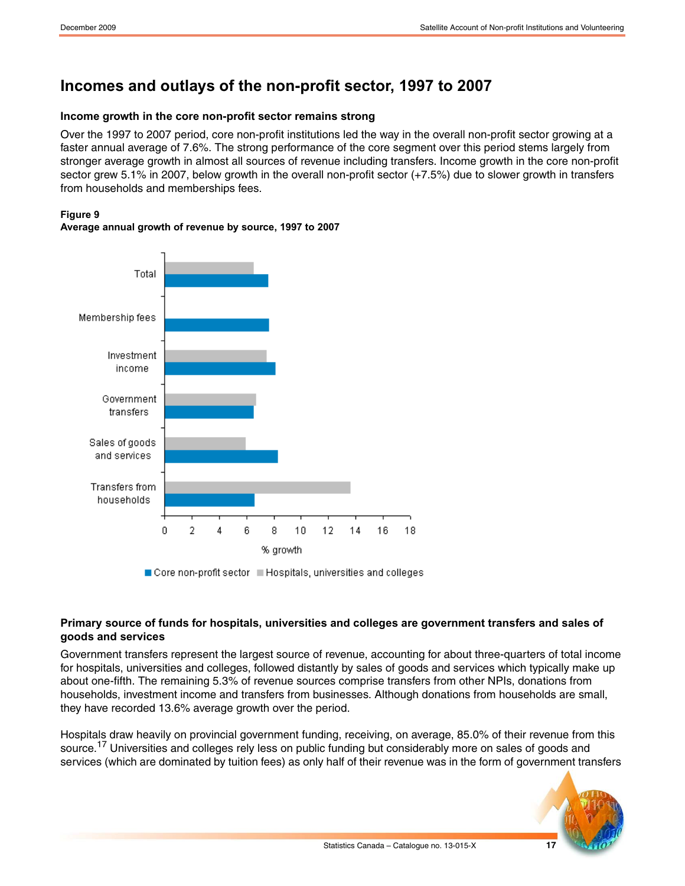## Incomes and outlays of the non-profit sector, 1997 to 2007

### Income growth in the core non-profit sector remains strong

Over the 1997 to 2007 period, core non-profit institutions led the way in the overall non-profit sector growing at a faster annual average of 7.6%. The strong performance of the core segment over this period stems largely from stronger average growth in almost all sources of revenue including transfers. Income growth in the core non-profit sector grew 5.1% in 2007, below growth in the overall non-profit sector (+7.5%) due to slower growth in transfers from households and memberships fees.

**Figure 9**
**Average annual growth of revenue by source, 1997 to 2007**

Total
Membership fees
Investment income
Government transfers
Sales of goods and services
Transfers from households

0 2 4 6 8 10 12 14 16 18
% growth

Core non-profit sector
Hospitals, universities and colleges

### Primary source of funds for hospitals, universities and colleges are government transfers and sales of goods and services

Government transfers represent the largest source of revenue, accounting for about three-quarters of total income for hospitals, universities and colleges, followed distantly by sales of goods and services which typically make up about one-fifth. The remaining 5.3% of revenue sources comprise transfers from other NPIs, donations from households, investment income and transfers from businesses. Although donations from households are small, they have recorded 13.6% average growth over the period.

Hospitals draw heavily on provincial government funding, receiving, on average, 85.0% of their revenue from this source.[17] Universities and colleges rely less on public funding but considerably more on sales of goods and services (which are dominated by tuition fees) as only half of their revenue was in the form of government transfers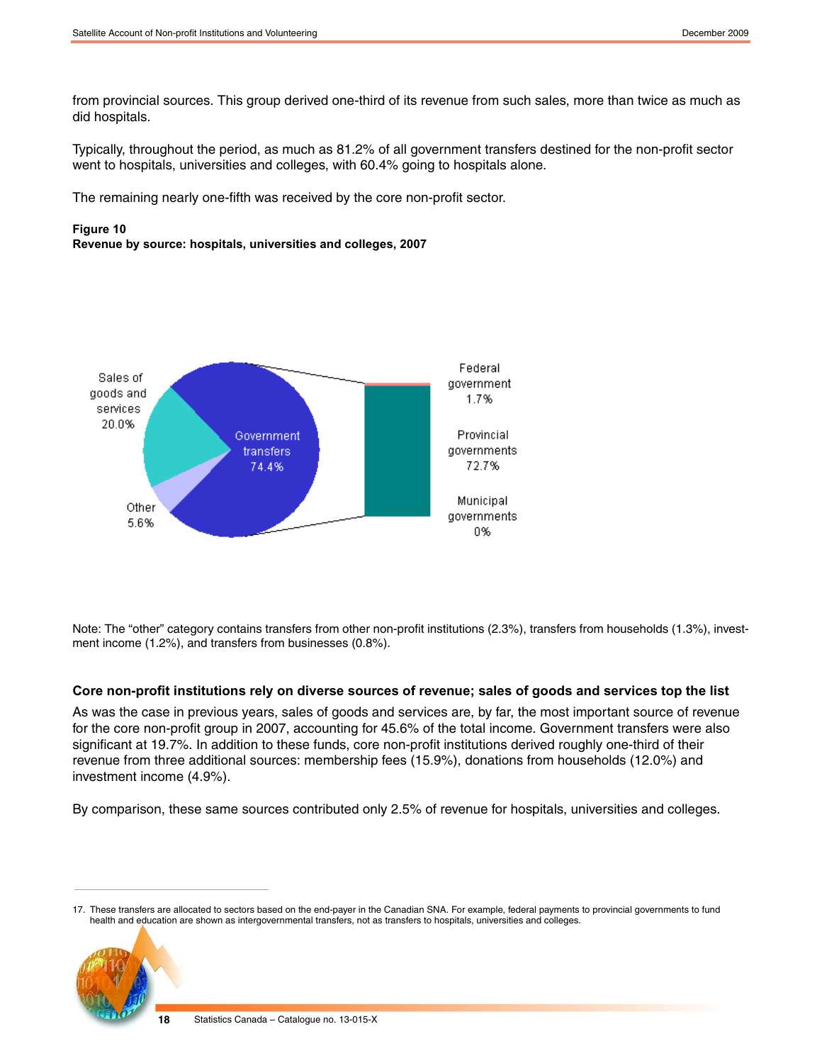from provincial sources. This group derived one-third of its revenue from such sales, more than twice as much as did hospitals.

Typically, throughout the period, as much as 81.2% of all government transfers destined for the non-profit sector went to hospitals, universities and colleges, with 60.4% going to hospitals alone.

The remaining nearly one-fifth was received by the core non-profit sector.

**Figure 10**
**Revenue by source: hospitals, universities and colleges, 2007**

Sales of goods and services 20.0%
Government transfers 74.4%
Other 5.6%
Federal government 1.7%
Provincial governments 72.7%
Municipal governments 0%

Note: The "other" category contains transfers from other non-profit institutions (2.3%), transfers from households (1.3%), investment income (1.2%), and transfers from businesses (0.8%).

### Core non-profit institutions rely on diverse sources of revenue; sales of goods and services top the list

As was the case in previous years, sales of goods and services are, by far, the most important source of revenue for the core non-profit group in 2007, accounting for 45.6% of the total income. Government transfers were also significant at 19.7%. In addition to these funds, core non-profit institutions derived roughly one-third of their revenue from three additional sources: membership fees (15.9%), donations from households (12.0%) and investment income (4.9%).

By comparison, these same sources contributed only 2.5% of revenue for hospitals, universities and colleges.

17. These transfers are allocated to sectors based on the end-payer in the Canadian SNA. For example, federal payments to provincial governments to fund health and education are shown as intergovernmental transfers, not as transfers to hospitals, universities and colleges.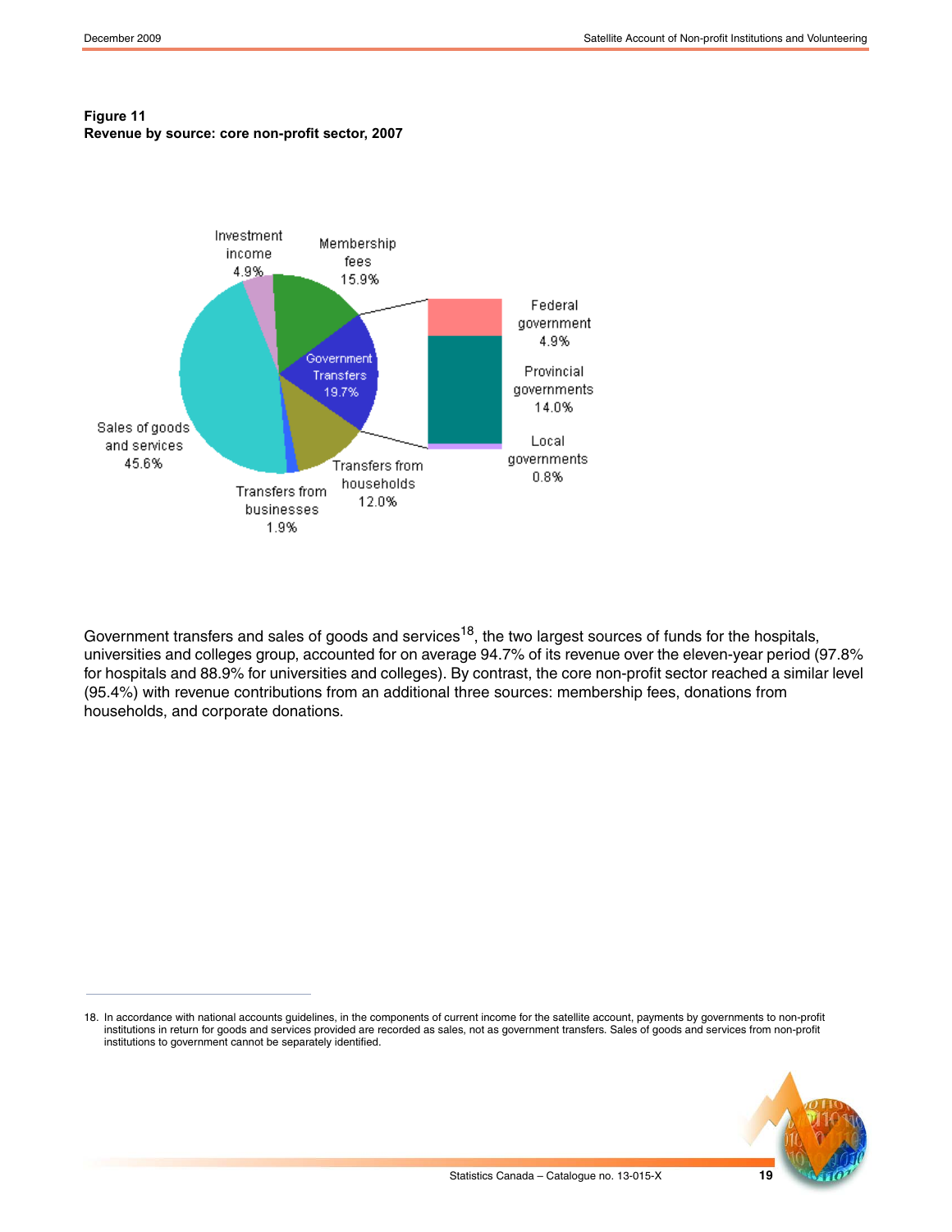**Figure 11**
**Revenue by source: core non-profit sector, 2007**

Investment income 4.9%
Membership fees 15.9%
Government Transfers 19.7%
Federal government 4.9%
Provincial governments 14.0%
Local governments 0.8%
Sales of goods and services 45.6%
Transfers from households 12.0%
Transfers from businesses 1.9%

Government transfers and sales of goods and services[18], the two largest sources of funds for the hospitals, universities and colleges group, accounted for on average 94.7% of its revenue over the eleven-year period (97.8% for hospitals and 88.9% for universities and colleges). By contrast, the core non-profit sector reached a similar level (95.4%) with revenue contributions from an additional three sources: membership fees, donations from households, and corporate donations.

18. In accordance with national accounts guidelines, in the components of current income for the satellite account, payments by governments to non-profit institutions in return for goods and services provided are recorded as sales, not as government transfers. Sales of goods and services from non-profit institutions to government cannot be separately identified.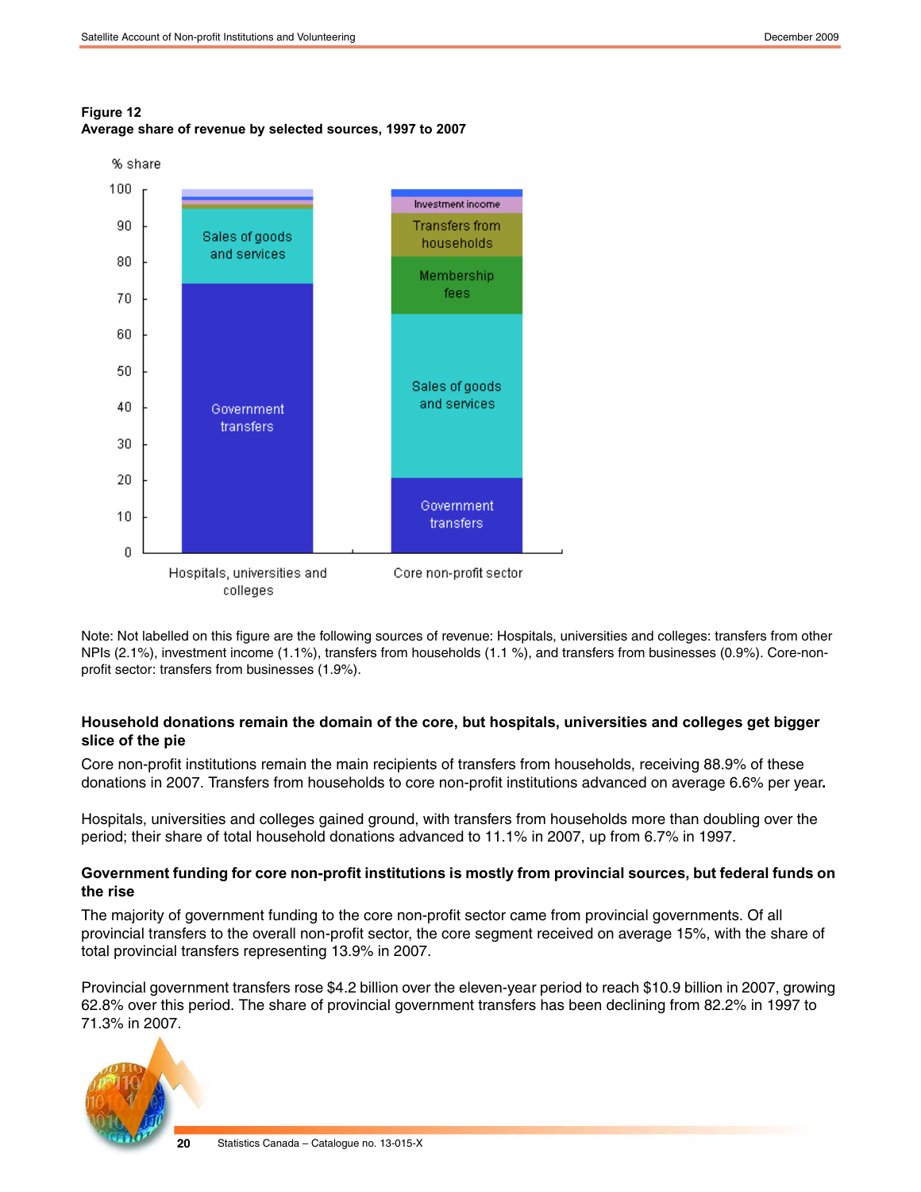**Figure 12**
**Average share of revenue by selected sources, 1997 to 2007**

% share

100
90
80
70
60
50
40
30
20
10
0

Sales of goods and services
Government transfers
Hospitals, universities and colleges

Investment income
Transfers from households
Membership fees
Sales of goods and services
Government transfers
Core non-profit sector

Note: Not labelled on this figure are the following sources of revenue: Hospitals, universities and colleges: transfers from other NPIs (2.1%), investment income (1.1%), transfers from households (1.1 %), and transfers from businesses (0.9%). Core-non-profit sector: transfers from businesses (1.9%).

### Household donations remain the domain of the core, but hospitals, universities and colleges get bigger slice of the pie

Core non-profit institutions remain the main recipients of transfers from households, receiving 88.9% of these donations in 2007. Transfers from households to core non-profit institutions advanced on average 6.6% per year.

Hospitals, universities and colleges gained ground, with transfers from households more than doubling over the period; their share of total household donations advanced to 11.1% in 2007, up from 6.7% in 1997.

### Government funding for core non-profit institutions is mostly from provincial sources, but federal funds on the rise

The majority of government funding to the core non-profit sector came from provincial governments. Of all provincial transfers to the overall non-profit sector, the core segment received on average 15%, with the share of total provincial transfers representing 13.9% in 2007.

Provincial government transfers rose $4.2 billion over the eleven-year period to reach $10.9 billion in 2007, growing 62.8% over this period. The share of provincial government transfers has been declining from 82.2% in 1997 to 71.3% in 2007.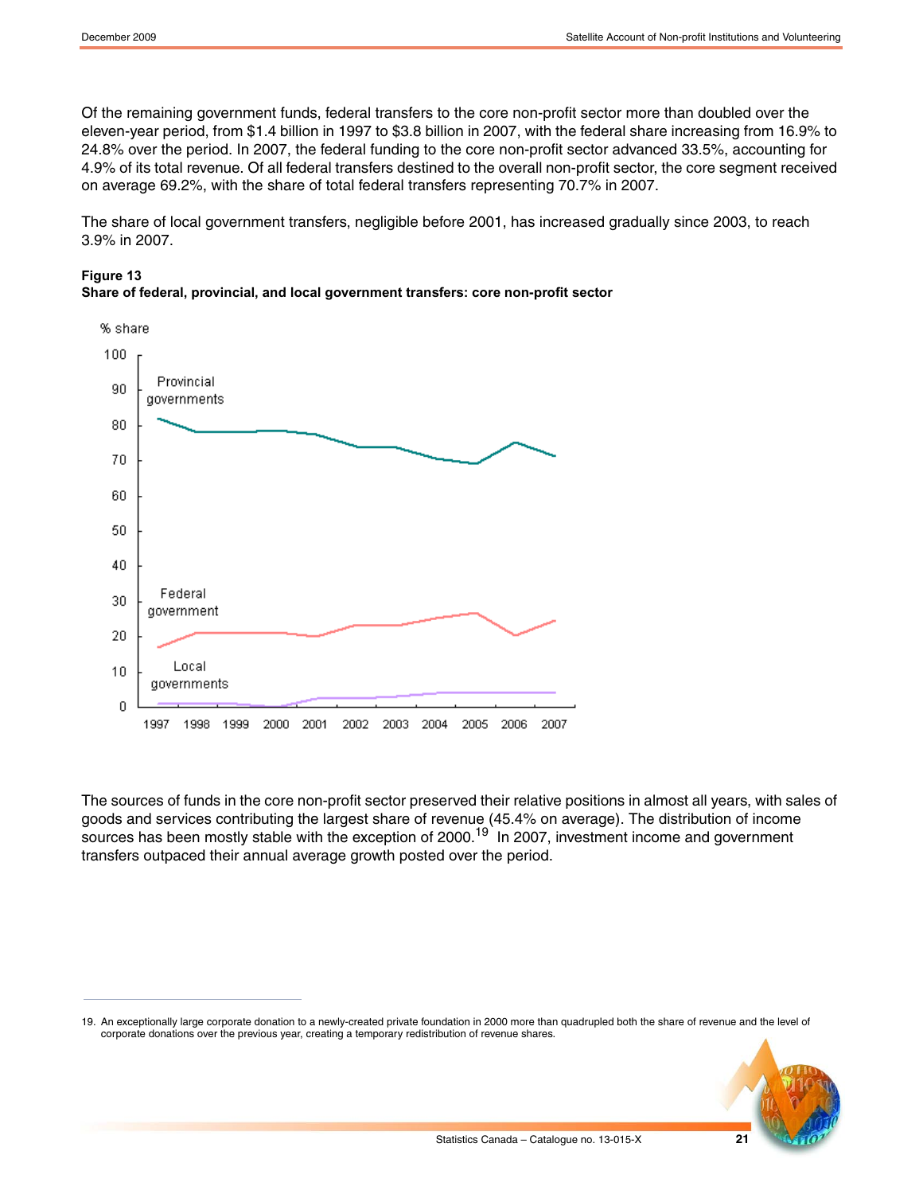Of the remaining government funds, federal transfers to the core non-profit sector more than doubled over the eleven-year period, from $1.4 billion in 1997 to $3.8 billion in 2007, with the federal share increasing from 16.9% to 24.8% over the period. In 2007, the federal funding to the core non-profit sector advanced 33.5%, accounting for 4.9% of its total revenue. Of all federal transfers destined to the overall non-profit sector, the core segment received on average 69.2%, with the share of total federal transfers representing 70.7% in 2007.

The share of local government transfers, negligible before 2001, has increased gradually since 2003, to reach 3.9% in 2007.

**Figure 13**
**Share of federal, provincial, and local government transfers: core non-profit sector**

% share

100
90
80
70
60
50
40
30
20
10
0

Provincial governments

Federal government

Local governments

1997 1998 1999 2000 2001 2002 2003 2004 2005 2006 2007

The sources of funds in the core non-profit sector preserved their relative positions in almost all years, with sales of goods and services contributing the largest share of revenue (45.4% on average). The distribution of income sources has been mostly stable with the exception of 2000.[19] In 2007, investment income and government transfers outpaced their annual average growth posted over the period.

19. An exceptionally large corporate donation to a newly-created private foundation in 2000 more than quadrupled both the share of revenue and the level of corporate donations over the previous year, creating a temporary redistribution of revenue shares.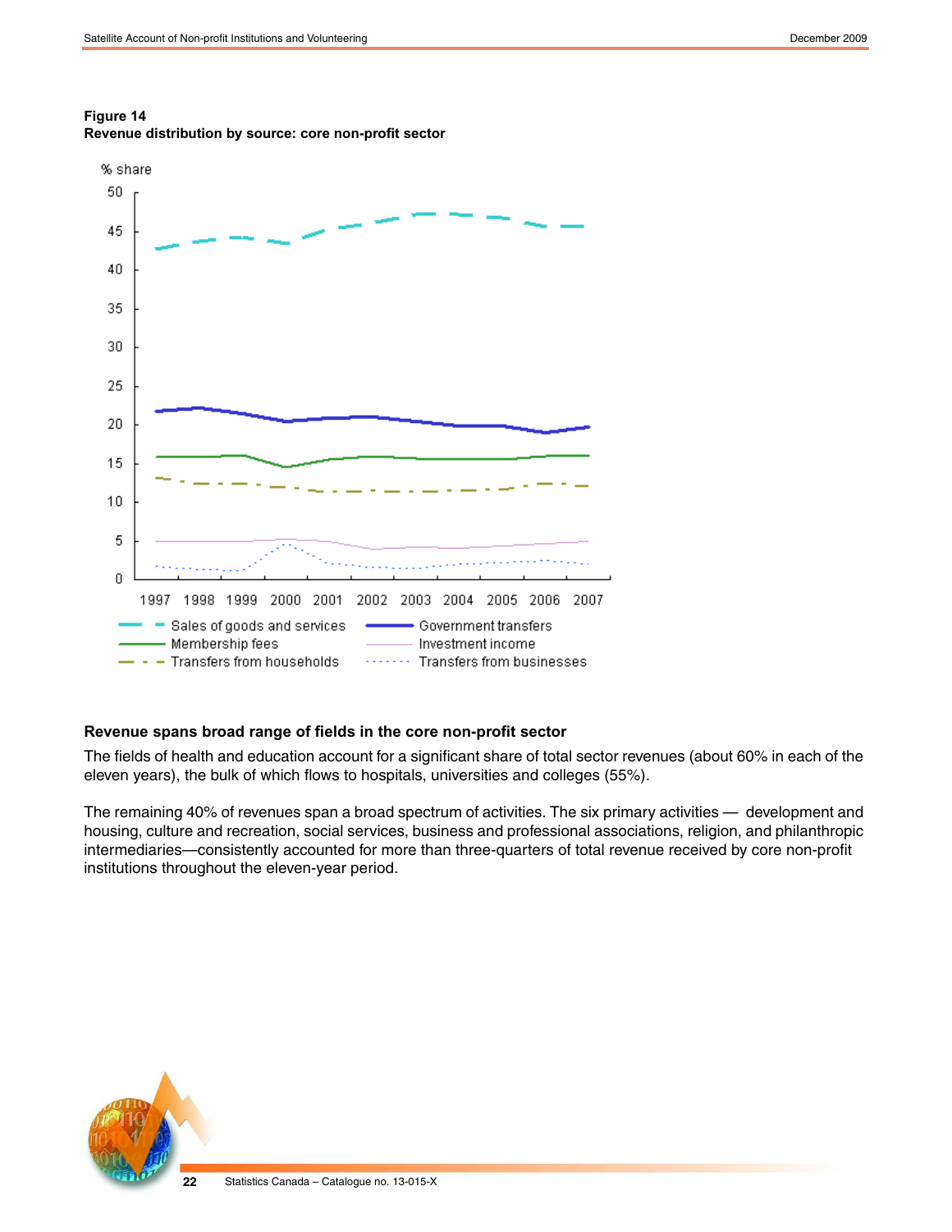**Figure 14**
**Revenue distribution by source: core non-profit sector**

% share

50
45
40
35
30
25
20
15
10
5
0

1997 1998 1999 2000 2001 2002 2003 2004 2005 2006 2007

Sales of goods and services
Government transfers
Membership fees
Investment income
Transfers from households
Transfers from businesses

### Revenue spans broad range of fields in the core non-profit sector

The fields of health and education account for a significant share of total sector revenues (about 60% in each of the eleven years), the bulk of which flows to hospitals, universities and colleges (55%).

The remaining 40% of revenues span a broad spectrum of activities. The six primary activities — development and housing, culture and recreation, social services, business and professional associations, religion, and philanthropic intermediaries—consistently accounted for more than three-quarters of total revenue received by core non-profit institutions throughout the eleven-year period.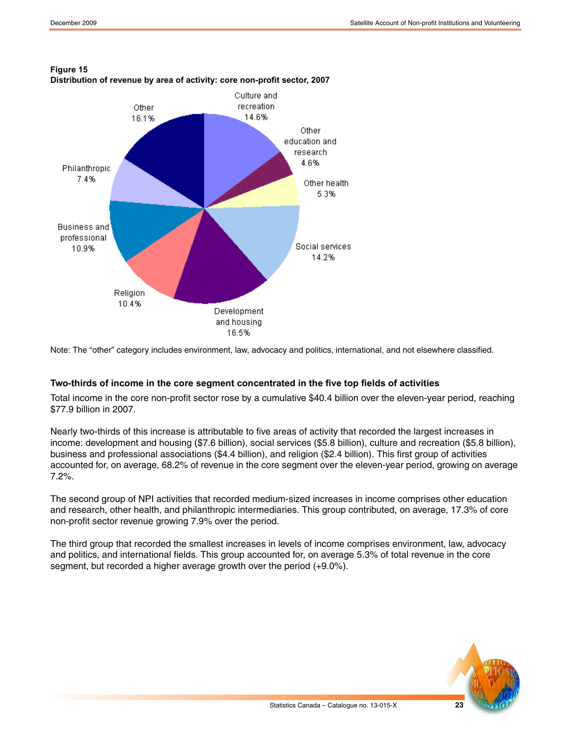**Figure 15**
**Distribution of revenue by area of activity: core non-profit sector, 2007**

Culture and recreation 14.6%
Other education and research 4.6%
Other health 5.3%
Social services 14.2%
Development and housing 16.5%
Religion 10.4%
Business and professional 10.9%
Philanthropic 7.4%
Other 16.1%

Note: The "other" category includes environment, law, advocacy and politics, international, and not elsewhere classified.

### Two-thirds of income in the core segment concentrated in the five top fields of activities

Total income in the core non-profit sector rose by a cumulative $40.4 billion over the eleven-year period, reaching $77.9 billion in 2007.

Nearly two-thirds of this increase is attributable to five areas of activity that recorded the largest increases in income: development and housing ($7.6 billion), social services ($5.8 billion), culture and recreation ($5.8 billion), business and professional associations ($4.4 billion), and religion ($2.4 billion). This first group of activities accounted for, on average, 68.2% of revenue in the core segment over the eleven-year period, growing on average 7.2%.

The second group of NPI activities that recorded medium-sized increases in income comprises other education and research, other health, and philanthropic intermediaries. This group contributed, on average, 17.3% of core non-profit sector revenue growing 7.9% over the period.

The third group that recorded the smallest increases in levels of income comprises environment, law, advocacy and politics, and international fields. This group accounted for, on average 5.3% of total revenue in the core segment, but recorded a higher average growth over the period (+9.0%).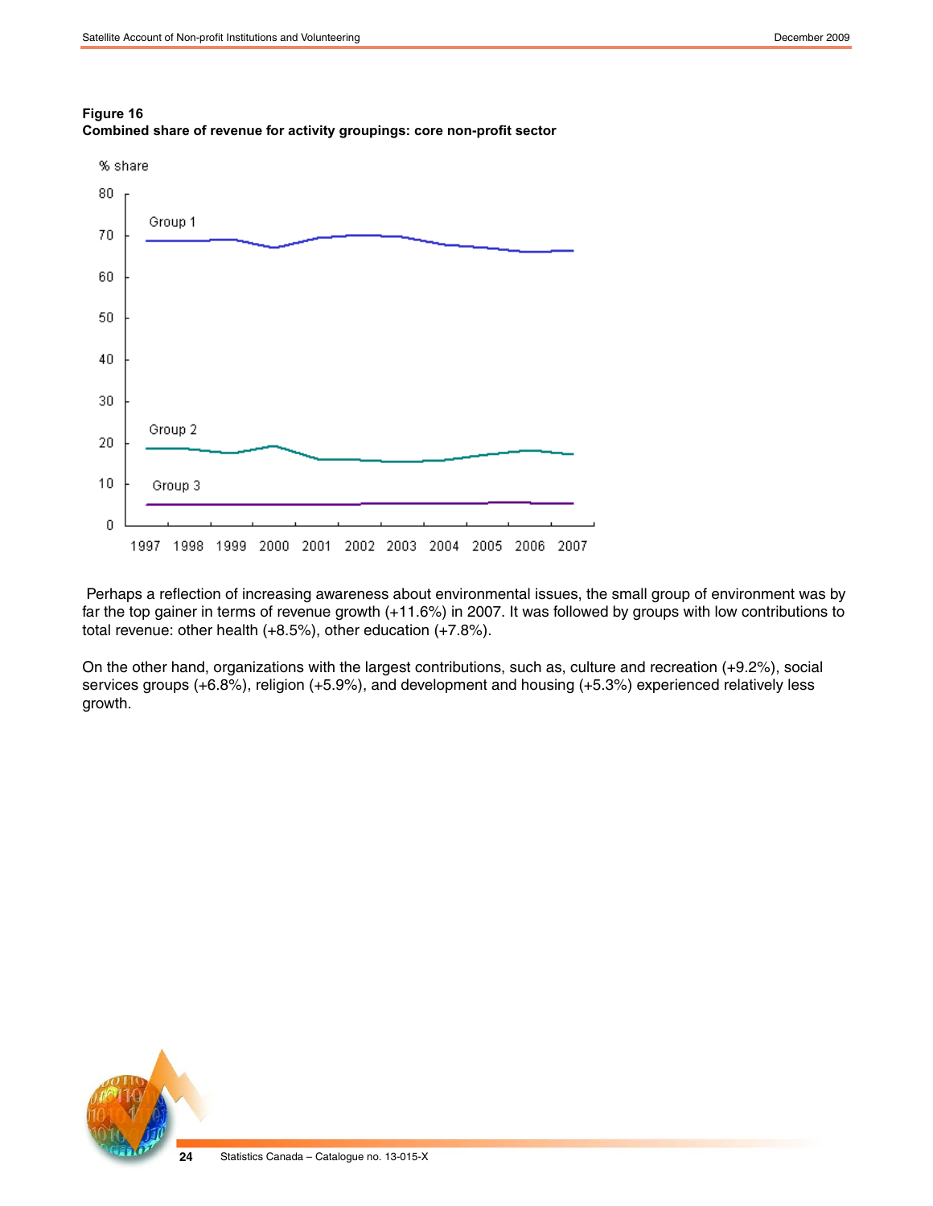**Figure 16**
**Combined share of revenue for activity groupings: core non-profit sector**

% share

80
70
60
50
40
30
20
10
0

Group 1
Group 2
Group 3

1997 1998 1999 2000 2001 2002 2003 2004 2005 2006 2007

Perhaps a reflection of increasing awareness about environmental issues, the small group of environment was by far the top gainer in terms of revenue growth (+11.6%) in 2007. It was followed by groups with low contributions to total revenue: other health (+8.5%), other education (+7.8%).

On the other hand, organizations with the largest contributions, such as, culture and recreation (+9.2%), social services groups (+6.8%), religion (+5.9%), and development and housing (+5.3%) experienced relatively less growth.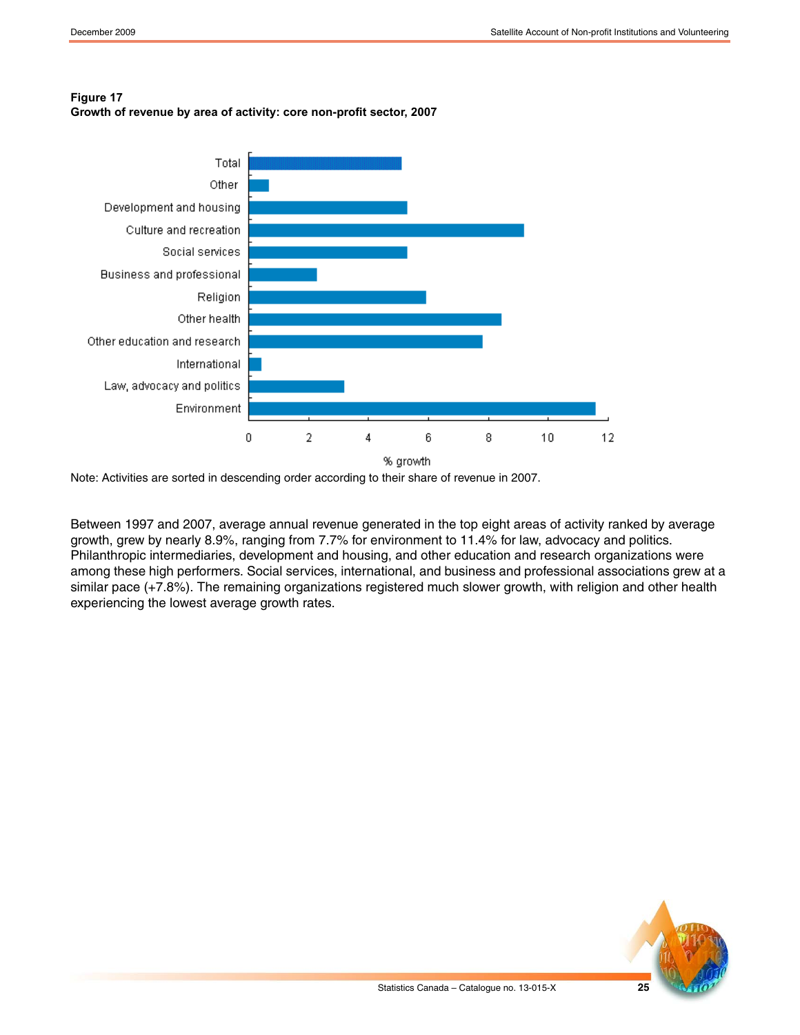**Figure 17**
**Growth of revenue by area of activity: core non-profit sector, 2007**

Note: Activities are sorted in descending order according to their share of revenue in 2007.

Between 1997 and 2007, average annual revenue generated in the top eight areas of activity ranked by average growth, grew by nearly 8.9%, ranging from 7.7% for environment to 11.4% for law, advocacy and politics. Philanthropic intermediaries, development and housing, and other education and research organizations were among these high performers. Social services, international, and business and professional associations grew at a similar pace (+7.8%). The remaining organizations registered much slower growth, with religion and other health experiencing the lowest average growth rates.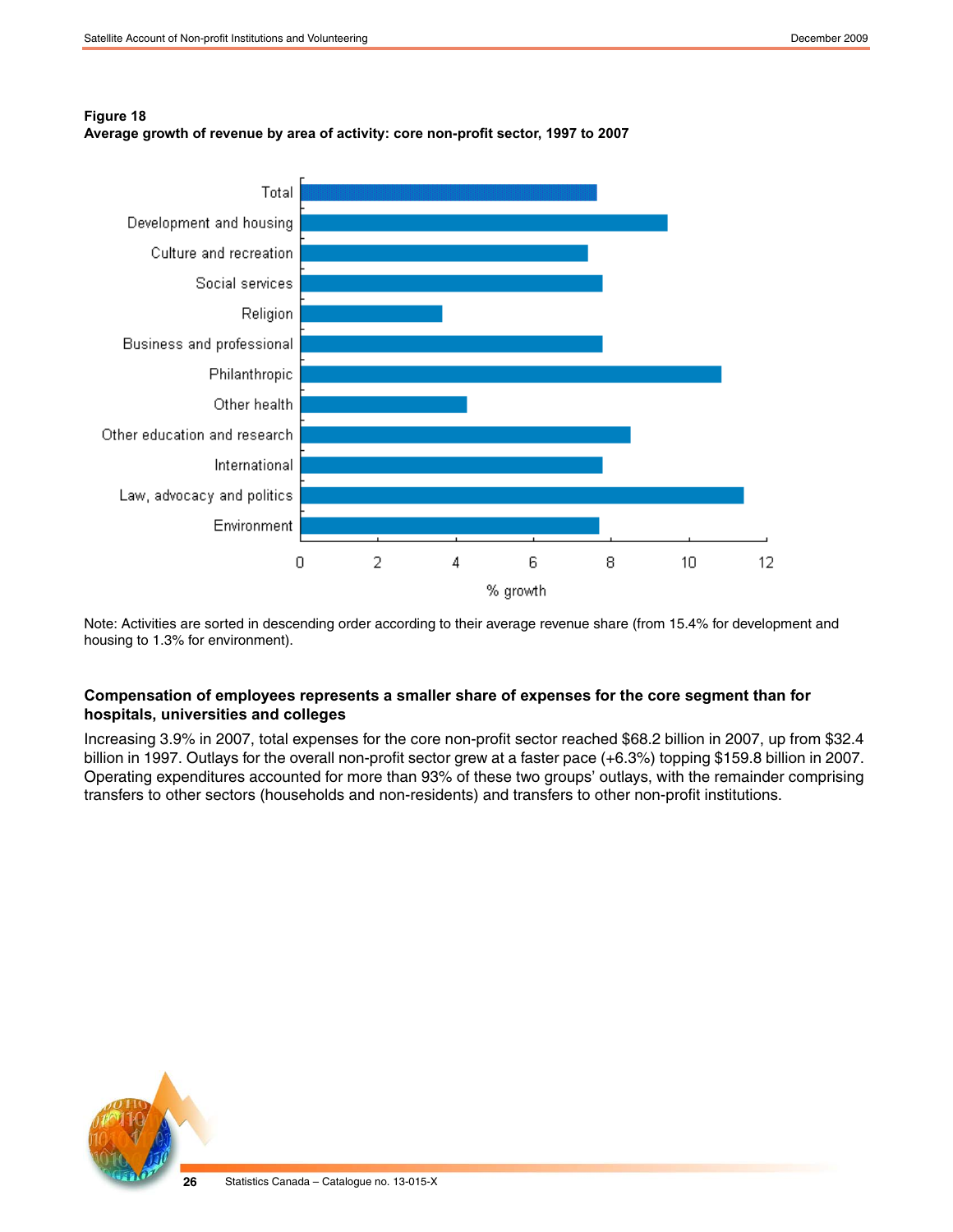**Figure 18**
**Average growth of revenue by area of activity: core non-profit sector, 1997 to 2007**

Total
Development and housing
Culture and recreation
Social services
Religion
Business and professional
Philanthropic
Other health
Other education and research
International
Law, advocacy and politics
Environment

0 2 4 6 8 10 12

% growth

Note: Activities are sorted in descending order according to their average revenue share (from 15.4% for development and housing to 1.3% for environment).

### Compensation of employees represents a smaller share of expenses for the core segment than for hospitals, universities and colleges

Increasing 3.9% in 2007, total expenses for the core non-profit sector reached $68.2 billion in 2007, up from $32.4 billion in 1997. Outlays for the overall non-profit sector grew at a faster pace (+6.3%) topping $159.8 billion in 2007. Operating expenditures accounted for more than 93% of these two groups' outlays, with the remainder comprising transfers to other sectors (households and non-residents) and transfers to other non-profit institutions.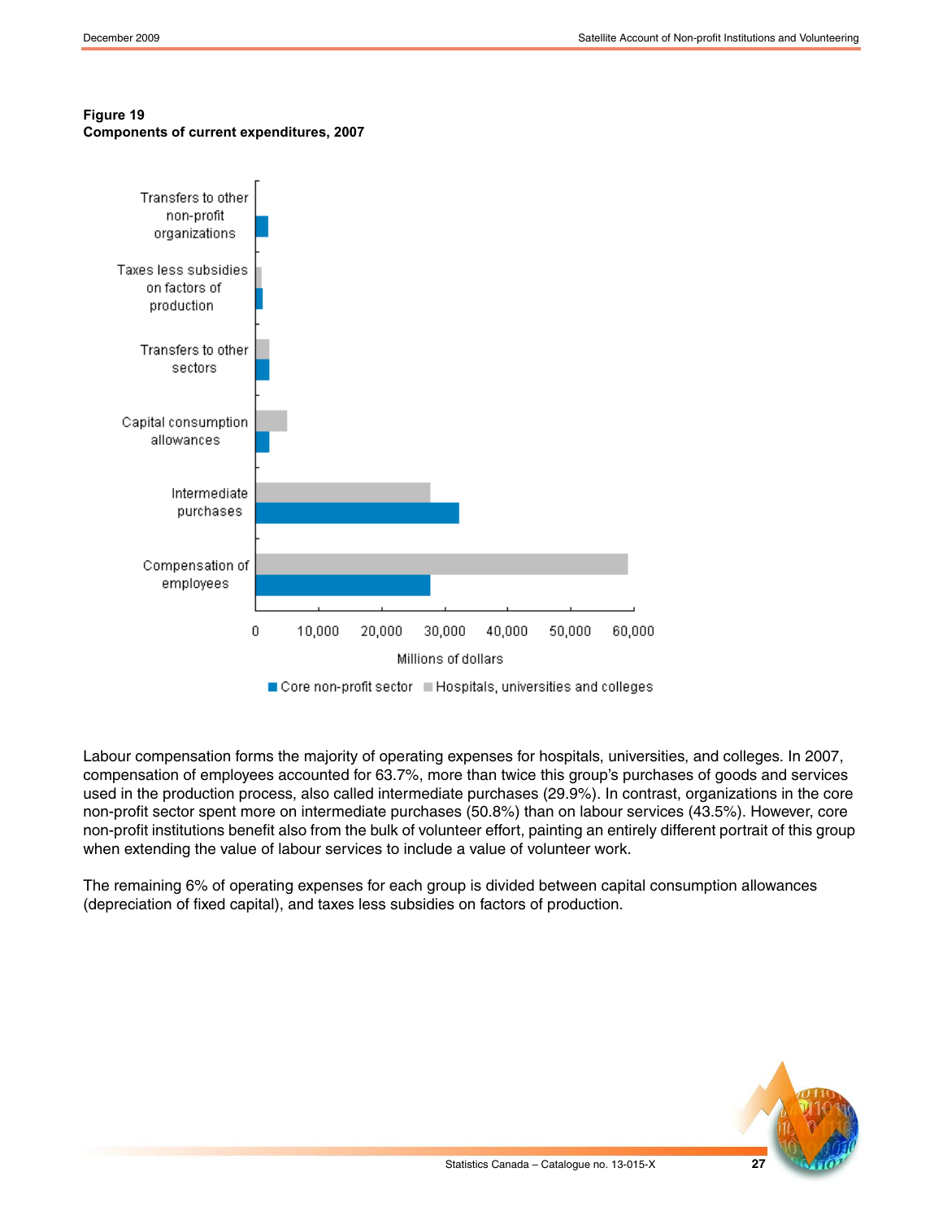**Figure 19**
**Components of current expenditures, 2007**

Transfers to other non-profit organizations
Taxes less subsidies on factors of production
Transfers to other sectors
Capital consumption allowances
Intermediate purchases
Compensation of employees

0
10,000
20,000
30,000
40,000
50,000
60,000

Millions of dollars

Core non-profit sector
Hospitals, universities and colleges

Labour compensation forms the majority of operating expenses for hospitals, universities, and colleges. In 2007, compensation of employees accounted for 63.7%, more than twice this group's purchases of goods and services used in the production process, also called intermediate purchases (29.9%). In contrast, organizations in the core non-profit sector spent more on intermediate purchases (50.8%) than on labour services (43.5%). However, core non-profit institutions benefit also from the bulk of volunteer effort, painting an entirely different portrait of this group when extending the value of labour services to include a value of volunteer work.

The remaining 6% of operating expenses for each group is divided between capital consumption allowances (depreciation of fixed capital), and taxes less subsidies on factors of production.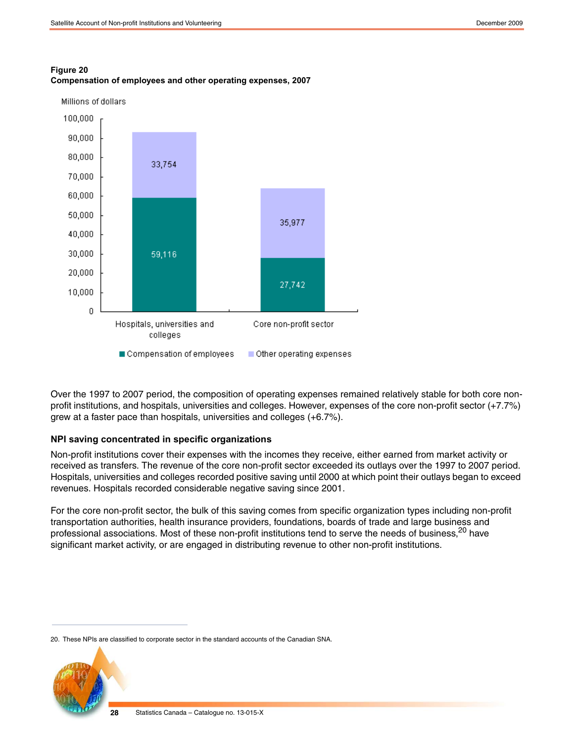**Figure 20**
**Compensation of employees and other operating expenses, 2007**

Millions of dollars

100,000
90,000
80,000
70,000
60,000
50,000
40,000
30,000
20,000
10,000
0

33,754
59,116
35,977
27,742

Hospitals, universities and colleges
Core non-profit sector

Compensation of employees
Other operating expenses

Over the 1997 to 2007 period, the composition of operating expenses remained relatively stable for both core non-profit institutions, and hospitals, universities and colleges. However, expenses of the core non-profit sector (+7.7%) grew at a faster pace than hospitals, universities and colleges (+6.7%).

### NPI saving concentrated in specific organizations

Non-profit institutions cover their expenses with the incomes they receive, either earned from market activity or received as transfers. The revenue of the core non-profit sector exceeded its outlays over the 1997 to 2007 period. Hospitals, universities and colleges recorded positive saving until 2000 at which point their outlays began to exceed revenues. Hospitals recorded considerable negative saving since 2001.

For the core non-profit sector, the bulk of this saving comes from specific organization types including non-profit transportation authorities, health insurance providers, foundations, boards of trade and large business and professional associations. Most of these non-profit institutions tend to serve the needs of business,[20] have significant market activity, or are engaged in distributing revenue to other non-profit institutions.

20. These NPIs are classified to corporate sector in the standard accounts of the Canadian SNA.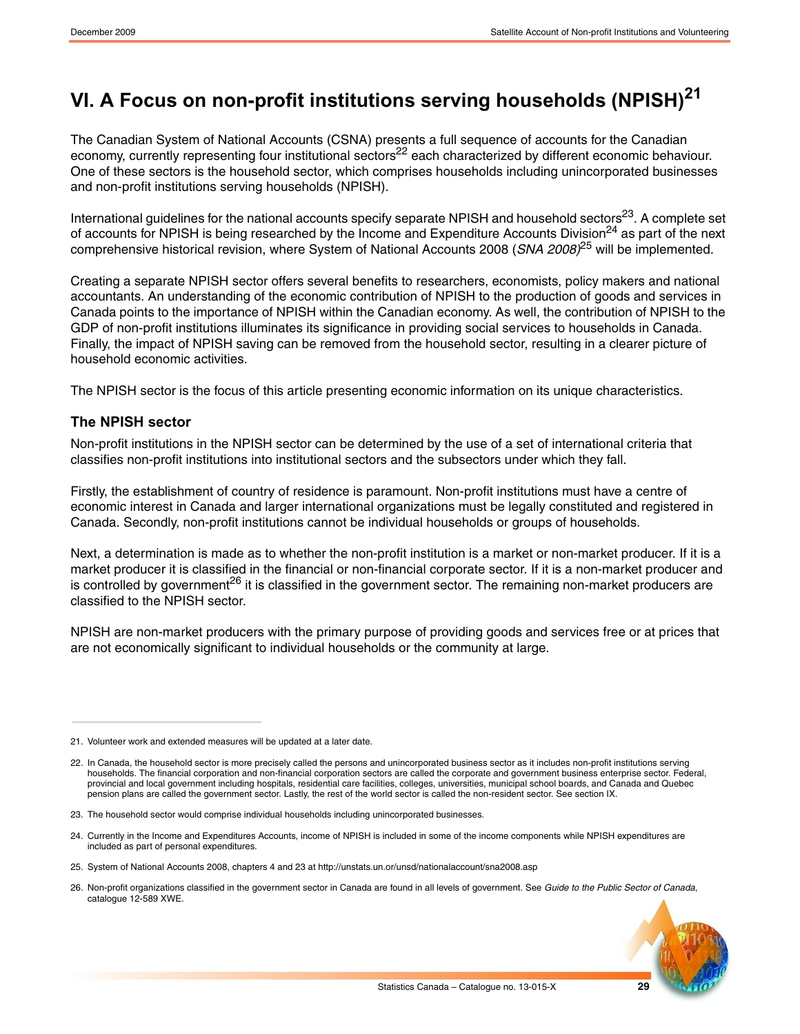# VI. A Focus on non-profit institutions serving households (NPISH)[21]

The Canadian System of National Accounts (CSNA) presents a full sequence of accounts for the Canadian economy, currently representing four institutional sectors[22] each characterized by different economic behaviour. One of these sectors is the household sector, which comprises households including unincorporated businesses and non-profit institutions serving households (NPISH).

International guidelines for the national accounts specify separate NPISH and household sectors[23]. A complete set of accounts for NPISH is being researched by the Income and Expenditure Accounts Division[24] as part of the next comprehensive historical revision, where System of National Accounts 2008 (*SNA 2008*)[25] will be implemented.

Creating a separate NPISH sector offers several benefits to researchers, economists, policy makers and national accountants. An understanding of the economic contribution of NPISH to the production of goods and services in Canada points to the importance of NPISH within the Canadian economy. As well, the contribution of NPISH to the GDP of non-profit institutions illuminates its significance in providing social services to households in Canada. Finally, the impact of NPISH saving can be removed from the household sector, resulting in a clearer picture of household economic activities.

The NPISH sector is the focus of this article presenting economic information on its unique characteristics.

## The NPISH sector

Non-profit institutions in the NPISH sector can be determined by the use of a set of international criteria that classifies non-profit institutions into institutional sectors and the subsectors under which they fall.

Firstly, the establishment of country of residence is paramount. Non-profit institutions must have a centre of economic interest in Canada and larger international organizations must be legally constituted and registered in Canada. Secondly, non-profit institutions cannot be individual households or groups of households.

Next, a determination is made as to whether the non-profit institution is a market or non-market producer. If it is a market producer it is classified in the financial or non-financial corporate sector. If it is a non-market producer and is controlled by government[26] it is classified in the government sector. The remaining non-market producers are classified to the NPISH sector.

NPISH are non-market producers with the primary purpose of providing goods and services free or at prices that are not economically significant to individual households or the community at large.

---

21. Volunteer work and extended measures will be updated at a later date.

22. In Canada, the household sector is more precisely called the persons and unincorporated business sector as it includes non-profit institutions serving households. The financial corporation and non-financial corporation sectors are called the corporate and government business enterprise sector. Federal, provincial and local government including hospitals, residential care facilities, colleges, universities, municipal school boards, and Canada and Quebec pension plans are called the government sector. Lastly, the rest of the world sector is called the non-resident sector. See section IX.

23. The household sector would comprise individual households including unincorporated businesses.

24. Currently in the Income and Expenditures Accounts, income of NPISH is included in some of the income components while NPISH expenditures are included as part of personal expenditures.

25. System of National Accounts 2008, chapters 4 and 23 at http://unstats.un.org/unsd/nationalaccount/sna2008.asp

26. Non-profit organizations classified in the government sector in Canada are found in all levels of government. See *Guide to the Public Sector of Canada*, catalogue 12-589 XWE.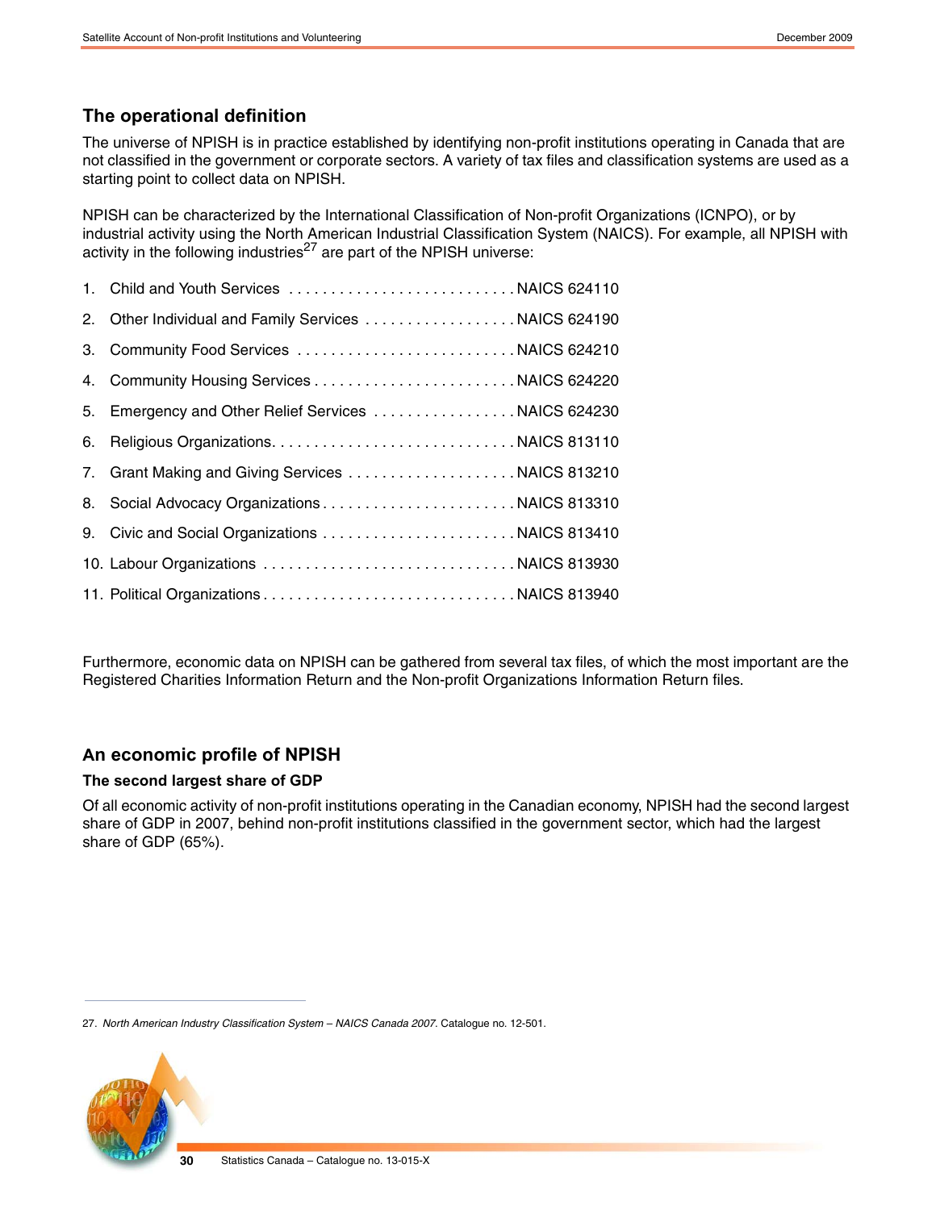## The operational definition

The universe of NPISH is in practice established by identifying non-profit institutions operating in Canada that are not classified in the government or corporate sectors. A variety of tax files and classification systems are used as a starting point to collect data on NPISH.

NPISH can be characterized by the International Classification of Non-profit Organizations (ICNPO), or by industrial activity using the North American Industrial Classification System (NAICS). For example, all NPISH with activity in the following industries[27] are part of the NPISH universe:

1. Child and Youth Services . . . . . . . . . . . . . . . . . . . . . . . . . . . NAICS 624110
2. Other Individual and Family Services . . . . . . . . . . . . . . . . . . NAICS 624190
3. Community Food Services . . . . . . . . . . . . . . . . . . . . . . . . . . NAICS 624210
4. Community Housing Services . . . . . . . . . . . . . . . . . . . . . . . . NAICS 624220
5. Emergency and Other Relief Services . . . . . . . . . . . . . . . . . NAICS 624230
6. Religious Organizations. . . . . . . . . . . . . . . . . . . . . . . . . . . . . NAICS 813110
7. Grant Making and Giving Services . . . . . . . . . . . . . . . . . . . . NAICS 813210
8. Social Advocacy Organizations . . . . . . . . . . . . . . . . . . . . . . . NAICS 813310
9. Civic and Social Organizations . . . . . . . . . . . . . . . . . . . . . . . NAICS 813410
10. Labour Organizations . . . . . . . . . . . . . . . . . . . . . . . . . . . . . NAICS 813930
11. Political Organizations . . . . . . . . . . . . . . . . . . . . . . . . . . . . . NAICS 813940

Furthermore, economic data on NPISH can be gathered from several tax files, of which the most important are the Registered Charities Information Return and the Non-profit Organizations Information Return files.

## An economic profile of NPISH

### The second largest share of GDP

Of all economic activity of non-profit institutions operating in the Canadian economy, NPISH had the second largest share of GDP in 2007, behind non-profit institutions classified in the government sector, which had the largest share of GDP (65%).

27. *North American Industry Classification System – NAICS Canada 2007.* Catalogue no. 12-501.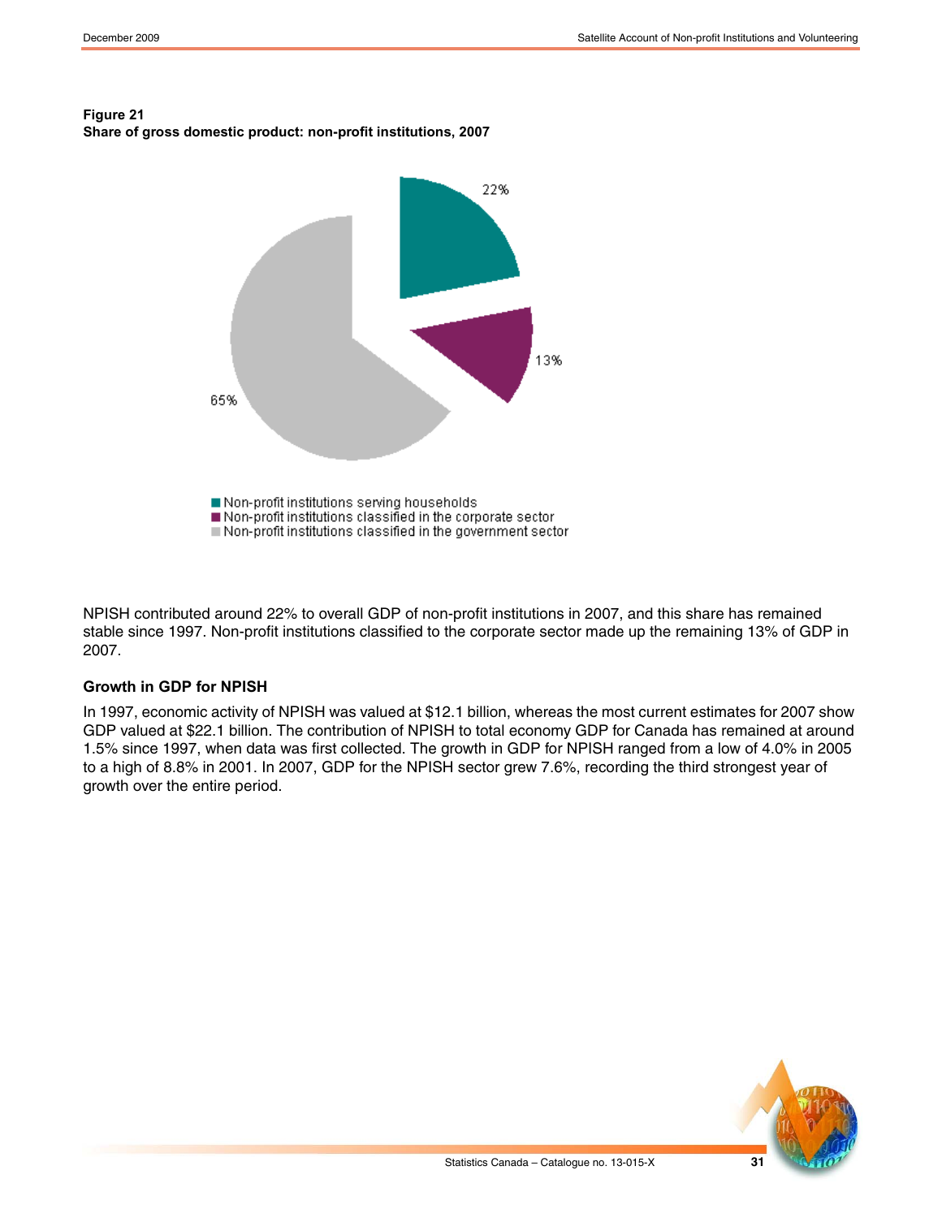**Figure 21**
**Share of gross domestic product: non-profit institutions, 2007**

22%

13%

65%

Non-profit institutions serving households
Non-profit institutions classified in the corporate sector
Non-profit institutions classified in the government sector

NPISH contributed around 22% to overall GDP of non-profit institutions in 2007, and this share has remained stable since 1997. Non-profit institutions classified to the corporate sector made up the remaining 13% of GDP in 2007.

### Growth in GDP for NPISH

In 1997, economic activity of NPISH was valued at $12.1 billion, whereas the most current estimates for 2007 show GDP valued at $22.1 billion. The contribution of NPISH to total economy GDP for Canada has remained at around 1.5% since 1997, when data was first collected. The growth in GDP for NPISH ranged from a low of 4.0% in 2005 to a high of 8.8% in 2001. In 2007, GDP for the NPISH sector grew 7.6%, recording the third strongest year of growth over the entire period.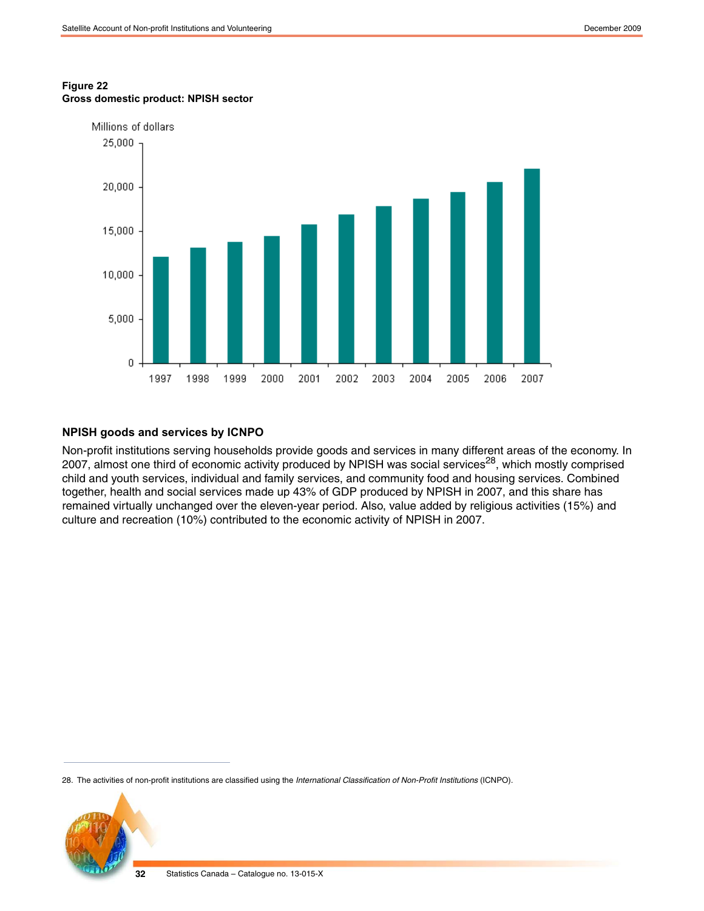**Figure 22**
**Gross domestic product: NPISH sector**

Millions of dollars

25,000
20,000
15,000
10,000
5,000
0

1997 1998 1999 2000 2001 2002 2003 2004 2005 2006 2007

### NPISH goods and services by ICNPO

Non-profit institutions serving households provide goods and services in many different areas of the economy. In 2007, almost one third of economic activity produced by NPISH was social services[28], which mostly comprised child and youth services, individual and family services, and community food and housing services. Combined together, health and social services made up 43% of GDP produced by NPISH in 2007, and this share has remained virtually unchanged over the eleven-year period. Also, value added by religious activities (15%) and culture and recreation (10%) contributed to the economic activity of NPISH in 2007.

28. The activities of non-profit institutions are classified using the *International Classification of Non-Profit Institutions* (ICNPO).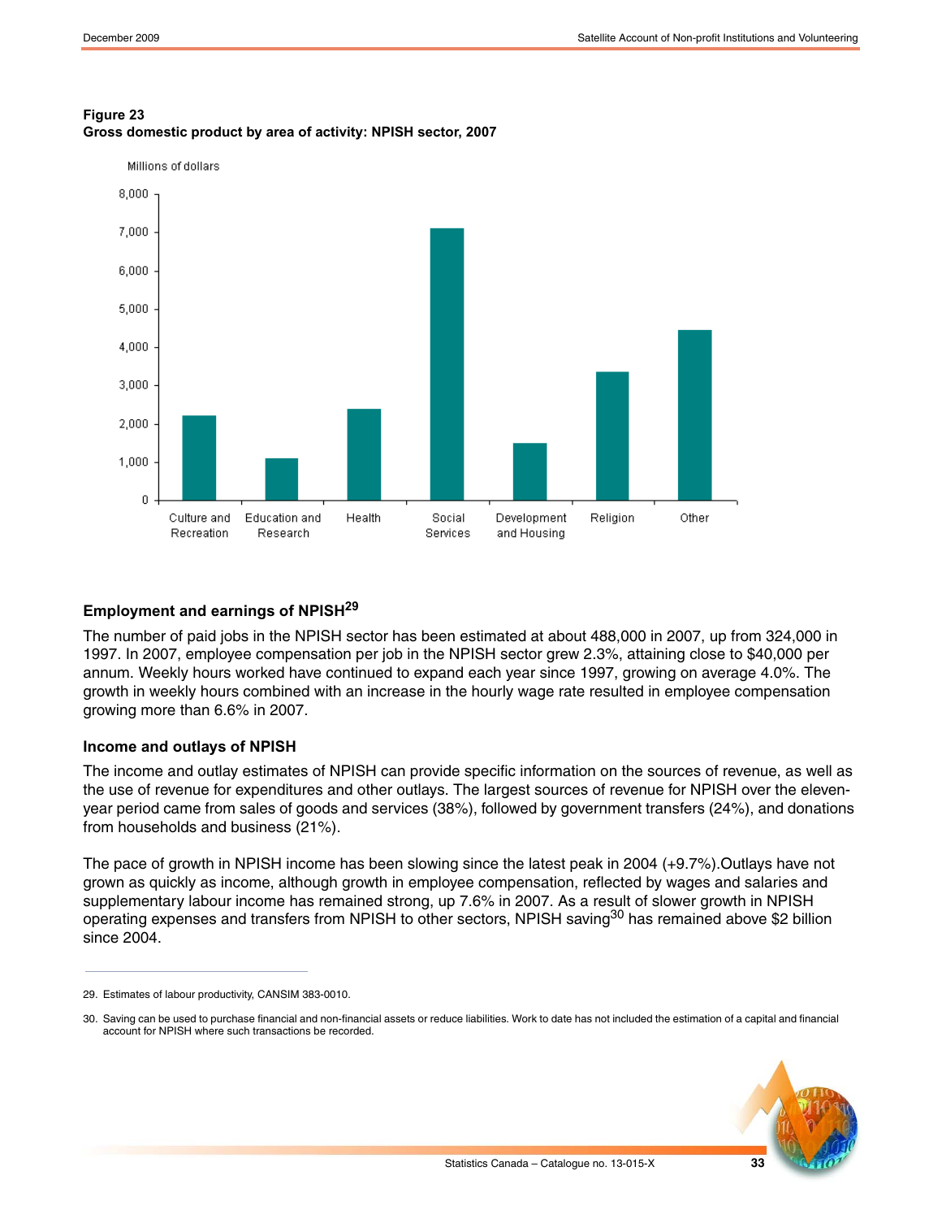**Figure 23**
**Gross domestic product by area of activity: NPISH sector, 2007**

Millions of dollars

8,000
7,000
6,000
5,000
4,000
3,000
2,000
1,000
0

Culture and Recreation
Education and Research
Health
Social Services
Development and Housing
Religion
Other

### Employment and earnings of NPISH[29]

The number of paid jobs in the NPISH sector has been estimated at about 488,000 in 2007, up from 324,000 in 1997. In 2007, employee compensation per job in the NPISH sector grew 2.3%, attaining close to $40,000 per annum. Weekly hours worked have continued to expand each year since 1997, growing on average 4.0%. The growth in weekly hours combined with an increase in the hourly wage rate resulted in employee compensation growing more than 6.6% in 2007.

### Income and outlays of NPISH

The income and outlay estimates of NPISH can provide specific information on the sources of revenue, as well as the use of revenue for expenditures and other outlays. The largest sources of revenue for NPISH over the eleven-year period came from sales of goods and services (38%), followed by government transfers (24%), and donations from households and business (21%).

The pace of growth in NPISH income has been slowing since the latest peak in 2004 (+9.7%).Outlays have not grown as quickly as income, although growth in employee compensation, reflected by wages and salaries and supplementary labour income has remained strong, up 7.6% in 2007. As a result of slower growth in NPISH operating expenses and transfers from NPISH to other sectors, NPISH saving[30] has remained above $2 billion since 2004.

---

29. Estimates of labour productivity, CANSIM 383-0010.

30. Saving can be used to purchase financial and non-financial assets or reduce liabilities. Work to date has not included the estimation of a capital and financial account for NPISH where such transactions be recorded.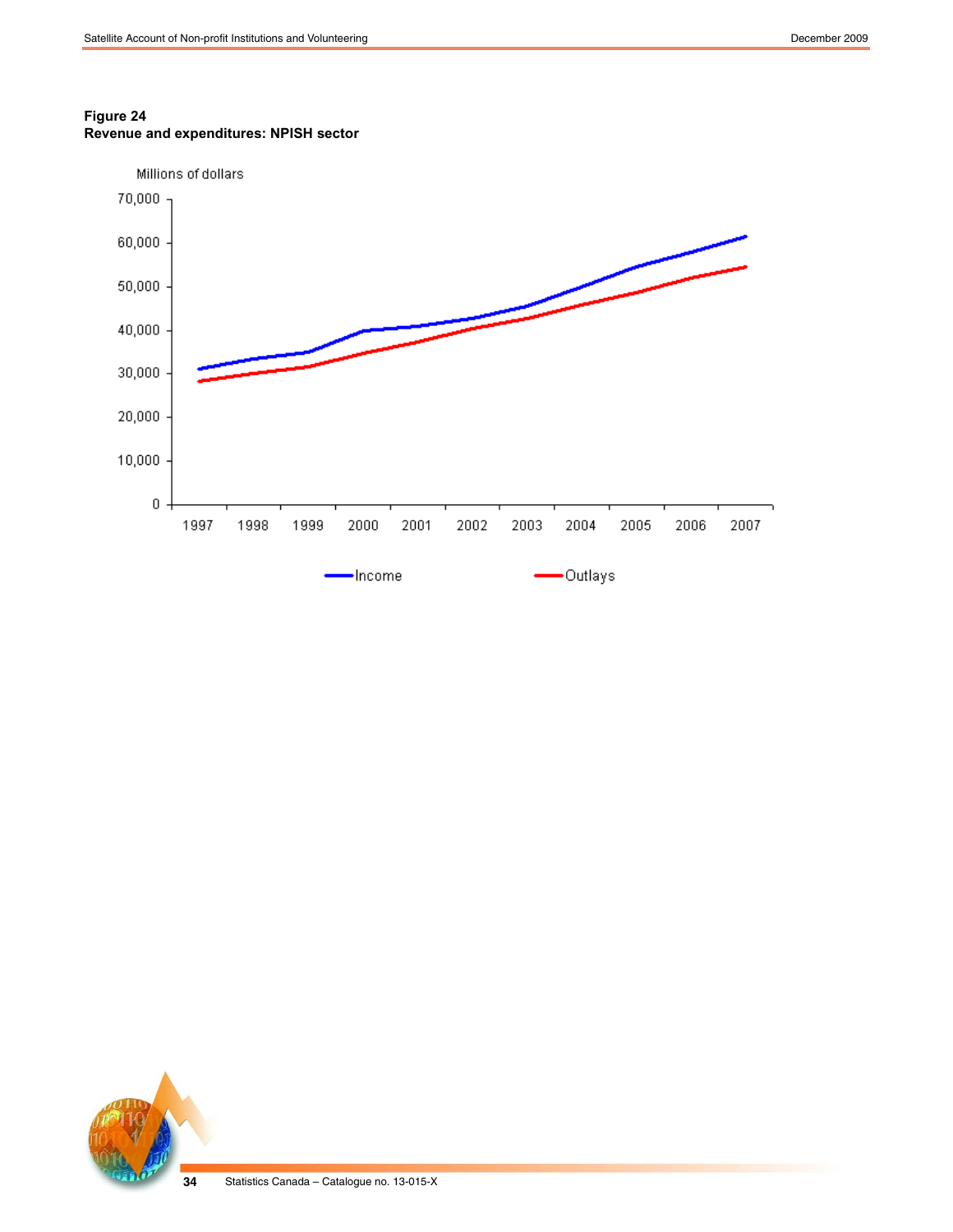**Figure 24**
**Revenue and expenditures: NPISH sector**

Millions of dollars

70,000
60,000
50,000
40,000
30,000
20,000
10,000
0

1997 1998 1999 2000 2001 2002 2003 2004 2005 2006 2007

Income
Outlays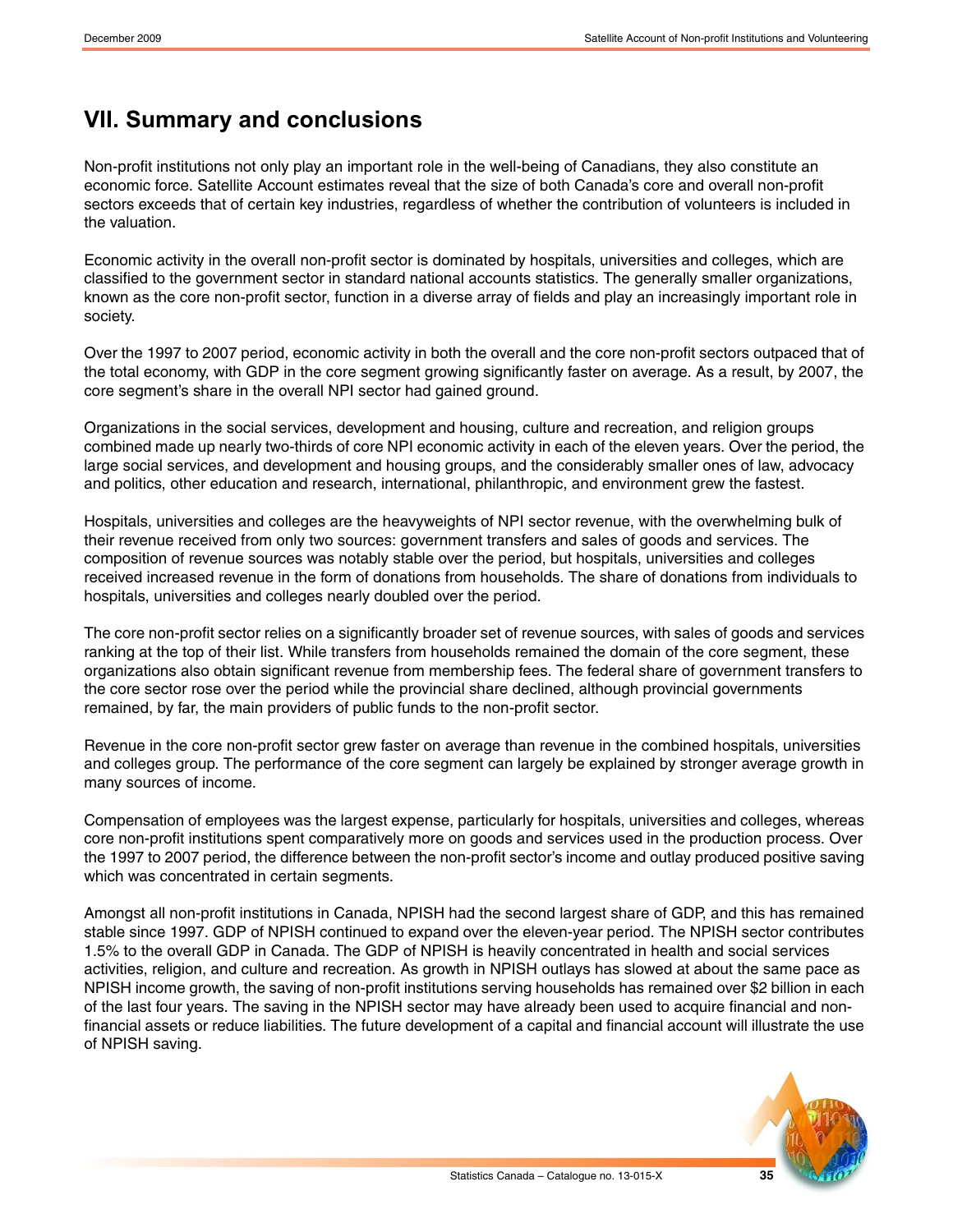## VII. Summary and conclusions

Non-profit institutions not only play an important role in the well-being of Canadians, they also constitute an economic force. Satellite Account estimates reveal that the size of both Canada's core and overall non-profit sectors exceeds that of certain key industries, regardless of whether the contribution of volunteers is included in the valuation.

Economic activity in the overall non-profit sector is dominated by hospitals, universities and colleges, which are classified to the government sector in standard national accounts statistics. The generally smaller organizations, known as the core non-profit sector, function in a diverse array of fields and play an increasingly important role in society.

Over the 1997 to 2007 period, economic activity in both the overall and the core non-profit sectors outpaced that of the total economy, with GDP in the core segment growing significantly faster on average. As a result, by 2007, the core segment's share in the overall NPI sector had gained ground.

Organizations in the social services, development and housing, culture and recreation, and religion groups combined made up nearly two-thirds of core NPI economic activity in each of the eleven years. Over the period, the large social services, and development and housing groups, and the considerably smaller ones of law, advocacy and politics, other education and research, international, philanthropic, and environment grew the fastest.

Hospitals, universities and colleges are the heavyweights of NPI sector revenue, with the overwhelming bulk of their revenue received from only two sources: government transfers and sales of goods and services. The composition of revenue sources was notably stable over the period, but hospitals, universities and colleges received increased revenue in the form of donations from households. The share of donations from individuals to hospitals, universities and colleges nearly doubled over the period.

The core non-profit sector relies on a significantly broader set of revenue sources, with sales of goods and services ranking at the top of their list. While transfers from households remained the domain of the core segment, these organizations also obtain significant revenue from membership fees. The federal share of government transfers to the core sector rose over the period while the provincial share declined, although provincial governments remained, by far, the main providers of public funds to the non-profit sector.

Revenue in the core non-profit sector grew faster on average than revenue in the combined hospitals, universities and colleges group. The performance of the core segment can largely be explained by stronger average growth in many sources of income.

Compensation of employees was the largest expense, particularly for hospitals, universities and colleges, whereas core non-profit institutions spent comparatively more on goods and services used in the production process. Over the 1997 to 2007 period, the difference between the non-profit sector's income and outlay produced positive saving which was concentrated in certain segments.

Amongst all non-profit institutions in Canada, NPISH had the second largest share of GDP, and this has remained stable since 1997. GDP of NPISH continued to expand over the eleven-year period. The NPISH sector contributes 1.5% to the overall GDP in Canada. The GDP of NPISH is heavily concentrated in health and social services activities, religion, and culture and recreation. As growth in NPISH outlays has slowed at about the same pace as NPISH income growth, the saving of non-profit institutions serving households has remained over $2 billion in each of the last four years. The saving in the NPISH sector may have already been used to acquire financial and non-financial assets or reduce liabilities. The future development of a capital and financial account will illustrate the use of NPISH saving.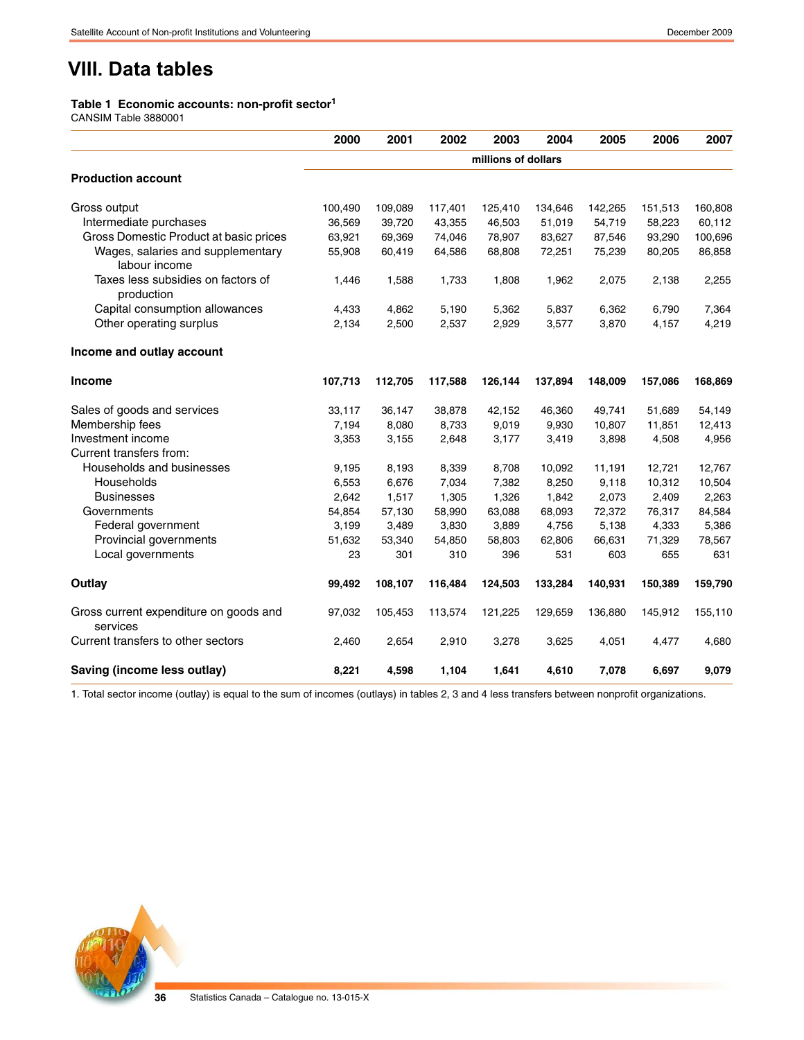# VIII. Data tables

**Table 1 Economic accounts: non-profit sector**[1]
CANSIM Table 3880001

| | 2000 | 2001 | 2002 | 2003 | 2004 | 2005 | 2006 | 2007 |
|---|---|---|---|---|---|---|---|---|
| | millions of dollars | | | | | | | |
| **Production account** | | | | | | | | |
| Gross output | 100,490 | 109,089 | 117,401 | 125,410 | 134,646 | 142,265 | 151,513 | 160,808 |
| Intermediate purchases | 36,569 | 39,720 | 43,355 | 46,503 | 51,019 | 54,719 | 58,223 | 60,112 |
| Gross Domestic Product at basic prices | 63,921 | 69,369 | 74,046 | 78,907 | 83,627 | 87,546 | 93,290 | 100,696 |
| Wages, salaries and supplementary labour income | 55,908 | 60,419 | 64,586 | 68,808 | 72,251 | 75,239 | 80,205 | 86,858 |
| Taxes less subsidies on factors of production | 1,446 | 1,588 | 1,733 | 1,808 | 1,962 | 2,075 | 2,138 | 2,255 |
| Capital consumption allowances | 4,433 | 4,862 | 5,190 | 5,362 | 5,837 | 6,362 | 6,790 | 7,364 |
| Other operating surplus | 2,134 | 2,500 | 2,537 | 2,929 | 3,577 | 3,870 | 4,157 | 4,219 |
| **Income and outlay account** | | | | | | | | |
| **Income** | **107,713** | **112,705** | **117,588** | **126,144** | **137,894** | **148,009** | **157,086** | **168,869** |
| Sales of goods and services | 33,117 | 36,147 | 38,878 | 42,152 | 46,360 | 49,741 | 51,689 | 54,149 |
| Membership fees | 7,194 | 8,080 | 8,733 | 9,019 | 9,930 | 10,807 | 11,851 | 12,413 |
| Investment income | 3,353 | 3,155 | 2,648 | 3,177 | 3,419 | 3,898 | 4,508 | 4,956 |
| Current transfers from: | | | | | | | | |
| Households and businesses | 9,195 | 8,193 | 8,339 | 8,708 | 10,092 | 11,191 | 12,721 | 12,767 |
| Households | 6,553 | 6,676 | 7,034 | 7,382 | 8,250 | 9,118 | 10,312 | 10,504 |
| Businesses | 2,642 | 1,517 | 1,305 | 1,326 | 1,842 | 2,073 | 2,409 | 2,263 |
| Governments | 54,854 | 57,130 | 58,990 | 63,088 | 68,093 | 72,372 | 76,317 | 84,584 |
| Federal government | 3,199 | 3,489 | 3,830 | 3,889 | 4,756 | 5,138 | 4,333 | 5,386 |
| Provincial governments | 51,632 | 53,340 | 54,850 | 58,803 | 62,806 | 66,631 | 71,329 | 78,567 |
| Local governments | 23 | 301 | 310 | 396 | 531 | 603 | 655 | 631 |
| **Outlay** | **99,492** | **108,107** | **116,484** | **124,503** | **133,284** | **140,931** | **150,389** | **159,790** |
| Gross current expenditure on goods and services | 97,032 | 105,453 | 113,574 | 121,225 | 129,659 | 136,880 | 145,912 | 155,110 |
| Current transfers to other sectors | 2,460 | 2,654 | 2,910 | 3,278 | 3,625 | 4,051 | 4,477 | 4,680 |
| **Saving (income less outlay)** | **8,221** | **4,598** | **1,104** | **1,641** | **4,610** | **7,078** | **6,697** | **9,079** |

1. Total sector income (outlay) is equal to the sum of incomes (outlays) in tables 2, 3 and 4 less transfers between nonprofit organizations.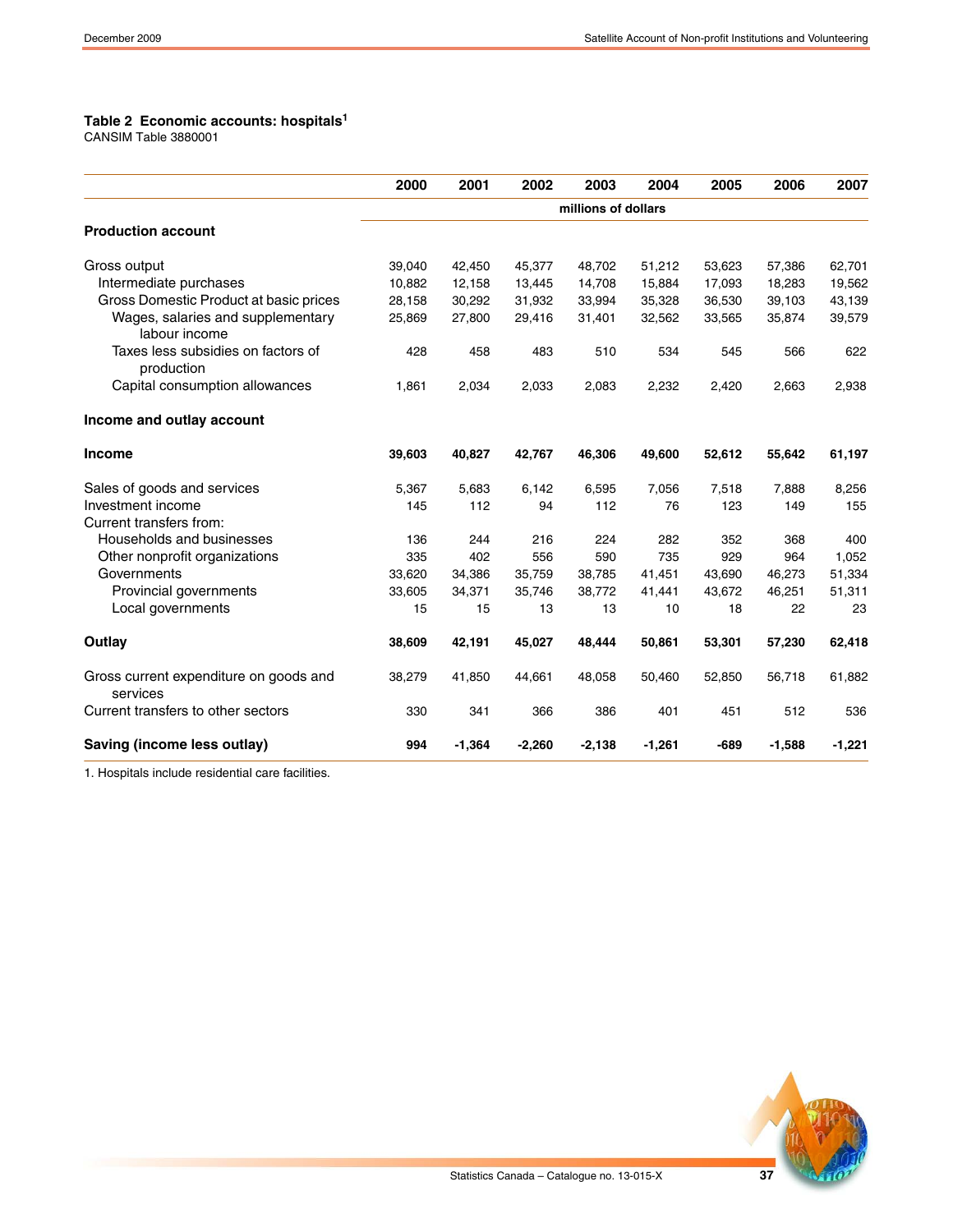**Table 2 Economic accounts: hospitals[1]**
CANSIM Table 3880001

| | 2000 | 2001 | 2002 | 2003 | 2004 | 2005 | 2006 | 2007 |
|---|---|---|---|---|---|---|---|---|
| | millions of dollars | | | | | | | |
| **Production account** | | | | | | | | |
| Gross output | 39,040 | 42,450 | 45,377 | 48,702 | 51,212 | 53,623 | 57,386 | 62,701 |
| Intermediate purchases | 10,882 | 12,158 | 13,445 | 14,708 | 15,884 | 17,093 | 18,283 | 19,562 |
| Gross Domestic Product at basic prices | 28,158 | 30,292 | 31,932 | 33,994 | 35,328 | 36,530 | 39,103 | 43,139 |
| Wages, salaries and supplementary labour income | 25,869 | 27,800 | 29,416 | 31,401 | 32,562 | 33,565 | 35,874 | 39,579 |
| Taxes less subsidies on factors of production | 428 | 458 | 483 | 510 | 534 | 545 | 566 | 622 |
| Capital consumption allowances | 1,861 | 2,034 | 2,033 | 2,083 | 2,232 | 2,420 | 2,663 | 2,938 |
| **Income and outlay account** | | | | | | | | |
| **Income** | **39,603** | **40,827** | **42,767** | **46,306** | **49,600** | **52,612** | **55,642** | **61,197** |
| Sales of goods and services | 5,367 | 5,683 | 6,142 | 6,595 | 7,056 | 7,518 | 7,888 | 8,256 |
| Investment income | 145 | 112 | 94 | 112 | 76 | 123 | 149 | 155 |
| Current transfers from: | | | | | | | | |
| Households and businesses | 136 | 244 | 216 | 224 | 282 | 352 | 368 | 400 |
| Other nonprofit organizations | 335 | 402 | 556 | 590 | 735 | 929 | 964 | 1,052 |
| Governments | 33,620 | 34,386 | 35,759 | 38,785 | 41,451 | 43,690 | 46,273 | 51,334 |
| Provincial governments | 33,605 | 34,371 | 35,746 | 38,772 | 41,441 | 43,672 | 46,251 | 51,311 |
| Local governments | 15 | 15 | 13 | 13 | 10 | 18 | 22 | 23 |
| **Outlay** | **38,609** | **42,191** | **45,027** | **48,444** | **50,861** | **53,301** | **57,230** | **62,418** |
| Gross current expenditure on goods and services | 38,279 | 41,850 | 44,661 | 48,058 | 50,460 | 52,850 | 56,718 | 61,882 |
| Current transfers to other sectors | 330 | 341 | 366 | 386 | 401 | 451 | 512 | 536 |
| **Saving (income less outlay)** | **994** | **-1,364** | **-2,260** | **-2,138** | **-1,261** | **-689** | **-1,588** | **-1,221** |

1. Hospitals include residential care facilities.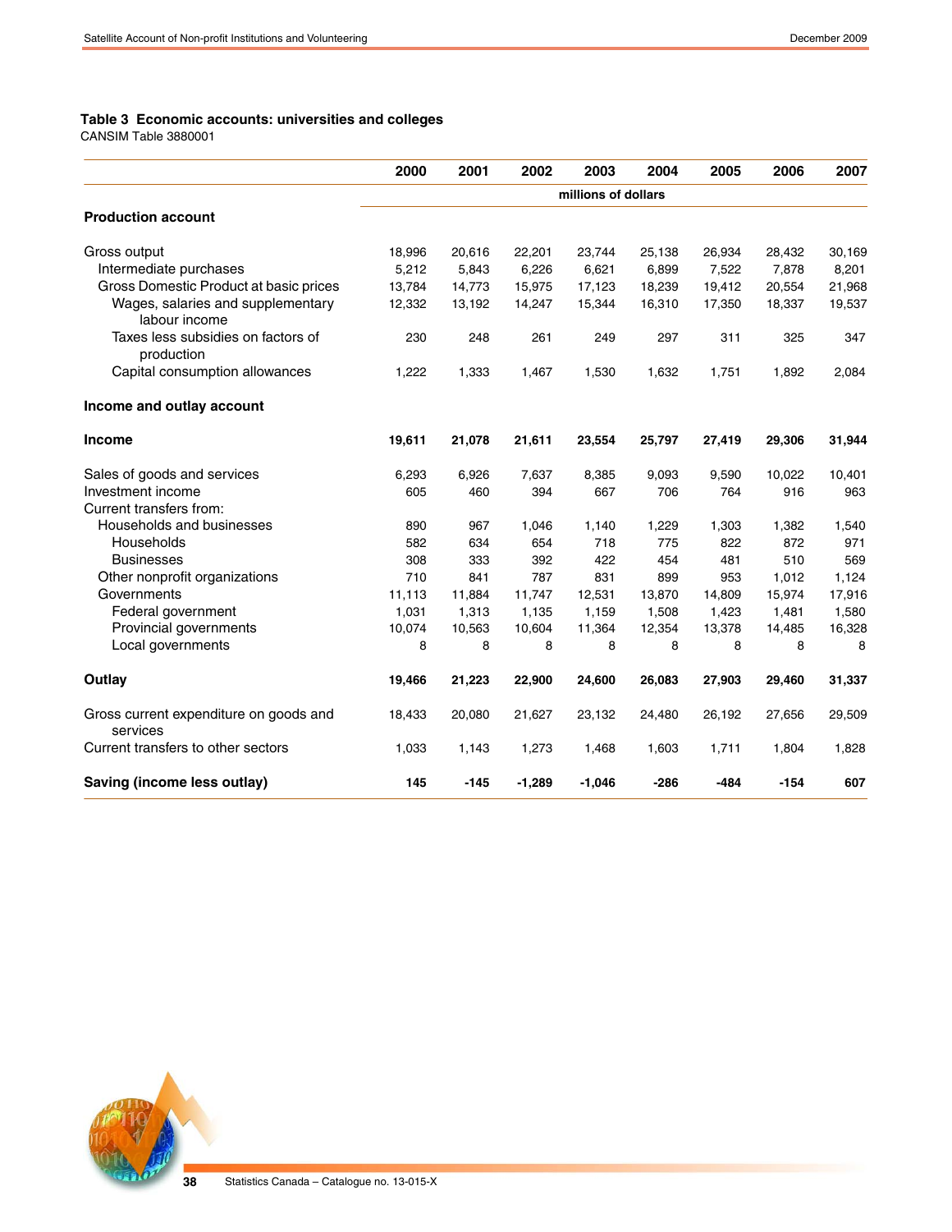**Table 3 Economic accounts: universities and colleges**
CANSIM Table 3880001

| | 2000 | 2001 | 2002 | 2003 | 2004 | 2005 | 2006 | 2007 |
|---|---|---|---|---|---|---|---|---|
| | millions of dollars | | | | | | | |
| **Production account** | | | | | | | | |
| Gross output | 18,996 | 20,616 | 22,201 | 23,744 | 25,138 | 26,934 | 28,432 | 30,169 |
| Intermediate purchases | 5,212 | 5,843 | 6,226 | 6,621 | 6,899 | 7,522 | 7,878 | 8,201 |
| Gross Domestic Product at basic prices | 13,784 | 14,773 | 15,975 | 17,123 | 18,239 | 19,412 | 20,554 | 21,968 |
| Wages, salaries and supplementary labour income | 12,332 | 13,192 | 14,247 | 15,344 | 16,310 | 17,350 | 18,337 | 19,537 |
| Taxes less subsidies on factors of production | 230 | 248 | 261 | 249 | 297 | 311 | 325 | 347 |
| Capital consumption allowances | 1,222 | 1,333 | 1,467 | 1,530 | 1,632 | 1,751 | 1,892 | 2,084 |
| **Income and outlay account** | | | | | | | | |
| **Income** | **19,611** | **21,078** | **21,611** | **23,554** | **25,797** | **27,419** | **29,306** | **31,944** |
| Sales of goods and services | 6,293 | 6,926 | 7,637 | 8,385 | 9,093 | 9,590 | 10,022 | 10,401 |
| Investment income | 605 | 460 | 394 | 667 | 706 | 764 | 916 | 963 |
| Current transfers from: | | | | | | | | |
| Households and businesses | 890 | 967 | 1,046 | 1,140 | 1,229 | 1,303 | 1,382 | 1,540 |
| Households | 582 | 634 | 654 | 718 | 775 | 822 | 872 | 971 |
| Businesses | 308 | 333 | 392 | 422 | 454 | 481 | 510 | 569 |
| Other nonprofit organizations | 710 | 841 | 787 | 831 | 899 | 953 | 1,012 | 1,124 |
| Governments | 11,113 | 11,884 | 11,747 | 12,531 | 13,870 | 14,809 | 15,974 | 17,916 |
| Federal government | 1,031 | 1,313 | 1,135 | 1,159 | 1,508 | 1,423 | 1,481 | 1,580 |
| Provincial governments | 10,074 | 10,563 | 10,604 | 11,364 | 12,354 | 13,378 | 14,485 | 16,328 |
| Local governments | 8 | 8 | 8 | 8 | 8 | 8 | 8 | 8 |
| **Outlay** | **19,466** | **21,223** | **22,900** | **24,600** | **26,083** | **27,903** | **29,460** | **31,337** |
| Gross current expenditure on goods and services | 18,433 | 20,080 | 21,627 | 23,132 | 24,480 | 26,192 | 27,656 | 29,509 |
| Current transfers to other sectors | 1,033 | 1,143 | 1,273 | 1,468 | 1,603 | 1,711 | 1,804 | 1,828 |
| **Saving (income less outlay)** | **145** | **-145** | **-1,289** | **-1,046** | **-286** | **-484** | **-154** | **607** |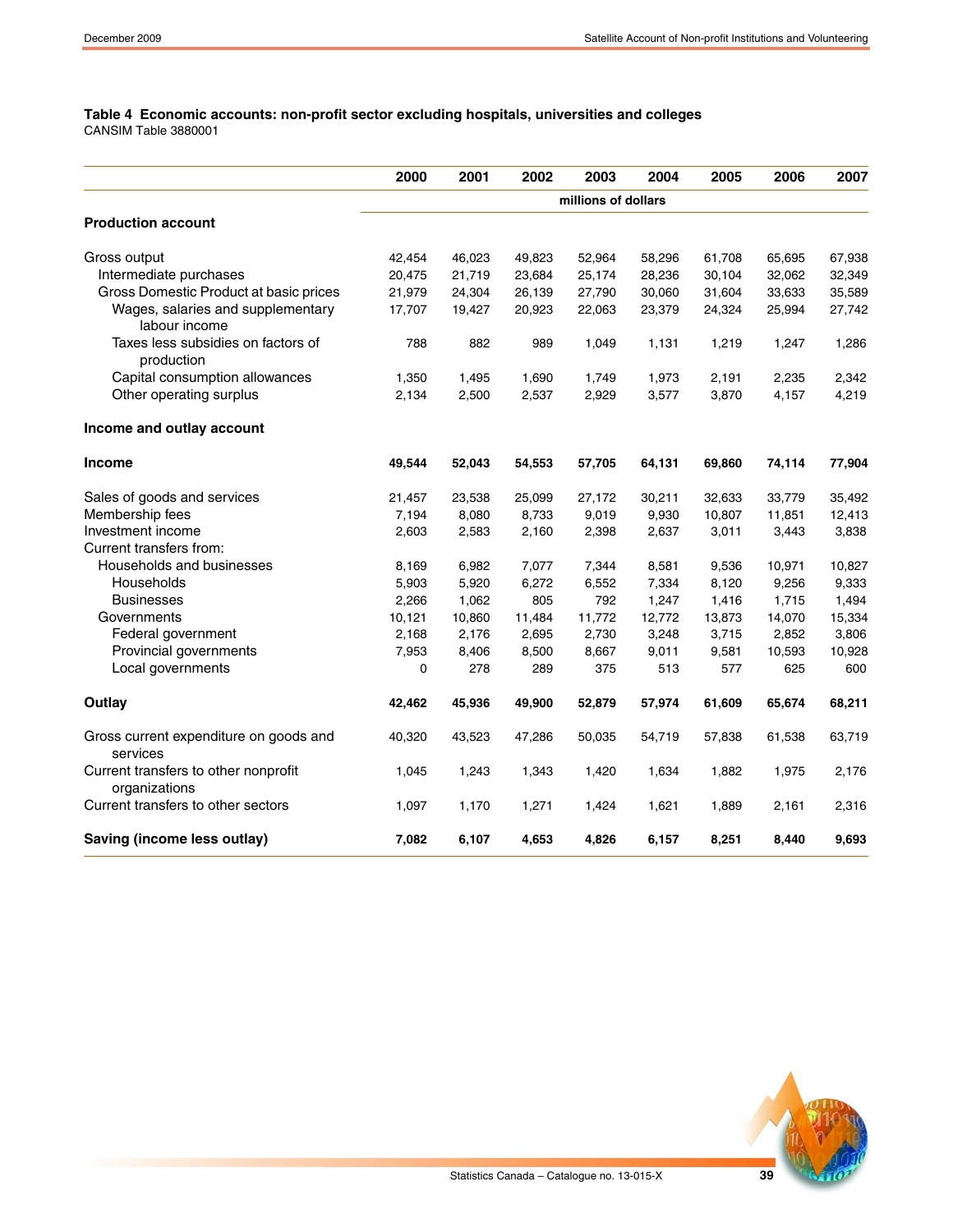**Table 4 Economic accounts: non-profit sector excluding hospitals, universities and colleges**
CANSIM Table 3880001

| | 2000 | 2001 | 2002 | 2003 | 2004 | 2005 | 2006 | 2007 |
|---|---|---|---|---|---|---|---|---|
| | millions of dollars | | | | | | | |
| **Production account** | | | | | | | | |
| Gross output | 42,454 | 46,023 | 49,823 | 52,964 | 58,296 | 61,708 | 65,695 | 67,938 |
| Intermediate purchases | 20,475 | 21,719 | 23,684 | 25,174 | 28,236 | 30,104 | 32,062 | 32,349 |
| Gross Domestic Product at basic prices | 21,979 | 24,304 | 26,139 | 27,790 | 30,060 | 31,604 | 33,633 | 35,589 |
| Wages, salaries and supplementary labour income | 17,707 | 19,427 | 20,923 | 22,063 | 23,379 | 24,324 | 25,994 | 27,742 |
| Taxes less subsidies on factors of production | 788 | 882 | 989 | 1,049 | 1,131 | 1,219 | 1,247 | 1,286 |
| Capital consumption allowances | 1,350 | 1,495 | 1,690 | 1,749 | 1,973 | 2,191 | 2,235 | 2,342 |
| Other operating surplus | 2,134 | 2,500 | 2,537 | 2,929 | 3,577 | 3,870 | 4,157 | 4,219 |
| **Income and outlay account** | | | | | | | | |
| **Income** | **49,544** | **52,043** | **54,553** | **57,705** | **64,131** | **69,860** | **74,114** | **77,904** |
| Sales of goods and services | 21,457 | 23,538 | 25,099 | 27,172 | 30,211 | 32,633 | 33,779 | 35,492 |
| Membership fees | 7,194 | 8,080 | 8,733 | 9,019 | 9,930 | 10,807 | 11,851 | 12,413 |
| Investment income | 2,603 | 2,583 | 2,160 | 2,398 | 2,637 | 3,011 | 3,443 | 3,838 |
| Current transfers from: | | | | | | | | |
| Households and businesses | 8,169 | 6,982 | 7,077 | 7,344 | 8,581 | 9,536 | 10,971 | 10,827 |
| Households | 5,903 | 5,920 | 6,272 | 6,552 | 7,334 | 8,120 | 9,256 | 9,333 |
| Businesses | 2,266 | 1,062 | 805 | 792 | 1,247 | 1,416 | 1,715 | 1,494 |
| Governments | 10,121 | 10,860 | 11,484 | 11,772 | 12,772 | 13,873 | 14,070 | 15,334 |
| Federal government | 2,168 | 2,176 | 2,695 | 2,730 | 3,248 | 3,715 | 2,852 | 3,806 |
| Provincial governments | 7,953 | 8,406 | 8,500 | 8,667 | 9,011 | 9,581 | 10,593 | 10,928 |
| Local governments | 0 | 278 | 289 | 375 | 513 | 577 | 625 | 600 |
| **Outlay** | **42,462** | **45,936** | **49,900** | **52,879** | **57,974** | **61,609** | **65,674** | **68,211** |
| Gross current expenditure on goods and services | 40,320 | 43,523 | 47,286 | 50,035 | 54,719 | 57,838 | 61,538 | 63,719 |
| Current transfers to other nonprofit organizations | 1,045 | 1,243 | 1,343 | 1,420 | 1,634 | 1,882 | 1,975 | 2,176 |
| Current transfers to other sectors | 1,097 | 1,170 | 1,271 | 1,424 | 1,621 | 1,889 | 2,161 | 2,316 |
| **Saving (income less outlay)** | **7,082** | **6,107** | **4,653** | **4,826** | **6,157** | **8,251** | **8,440** | **9,693** |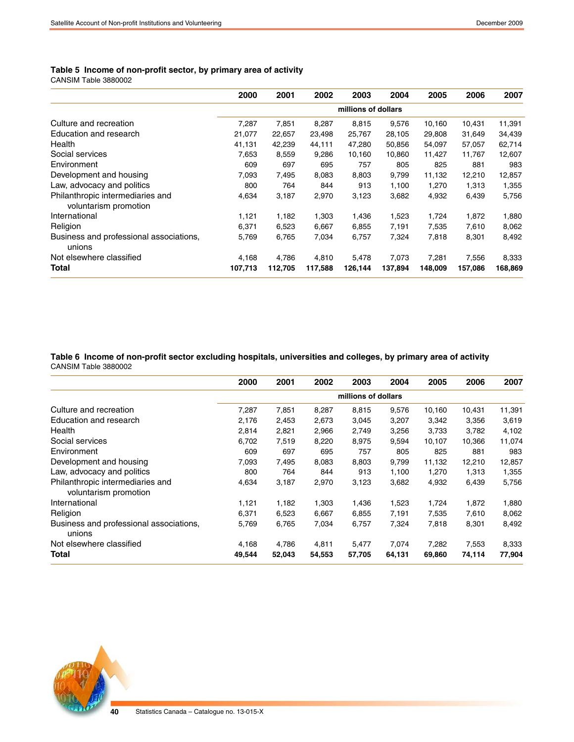**Table 5 Income of non-profit sector, by primary area of activity**
CANSIM Table 3880002

| | 2000 | 2001 | 2002 | 2003 | 2004 | 2005 | 2006 | 2007 |
|---|---|---|---|---|---|---|---|---|
| | millions of dollars | | | | | | | |
| Culture and recreation | 7,287 | 7,851 | 8,287 | 8,815 | 9,576 | 10,160 | 10,431 | 11,391 |
| Education and research | 21,077 | 22,657 | 23,498 | 25,767 | 28,105 | 29,808 | 31,649 | 34,439 |
| Health | 41,131 | 42,239 | 44,111 | 47,280 | 50,856 | 54,097 | 57,057 | 62,714 |
| Social services | 7,653 | 8,559 | 9,286 | 10,160 | 10,860 | 11,427 | 11,767 | 12,607 |
| Environment | 609 | 697 | 695 | 757 | 805 | 825 | 881 | 983 |
| Development and housing | 7,093 | 7,495 | 8,083 | 8,803 | 9,799 | 11,132 | 12,210 | 12,857 |
| Law, advocacy and politics | 800 | 764 | 844 | 913 | 1,100 | 1,270 | 1,313 | 1,355 |
| Philanthropic intermediaries and voluntarism promotion | 4,634 | 3,187 | 2,970 | 3,123 | 3,682 | 4,932 | 6,439 | 5,756 |
| International | 1,121 | 1,182 | 1,303 | 1,436 | 1,523 | 1,724 | 1,872 | 1,880 |
| Religion | 6,371 | 6,523 | 6,667 | 6,855 | 7,191 | 7,535 | 7,610 | 8,062 |
| Business and professional associations, unions | 5,769 | 6,765 | 7,034 | 6,757 | 7,324 | 7,818 | 8,301 | 8,492 |
| Not elsewhere classified | 4,168 | 4,786 | 4,810 | 5,478 | 7,073 | 7,281 | 7,556 | 8,333 |
| **Total** | **107,713** | **112,705** | **117,588** | **126,144** | **137,894** | **148,009** | **157,086** | **168,869** |

**Table 6 Income of non-profit sector excluding hospitals, universities and colleges, by primary area of activity**
CANSIM Table 3880002

| | 2000 | 2001 | 2002 | 2003 | 2004 | 2005 | 2006 | 2007 |
|---|---|---|---|---|---|---|---|---|
| | millions of dollars | | | | | | | |
| Culture and recreation | 7,287 | 7,851 | 8,287 | 8,815 | 9,576 | 10,160 | 10,431 | 11,391 |
| Education and research | 2,176 | 2,453 | 2,673 | 3,045 | 3,207 | 3,342 | 3,356 | 3,619 |
| Health | 2,814 | 2,821 | 2,966 | 2,749 | 3,256 | 3,733 | 3,782 | 4,102 |
| Social services | 6,702 | 7,519 | 8,220 | 8,975 | 9,594 | 10,107 | 10,366 | 11,074 |
| Environment | 609 | 697 | 695 | 757 | 805 | 825 | 881 | 983 |
| Development and housing | 7,093 | 7,495 | 8,083 | 8,803 | 9,799 | 11,132 | 12,210 | 12,857 |
| Law, advocacy and politics | 800 | 764 | 844 | 913 | 1,100 | 1,270 | 1,313 | 1,355 |
| Philanthropic intermediaries and voluntarism promotion | 4,634 | 3,187 | 2,970 | 3,123 | 3,682 | 4,932 | 6,439 | 5,756 |
| International | 1,121 | 1,182 | 1,303 | 1,436 | 1,523 | 1,724 | 1,872 | 1,880 |
| Religion | 6,371 | 6,523 | 6,667 | 6,855 | 7,191 | 7,535 | 7,610 | 8,062 |
| Business and professional associations, unions | 5,769 | 6,765 | 7,034 | 6,757 | 7,324 | 7,818 | 8,301 | 8,492 |
| Not elsewhere classified | 4,168 | 4,786 | 4,811 | 5,477 | 7,074 | 7,282 | 7,553 | 8,333 |
| **Total** | **49,544** | **52,043** | **54,553** | **57,705** | **64,131** | **69,860** | **74,114** | **77,904** |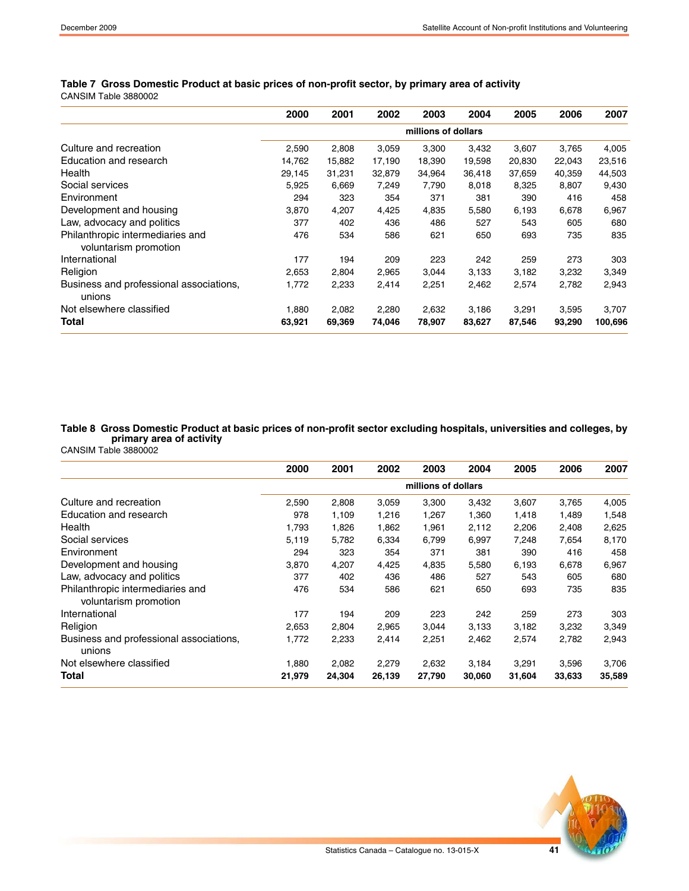**Table 7 Gross Domestic Product at basic prices of non-profit sector, by primary area of activity**
CANSIM Table 3880002

| | 2000 | 2001 | 2002 | 2003 | 2004 | 2005 | 2006 | 2007 |
|---|---|---|---|---|---|---|---|---|
| | millions of dollars | | | | | | | |
| Culture and recreation | 2,590 | 2,808 | 3,059 | 3,300 | 3,432 | 3,607 | 3,765 | 4,005 |
| Education and research | 14,762 | 15,882 | 17,190 | 18,390 | 19,598 | 20,830 | 22,043 | 23,516 |
| Health | 29,145 | 31,231 | 32,879 | 34,964 | 36,418 | 37,659 | 40,359 | 44,503 |
| Social services | 5,925 | 6,669 | 7,249 | 7,790 | 8,018 | 8,325 | 8,807 | 9,430 |
| Environment | 294 | 323 | 354 | 371 | 381 | 390 | 416 | 458 |
| Development and housing | 3,870 | 4,207 | 4,425 | 4,835 | 5,580 | 6,193 | 6,678 | 6,967 |
| Law, advocacy and politics | 377 | 402 | 436 | 486 | 527 | 543 | 605 | 680 |
| Philanthropic intermediaries and voluntarism promotion | 476 | 534 | 586 | 621 | 650 | 693 | 735 | 835 |
| International | 177 | 194 | 209 | 223 | 242 | 259 | 273 | 303 |
| Religion | 2,653 | 2,804 | 2,965 | 3,044 | 3,133 | 3,182 | 3,232 | 3,349 |
| Business and professional associations, unions | 1,772 | 2,233 | 2,414 | 2,251 | 2,462 | 2,574 | 2,782 | 2,943 |
| Not elsewhere classified | 1,880 | 2,082 | 2,280 | 2,632 | 3,186 | 3,291 | 3,595 | 3,707 |
| **Total** | **63,921** | **69,369** | **74,046** | **78,907** | **83,627** | **87,546** | **93,290** | **100,696** |

**Table 8 Gross Domestic Product at basic prices of non-profit sector excluding hospitals, universities and colleges, by primary area of activity**
CANSIM Table 3880002

| | 2000 | 2001 | 2002 | 2003 | 2004 | 2005 | 2006 | 2007 |
|---|---|---|---|---|---|---|---|---|
| | millions of dollars | | | | | | | |
| Culture and recreation | 2,590 | 2,808 | 3,059 | 3,300 | 3,432 | 3,607 | 3,765 | 4,005 |
| Education and research | 978 | 1,109 | 1,216 | 1,267 | 1,360 | 1,418 | 1,489 | 1,548 |
| Health | 1,793 | 1,826 | 1,862 | 1,961 | 2,112 | 2,206 | 2,408 | 2,625 |
| Social services | 5,119 | 5,782 | 6,334 | 6,799 | 6,997 | 7,248 | 7,654 | 8,170 |
| Environment | 294 | 323 | 354 | 371 | 381 | 390 | 416 | 458 |
| Development and housing | 3,870 | 4,207 | 4,425 | 4,835 | 5,580 | 6,193 | 6,678 | 6,967 |
| Law, advocacy and politics | 377 | 402 | 436 | 486 | 527 | 543 | 605 | 680 |
| Philanthropic intermediaries and voluntarism promotion | 476 | 534 | 586 | 621 | 650 | 693 | 735 | 835 |
| International | 177 | 194 | 209 | 223 | 242 | 259 | 273 | 303 |
| Religion | 2,653 | 2,804 | 2,965 | 3,044 | 3,133 | 3,182 | 3,232 | 3,349 |
| Business and professional associations, unions | 1,772 | 2,233 | 2,414 | 2,251 | 2,462 | 2,574 | 2,782 | 2,943 |
| Not elsewhere classified | 1,880 | 2,082 | 2,279 | 2,632 | 3,184 | 3,291 | 3,596 | 3,706 |
| **Total** | **21,979** | **24,304** | **26,139** | **27,790** | **30,060** | **31,604** | **33,633** | **35,589** |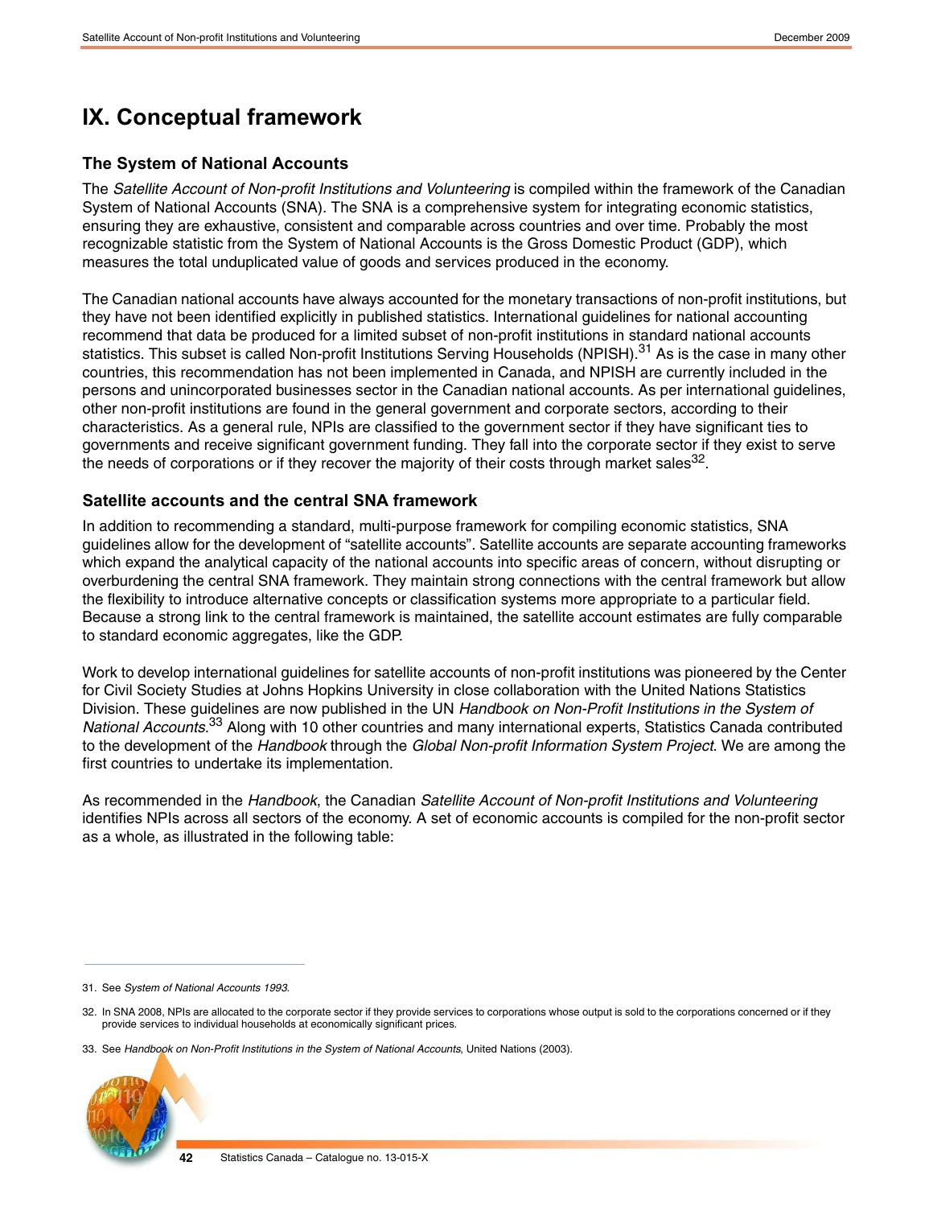# IX. Conceptual framework

## The System of National Accounts

The *Satellite Account of Non-profit Institutions and Volunteering* is compiled within the framework of the Canadian System of National Accounts (SNA). The SNA is a comprehensive system for integrating economic statistics, ensuring they are exhaustive, consistent and comparable across countries and over time. Probably the most recognizable statistic from the System of National Accounts is the Gross Domestic Product (GDP), which measures the total unduplicated value of goods and services produced in the economy.

The Canadian national accounts have always accounted for the monetary transactions of non-profit institutions, but they have not been identified explicitly in published statistics. International guidelines for national accounting recommend that data be produced for a limited subset of non-profit institutions in standard national accounts statistics. This subset is called Non-profit Institutions Serving Households (NPISH).[31] As is the case in many other countries, this recommendation has not been implemented in Canada, and NPISH are currently included in the persons and unincorporated businesses sector in the Canadian national accounts. As per international guidelines, other non-profit institutions are found in the general government and corporate sectors, according to their characteristics. As a general rule, NPIs are classified to the government sector if they have significant ties to governments and receive significant government funding. They fall into the corporate sector if they exist to serve the needs of corporations or if they recover the majority of their costs through market sales[32].

## Satellite accounts and the central SNA framework

In addition to recommending a standard, multi-purpose framework for compiling economic statistics, SNA guidelines allow for the development of "satellite accounts". Satellite accounts are separate accounting frameworks which expand the analytical capacity of the national accounts into specific areas of concern, without disrupting or overburdening the central SNA framework. They maintain strong connections with the central framework but allow the flexibility to introduce alternative concepts or classification systems more appropriate to a particular field. Because a strong link to the central framework is maintained, the satellite account estimates are fully comparable to standard economic aggregates, like the GDP.

Work to develop international guidelines for satellite accounts of non-profit institutions was pioneered by the Center for Civil Society Studies at Johns Hopkins University in close collaboration with the United Nations Statistics Division. These guidelines are now published in the UN *Handbook on Non-Profit Institutions in the System of National Accounts*.[33] Along with 10 other countries and many international experts, Statistics Canada contributed to the development of the *Handbook* through the *Global Non-profit Information System Project*. We are among the first countries to undertake its implementation.

As recommended in the *Handbook*, the Canadian *Satellite Account of Non-profit Institutions and Volunteering* identifies NPIs across all sectors of the economy. A set of economic accounts is compiled for the non-profit sector as a whole, as illustrated in the following table:

---

31. See *System of National Accounts 1993*.

32. In SNA 2008, NPIs are allocated to the corporate sector if they provide services to corporations whose output is sold to the corporations concerned or if they provide services to individual households at economically significant prices.

33. See *Handbook on Non-Profit Institutions in the System of National Accounts*, United Nations (2003).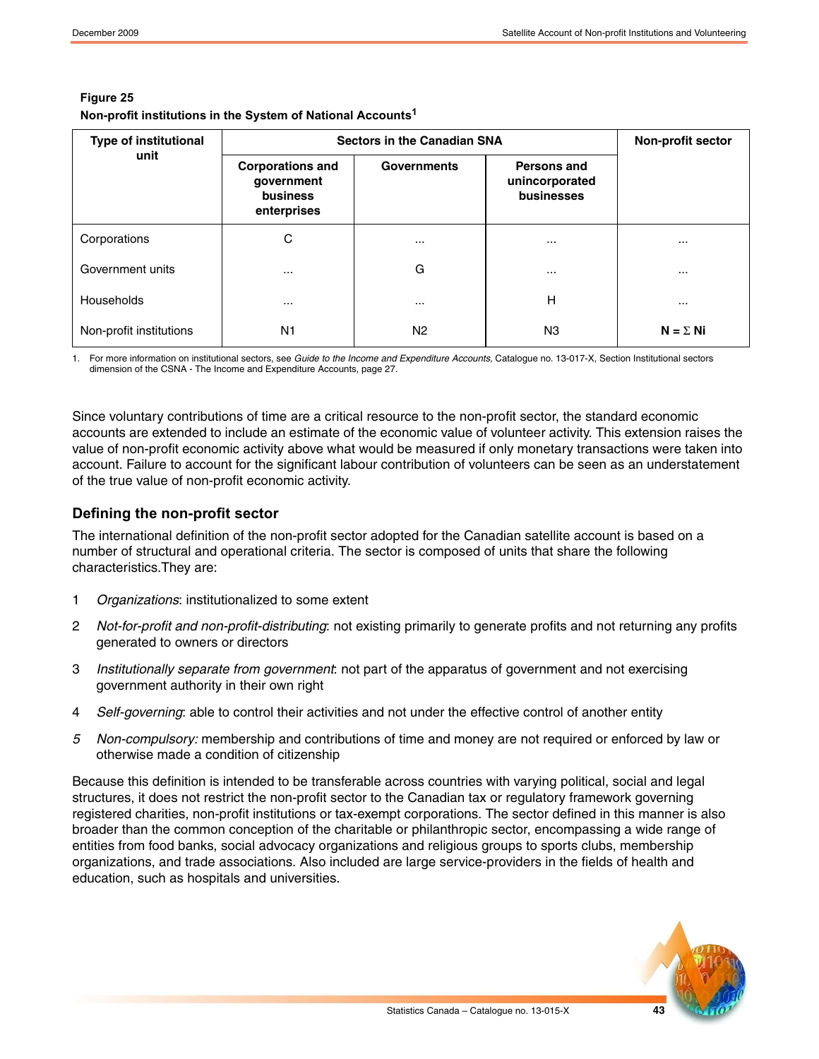**Figure 25**
**Non-profit institutions in the System of National Accounts**[1]

| Type of institutional unit | Sectors in the Canadian SNA | | | Non-profit sector |
|---|---|---|---|---|
| | Corporations and government business enterprises | Governments | Persons and unincorporated businesses | |
| Corporations | C | ... | ... | ... |
| Government units | ... | G | ... | ... |
| Households | ... | ... | H | ... |
| Non-profit institutions | N1 | N2 | N3 | **N = Σ Ni** |

1. For more information on institutional sectors, see *Guide to the Income and Expenditure Accounts,* Catalogue no. 13-017-X, Section Institutional sectors dimension of the CSNA - The Income and Expenditure Accounts, page 27.

Since voluntary contributions of time are a critical resource to the non-profit sector, the standard economic accounts are extended to include an estimate of the economic value of volunteer activity. This extension raises the value of non-profit economic activity above what would be measured if only monetary transactions were taken into account. Failure to account for the significant labour contribution of volunteers can be seen as an understatement of the true value of non-profit economic activity.

## Defining the non-profit sector

The international definition of the non-profit sector adopted for the Canadian satellite account is based on a number of structural and operational criteria. The sector is composed of units that share the following characteristics.They are:

1. *Organizations*: institutionalized to some extent
2. *Not-for-profit and non-profit-distributing*: not existing primarily to generate profits and not returning any profits generated to owners or directors
3. *Institutionally separate from government*: not part of the apparatus of government and not exercising government authority in their own right
4. *Self-governing*: able to control their activities and not under the effective control of another entity
5. *Non-compulsory:* membership and contributions of time and money are not required or enforced by law or otherwise made a condition of citizenship

Because this definition is intended to be transferable across countries with varying political, social and legal structures, it does not restrict the non-profit sector to the Canadian tax or regulatory framework governing registered charities, non-profit institutions or tax-exempt corporations. The sector defined in this manner is also broader than the common conception of the charitable or philanthropic sector, encompassing a wide range of entities from food banks, social advocacy organizations and religious groups to sports clubs, membership organizations, and trade associations. Also included are large service-providers in the fields of health and education, such as hospitals and universities.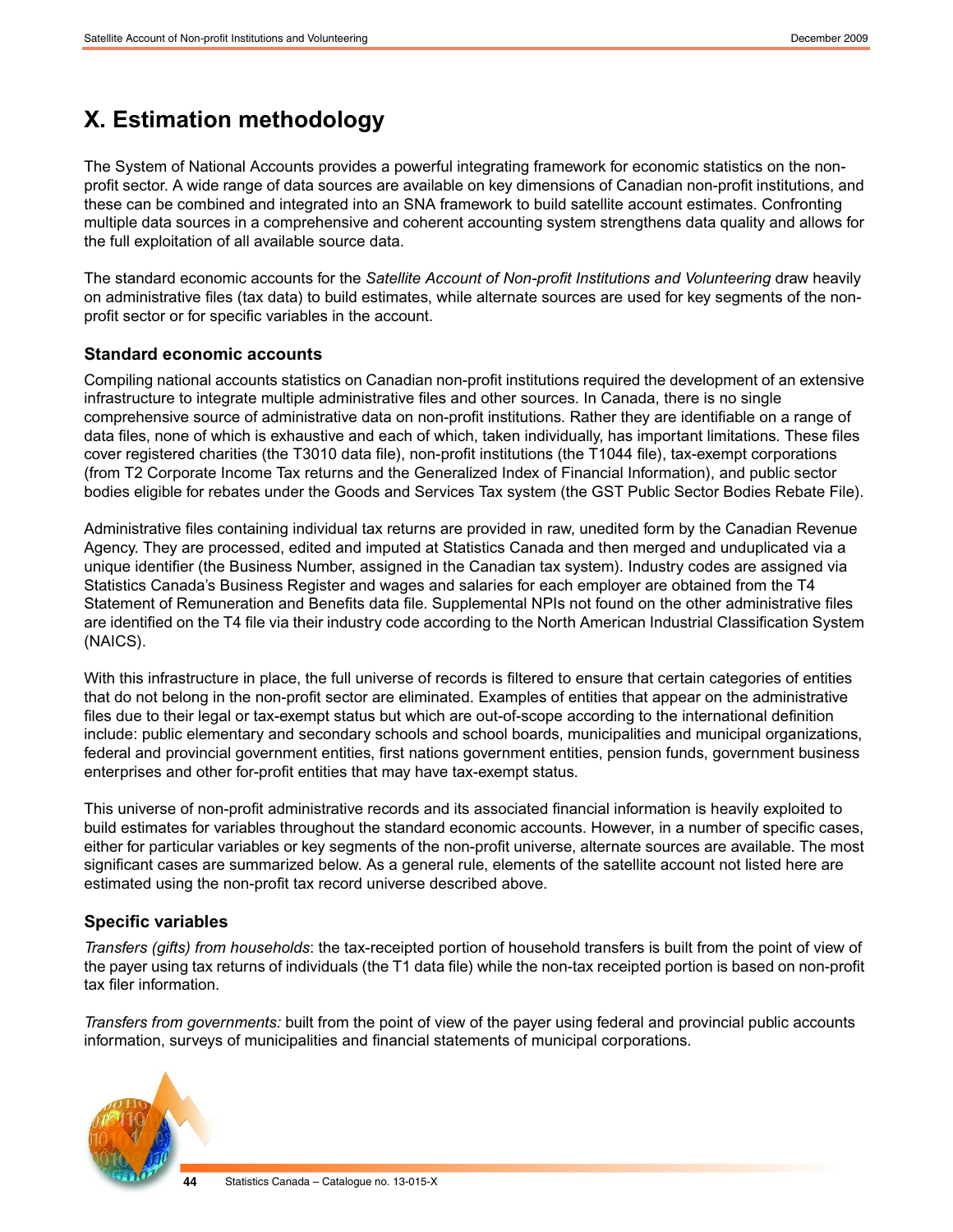# X. Estimation methodology

The System of National Accounts provides a powerful integrating framework for economic statistics on the non-profit sector. A wide range of data sources are available on key dimensions of Canadian non-profit institutions, and these can be combined and integrated into an SNA framework to build satellite account estimates. Confronting multiple data sources in a comprehensive and coherent accounting system strengthens data quality and allows for the full exploitation of all available source data.

The standard economic accounts for the *Satellite Account of Non-profit Institutions and Volunteering* draw heavily on administrative files (tax data) to build estimates, while alternate sources are used for key segments of the non-profit sector or for specific variables in the account.

### Standard economic accounts

Compiling national accounts statistics on Canadian non-profit institutions required the development of an extensive infrastructure to integrate multiple administrative files and other sources. In Canada, there is no single comprehensive source of administrative data on non-profit institutions. Rather they are identifiable on a range of data files, none of which is exhaustive and each of which, taken individually, has important limitations. These files cover registered charities (the T3010 data file), non-profit institutions (the T1044 file), tax-exempt corporations (from T2 Corporate Income Tax returns and the Generalized Index of Financial Information), and public sector bodies eligible for rebates under the Goods and Services Tax system (the GST Public Sector Bodies Rebate File).

Administrative files containing individual tax returns are provided in raw, unedited form by the Canadian Revenue Agency. They are processed, edited and imputed at Statistics Canada and then merged and unduplicated via a unique identifier (the Business Number, assigned in the Canadian tax system). Industry codes are assigned via Statistics Canada's Business Register and wages and salaries for each employer are obtained from the T4 Statement of Remuneration and Benefits data file. Supplemental NPIs not found on the other administrative files are identified on the T4 file via their industry code according to the North American Industrial Classification System (NAICS).

With this infrastructure in place, the full universe of records is filtered to ensure that certain categories of entities that do not belong in the non-profit sector are eliminated. Examples of entities that appear on the administrative files due to their legal or tax-exempt status but which are out-of-scope according to the international definition include: public elementary and secondary schools and school boards, municipalities and municipal organizations, federal and provincial government entities, first nations government entities, pension funds, government business enterprises and other for-profit entities that may have tax-exempt status.

This universe of non-profit administrative records and its associated financial information is heavily exploited to build estimates for variables throughout the standard economic accounts. However, in a number of specific cases, either for particular variables or key segments of the non-profit universe, alternate sources are available. The most significant cases are summarized below. As a general rule, elements of the satellite account not listed here are estimated using the non-profit tax record universe described above.

### Specific variables

*Transfers (gifts) from households*: the tax-receipted portion of household transfers is built from the point of view of the payer using tax returns of individuals (the T1 data file) while the non-tax receipted portion is based on non-profit tax filer information.

*Transfers from governments:* built from the point of view of the payer using federal and provincial public accounts information, surveys of municipalities and financial statements of municipal corporations.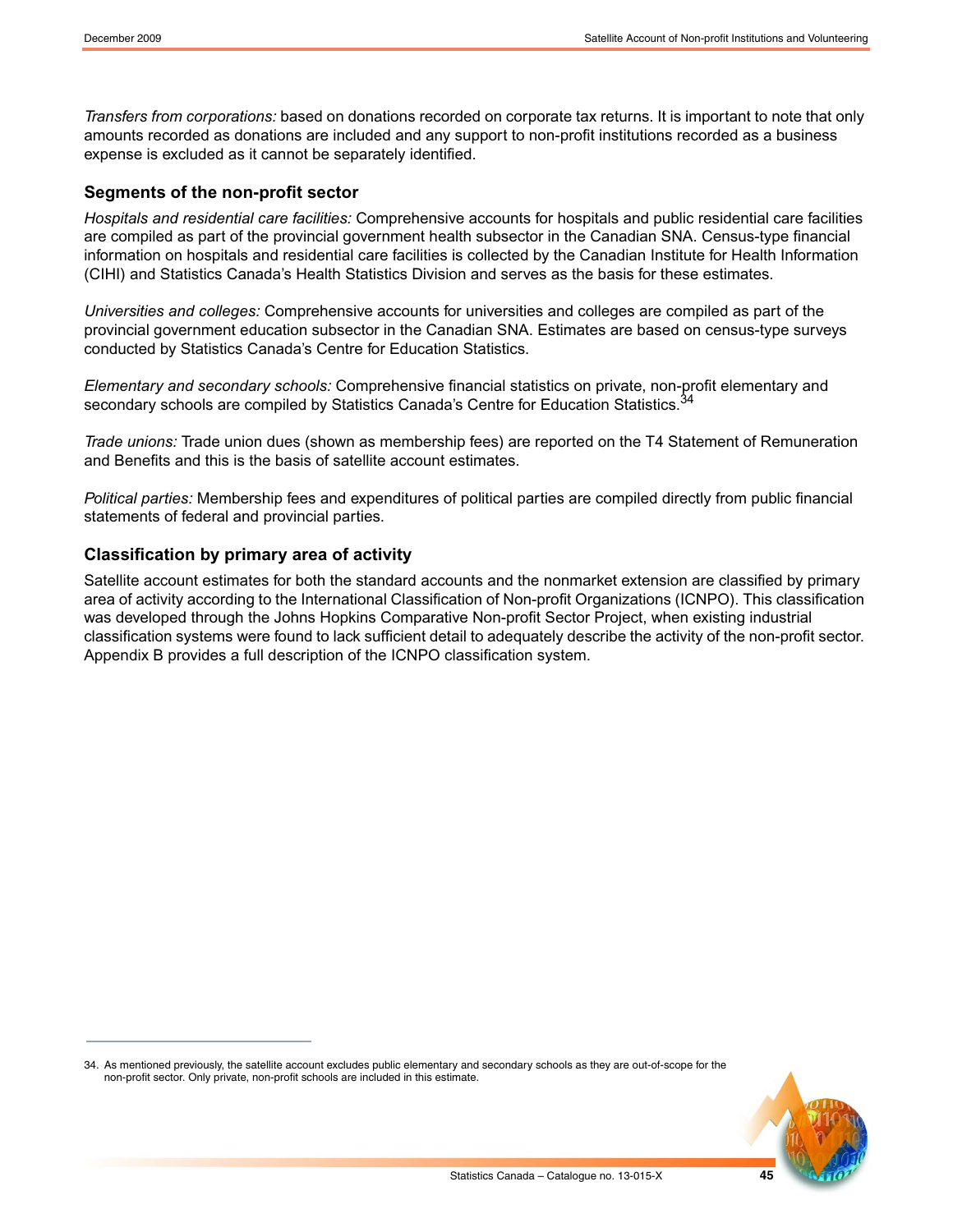*Transfers from corporations:* based on donations recorded on corporate tax returns. It is important to note that only amounts recorded as donations are included and any support to non-profit institutions recorded as a business expense is excluded as it cannot be separately identified.

### Segments of the non-profit sector

*Hospitals and residential care facilities:* Comprehensive accounts for hospitals and public residential care facilities are compiled as part of the provincial government health subsector in the Canadian SNA. Census-type financial information on hospitals and residential care facilities is collected by the Canadian Institute for Health Information (CIHI) and Statistics Canada's Health Statistics Division and serves as the basis for these estimates.

*Universities and colleges:* Comprehensive accounts for universities and colleges are compiled as part of the provincial government education subsector in the Canadian SNA. Estimates are based on census-type surveys conducted by Statistics Canada's Centre for Education Statistics.

*Elementary and secondary schools:* Comprehensive financial statistics on private, non-profit elementary and secondary schools are compiled by Statistics Canada's Centre for Education Statistics.[34]

*Trade unions:* Trade union dues (shown as membership fees) are reported on the T4 Statement of Remuneration and Benefits and this is the basis of satellite account estimates.

*Political parties:* Membership fees and expenditures of political parties are compiled directly from public financial statements of federal and provincial parties.

### Classification by primary area of activity

Satellite account estimates for both the standard accounts and the nonmarket extension are classified by primary area of activity according to the International Classification of Non-profit Organizations (ICNPO). This classification was developed through the Johns Hopkins Comparative Non-profit Sector Project, when existing industrial classification systems were found to lack sufficient detail to adequately describe the activity of the non-profit sector. Appendix B provides a full description of the ICNPO classification system.

---

34. As mentioned previously, the satellite account excludes public elementary and secondary schools as they are out-of-scope for the non-profit sector. Only private, non-profit schools are included in this estimate.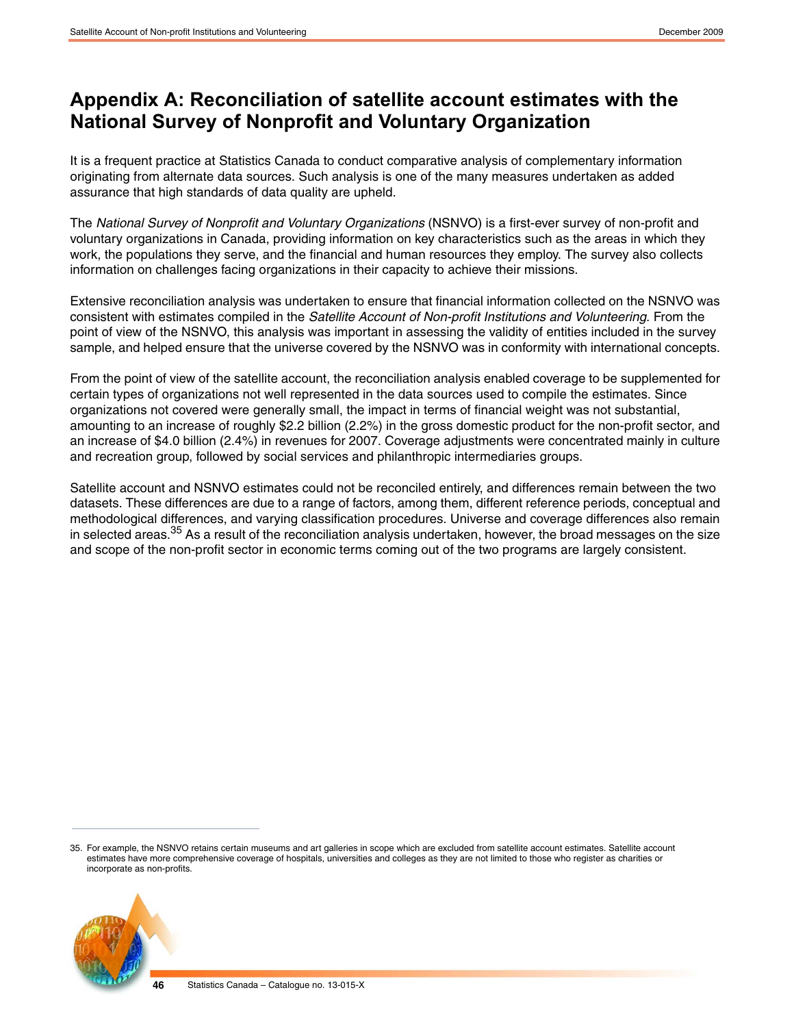# Appendix A: Reconciliation of satellite account estimates with the National Survey of Nonprofit and Voluntary Organization

It is a frequent practice at Statistics Canada to conduct comparative analysis of complementary information originating from alternate data sources. Such analysis is one of the many measures undertaken as added assurance that high standards of data quality are upheld.

The *National Survey of Nonprofit and Voluntary Organizations* (NSNVO) is a first-ever survey of non-profit and voluntary organizations in Canada, providing information on key characteristics such as the areas in which they work, the populations they serve, and the financial and human resources they employ. The survey also collects information on challenges facing organizations in their capacity to achieve their missions.

Extensive reconciliation analysis was undertaken to ensure that financial information collected on the NSNVO was consistent with estimates compiled in the *Satellite Account of Non-profit Institutions and Volunteering*. From the point of view of the NSNVO, this analysis was important in assessing the validity of entities included in the survey sample, and helped ensure that the universe covered by the NSNVO was in conformity with international concepts.

From the point of view of the satellite account, the reconciliation analysis enabled coverage to be supplemented for certain types of organizations not well represented in the data sources used to compile the estimates. Since organizations not covered were generally small, the impact in terms of financial weight was not substantial, amounting to an increase of roughly $2.2 billion (2.2%) in the gross domestic product for the non-profit sector, and an increase of $4.0 billion (2.4%) in revenues for 2007. Coverage adjustments were concentrated mainly in culture and recreation group, followed by social services and philanthropic intermediaries groups.

Satellite account and NSNVO estimates could not be reconciled entirely, and differences remain between the two datasets. These differences are due to a range of factors, among them, different reference periods, conceptual and methodological differences, and varying classification procedures. Universe and coverage differences also remain in selected areas.[35] As a result of the reconciliation analysis undertaken, however, the broad messages on the size and scope of the non-profit sector in economic terms coming out of the two programs are largely consistent.

35. For example, the NSNVO retains certain museums and art galleries in scope which are excluded from satellite account estimates. Satellite account estimates have more comprehensive coverage of hospitals, universities and colleges as they are not limited to those who register as charities or incorporate as non-profits.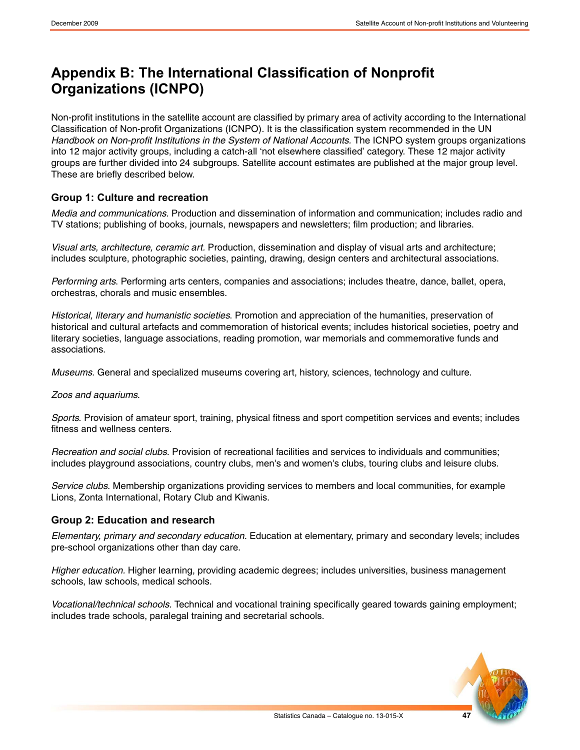# Appendix B: The International Classification of Nonprofit Organizations (ICNPO)

Non-profit institutions in the satellite account are classified by primary area of activity according to the International Classification of Non-profit Organizations (ICNPO). It is the classification system recommended in the UN *Handbook on Non-profit Institutions in the System of National Accounts.* The ICNPO system groups organizations into 12 major activity groups, including a catch-all 'not elsewhere classified' category. These 12 major activity groups are further divided into 24 subgroups. Satellite account estimates are published at the major group level. These are briefly described below.

### Group 1: Culture and recreation

*Media and communications.* Production and dissemination of information and communication; includes radio and TV stations; publishing of books, journals, newspapers and newsletters; film production; and libraries.

*Visual arts, architecture, ceramic art.* Production, dissemination and display of visual arts and architecture; includes sculpture, photographic societies, painting, drawing, design centers and architectural associations.

*Performing arts*. Performing arts centers, companies and associations; includes theatre, dance, ballet, opera, orchestras, chorals and music ensembles.

*Historical, literary and humanistic societies*. Promotion and appreciation of the humanities, preservation of historical and cultural artefacts and commemoration of historical events; includes historical societies, poetry and literary societies, language associations, reading promotion, war memorials and commemorative funds and associations.

*Museums*. General and specialized museums covering art, history, sciences, technology and culture.

*Zoos and aquariums*.

*Sports*. Provision of amateur sport, training, physical fitness and sport competition services and events; includes fitness and wellness centers.

*Recreation and social clubs.* Provision of recreational facilities and services to individuals and communities; includes playground associations, country clubs, men's and women's clubs, touring clubs and leisure clubs.

*Service clubs*. Membership organizations providing services to members and local communities, for example Lions, Zonta International, Rotary Club and Kiwanis.

### Group 2: Education and research

*Elementary, primary and secondary education.* Education at elementary, primary and secondary levels; includes pre-school organizations other than day care.

*Higher education.* Higher learning, providing academic degrees; includes universities, business management schools, law schools, medical schools.

*Vocational/technical schools.* Technical and vocational training specifically geared towards gaining employment; includes trade schools, paralegal training and secretarial schools.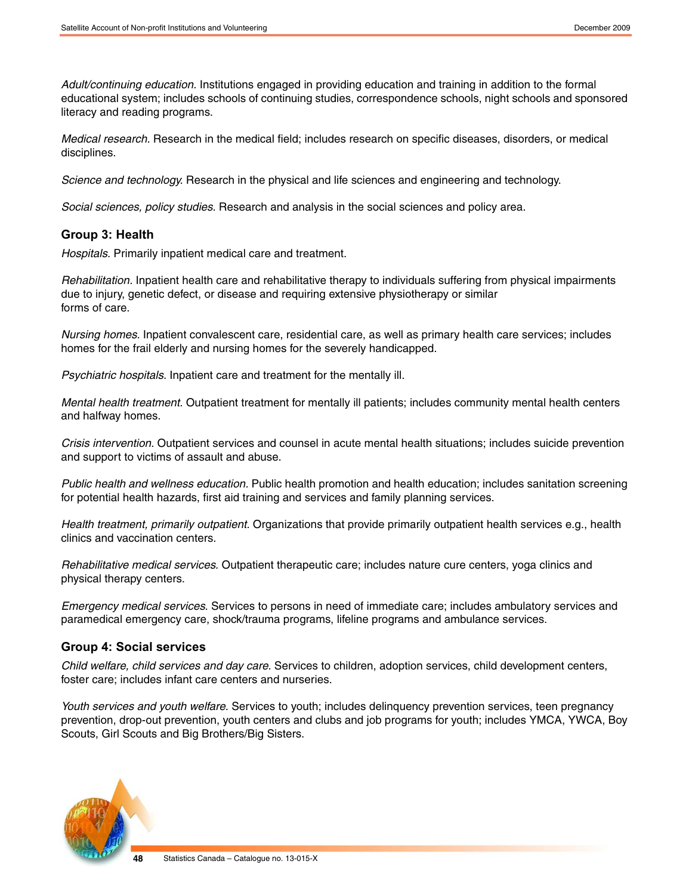*Adult/continuing education.* Institutions engaged in providing education and training in addition to the formal educational system; includes schools of continuing studies, correspondence schools, night schools and sponsored literacy and reading programs.

*Medical research.* Research in the medical field; includes research on specific diseases, disorders, or medical disciplines.

*Science and technology.* Research in the physical and life sciences and engineering and technology.

*Social sciences, policy studies.* Research and analysis in the social sciences and policy area.

### Group 3: Health

*Hospitals.* Primarily inpatient medical care and treatment.

*Rehabilitation.* Inpatient health care and rehabilitative therapy to individuals suffering from physical impairments due to injury, genetic defect, or disease and requiring extensive physiotherapy or similar forms of care.

*Nursing homes.* Inpatient convalescent care, residential care, as well as primary health care services; includes homes for the frail elderly and nursing homes for the severely handicapped.

*Psychiatric hospitals.* Inpatient care and treatment for the mentally ill.

*Mental health treatment.* Outpatient treatment for mentally ill patients; includes community mental health centers and halfway homes.

*Crisis intervention.* Outpatient services and counsel in acute mental health situations; includes suicide prevention and support to victims of assault and abuse.

*Public health and wellness education.* Public health promotion and health education; includes sanitation screening for potential health hazards, first aid training and services and family planning services.

*Health treatment, primarily outpatient.* Organizations that provide primarily outpatient health services e.g., health clinics and vaccination centers.

*Rehabilitative medical services.* Outpatient therapeutic care; includes nature cure centers, yoga clinics and physical therapy centers.

*Emergency medical services.* Services to persons in need of immediate care; includes ambulatory services and paramedical emergency care, shock/trauma programs, lifeline programs and ambulance services.

### Group 4: Social services

*Child welfare, child services and day care.* Services to children, adoption services, child development centers, foster care; includes infant care centers and nurseries.

*Youth services and youth welfare.* Services to youth; includes delinquency prevention services, teen pregnancy prevention, drop-out prevention, youth centers and clubs and job programs for youth; includes YMCA, YWCA, Boy Scouts, Girl Scouts and Big Brothers/Big Sisters.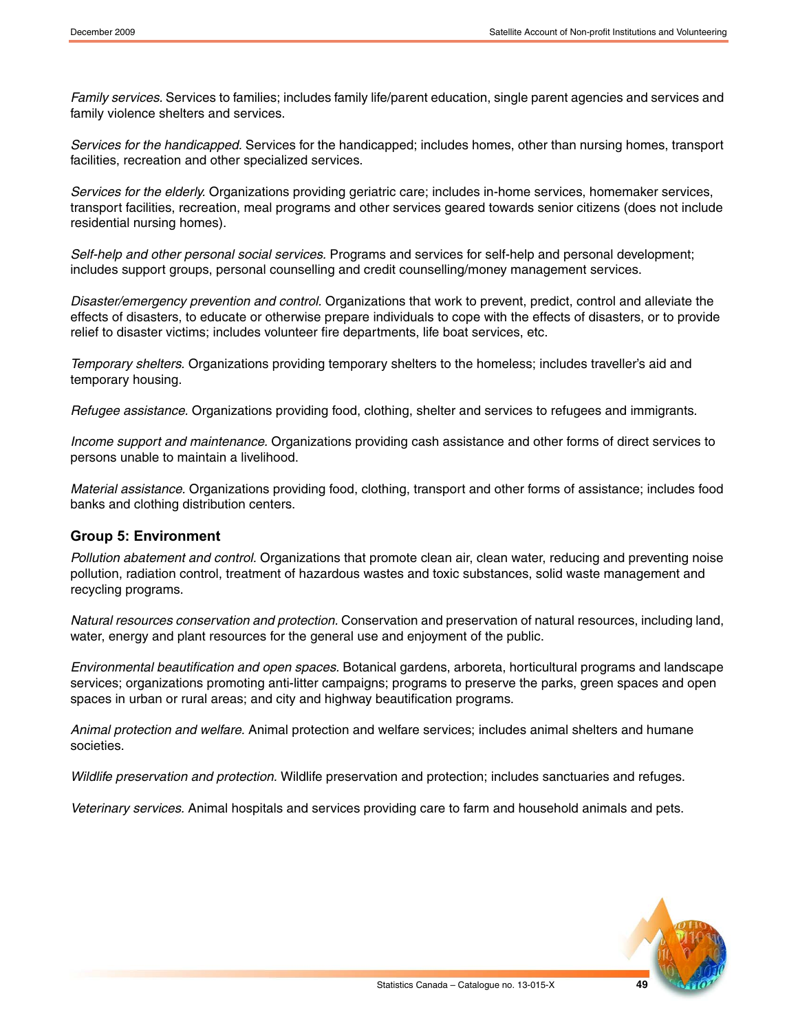*Family services.* Services to families; includes family life/parent education, single parent agencies and services and family violence shelters and services.

*Services for the handicapped.* Services for the handicapped; includes homes, other than nursing homes, transport facilities, recreation and other specialized services.

*Services for the elderly.* Organizations providing geriatric care; includes in-home services, homemaker services, transport facilities, recreation, meal programs and other services geared towards senior citizens (does not include residential nursing homes).

*Self-help and other personal social services.* Programs and services for self-help and personal development; includes support groups, personal counselling and credit counselling/money management services.

*Disaster/emergency prevention and control.* Organizations that work to prevent, predict, control and alleviate the effects of disasters, to educate or otherwise prepare individuals to cope with the effects of disasters, or to provide relief to disaster victims; includes volunteer fire departments, life boat services, etc.

*Temporary shelters.* Organizations providing temporary shelters to the homeless; includes traveller's aid and temporary housing.

*Refugee assistance.* Organizations providing food, clothing, shelter and services to refugees and immigrants.

*Income support and maintenance.* Organizations providing cash assistance and other forms of direct services to persons unable to maintain a livelihood.

*Material assistance.* Organizations providing food, clothing, transport and other forms of assistance; includes food banks and clothing distribution centers.

### Group 5: Environment

*Pollution abatement and control.* Organizations that promote clean air, clean water, reducing and preventing noise pollution, radiation control, treatment of hazardous wastes and toxic substances, solid waste management and recycling programs.

*Natural resources conservation and protection.* Conservation and preservation of natural resources, including land, water, energy and plant resources for the general use and enjoyment of the public.

*Environmental beautification and open spaces.* Botanical gardens, arboreta, horticultural programs and landscape services; organizations promoting anti-litter campaigns; programs to preserve the parks, green spaces and open spaces in urban or rural areas; and city and highway beautification programs.

*Animal protection and welfare.* Animal protection and welfare services; includes animal shelters and humane societies.

*Wildlife preservation and protection.* Wildlife preservation and protection; includes sanctuaries and refuges.

*Veterinary services.* Animal hospitals and services providing care to farm and household animals and pets.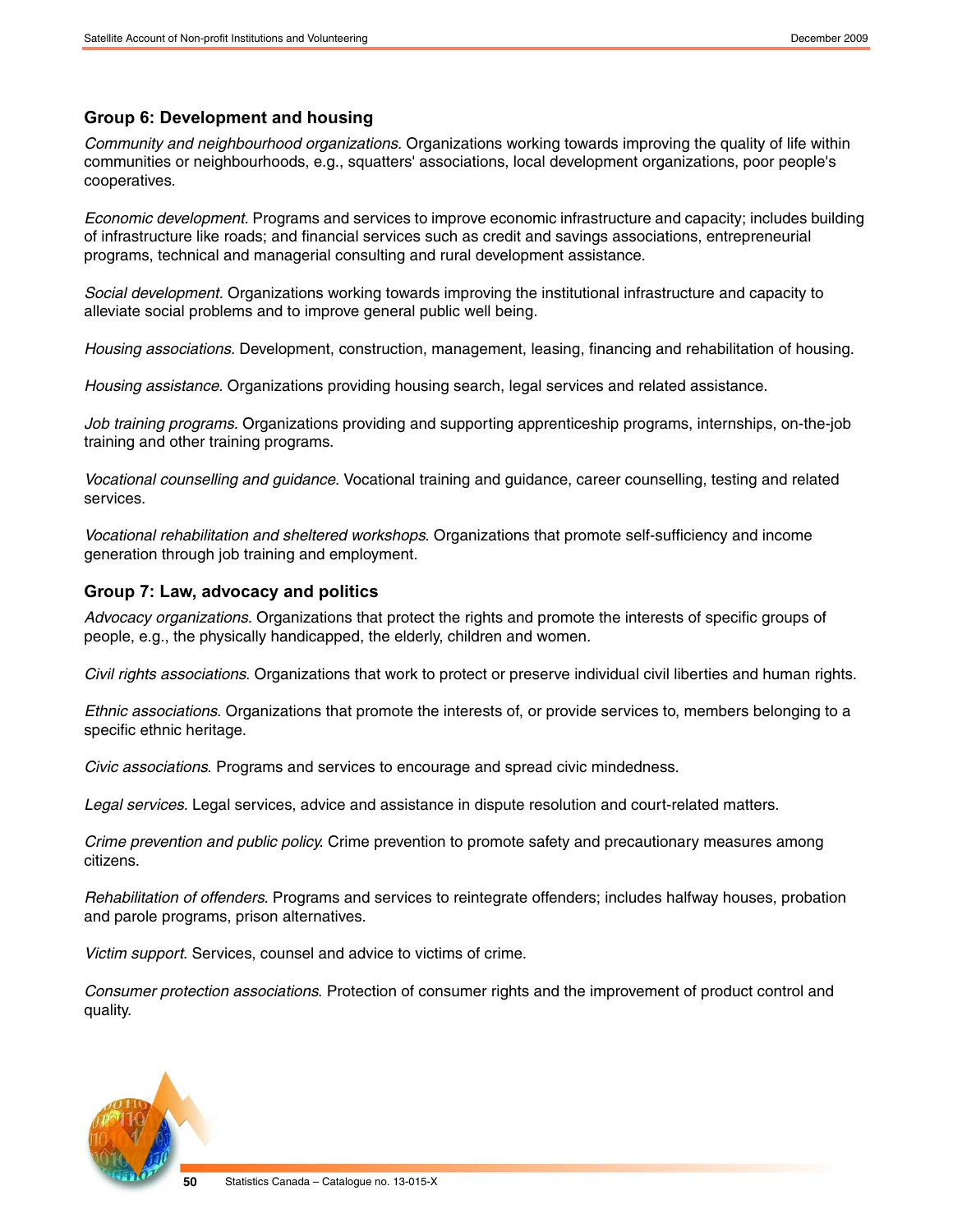### Group 6: Development and housing

*Community and neighbourhood organizations.* Organizations working towards improving the quality of life within communities or neighbourhoods, e.g., squatters' associations, local development organizations, poor people's cooperatives.

*Economic development.* Programs and services to improve economic infrastructure and capacity; includes building of infrastructure like roads; and financial services such as credit and savings associations, entrepreneurial programs, technical and managerial consulting and rural development assistance.

*Social development.* Organizations working towards improving the institutional infrastructure and capacity to alleviate social problems and to improve general public well being.

*Housing associations.* Development, construction, management, leasing, financing and rehabilitation of housing.

*Housing assistance.* Organizations providing housing search, legal services and related assistance.

*Job training programs.* Organizations providing and supporting apprenticeship programs, internships, on-the-job training and other training programs.

*Vocational counselling and guidance.* Vocational training and guidance, career counselling, testing and related services.

*Vocational rehabilitation and sheltered workshops.* Organizations that promote self-sufficiency and income generation through job training and employment.

### Group 7: Law, advocacy and politics

*Advocacy organizations.* Organizations that protect the rights and promote the interests of specific groups of people, e.g., the physically handicapped, the elderly, children and women.

*Civil rights associations.* Organizations that work to protect or preserve individual civil liberties and human rights.

*Ethnic associations.* Organizations that promote the interests of, or provide services to, members belonging to a specific ethnic heritage.

*Civic associations.* Programs and services to encourage and spread civic mindedness.

*Legal services.* Legal services, advice and assistance in dispute resolution and court-related matters.

*Crime prevention and public policy.* Crime prevention to promote safety and precautionary measures among citizens.

*Rehabilitation of offenders.* Programs and services to reintegrate offenders; includes halfway houses, probation and parole programs, prison alternatives.

*Victim support.* Services, counsel and advice to victims of crime.

*Consumer protection associations.* Protection of consumer rights and the improvement of product control and quality.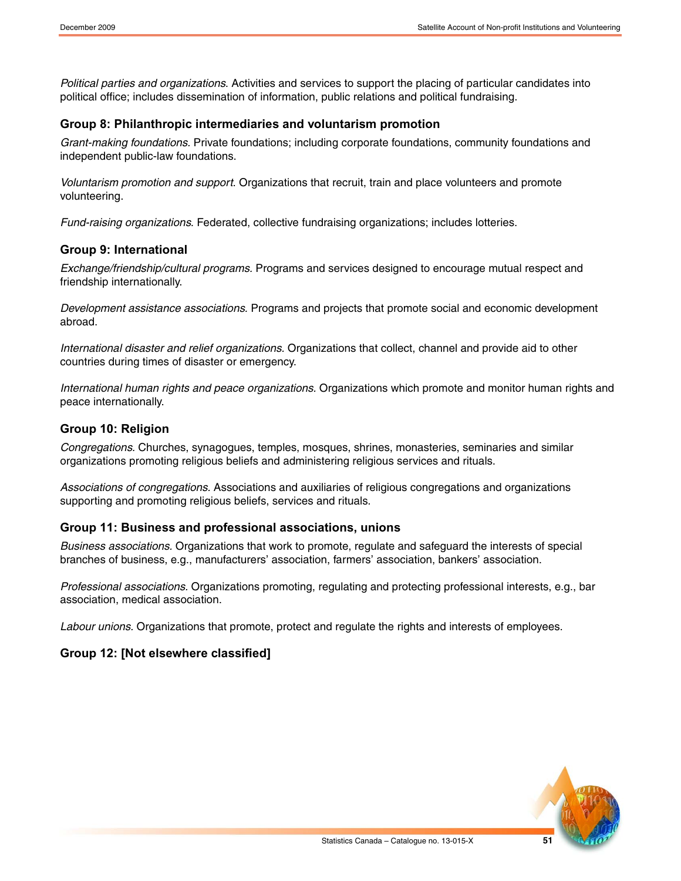*Political parties and organizations*. Activities and services to support the placing of particular candidates into political office; includes dissemination of information, public relations and political fundraising.

### Group 8: Philanthropic intermediaries and voluntarism promotion

*Grant-making foundations.* Private foundations; including corporate foundations, community foundations and independent public-law foundations.

*Voluntarism promotion and support*. Organizations that recruit, train and place volunteers and promote volunteering.

*Fund-raising organizations*. Federated, collective fundraising organizations; includes lotteries.

### Group 9: International

*Exchange/friendship/cultural programs.* Programs and services designed to encourage mutual respect and friendship internationally.

*Development assistance associations.* Programs and projects that promote social and economic development abroad.

*International disaster and relief organizations.* Organizations that collect, channel and provide aid to other countries during times of disaster or emergency.

*International human rights and peace organizations.* Organizations which promote and monitor human rights and peace internationally.

### Group 10: Religion

*Congregations.* Churches, synagogues, temples, mosques, shrines, monasteries, seminaries and similar organizations promoting religious beliefs and administering religious services and rituals.

*Associations of congregations.* Associations and auxiliaries of religious congregations and organizations supporting and promoting religious beliefs, services and rituals.

### Group 11: Business and professional associations, unions

*Business associations.* Organizations that work to promote, regulate and safeguard the interests of special branches of business, e.g., manufacturers' association, farmers' association, bankers' association.

*Professional associations.* Organizations promoting, regulating and protecting professional interests, e.g., bar association, medical association.

*Labour unions.* Organizations that promote, protect and regulate the rights and interests of employees.

### Group 12: [Not elsewhere classified]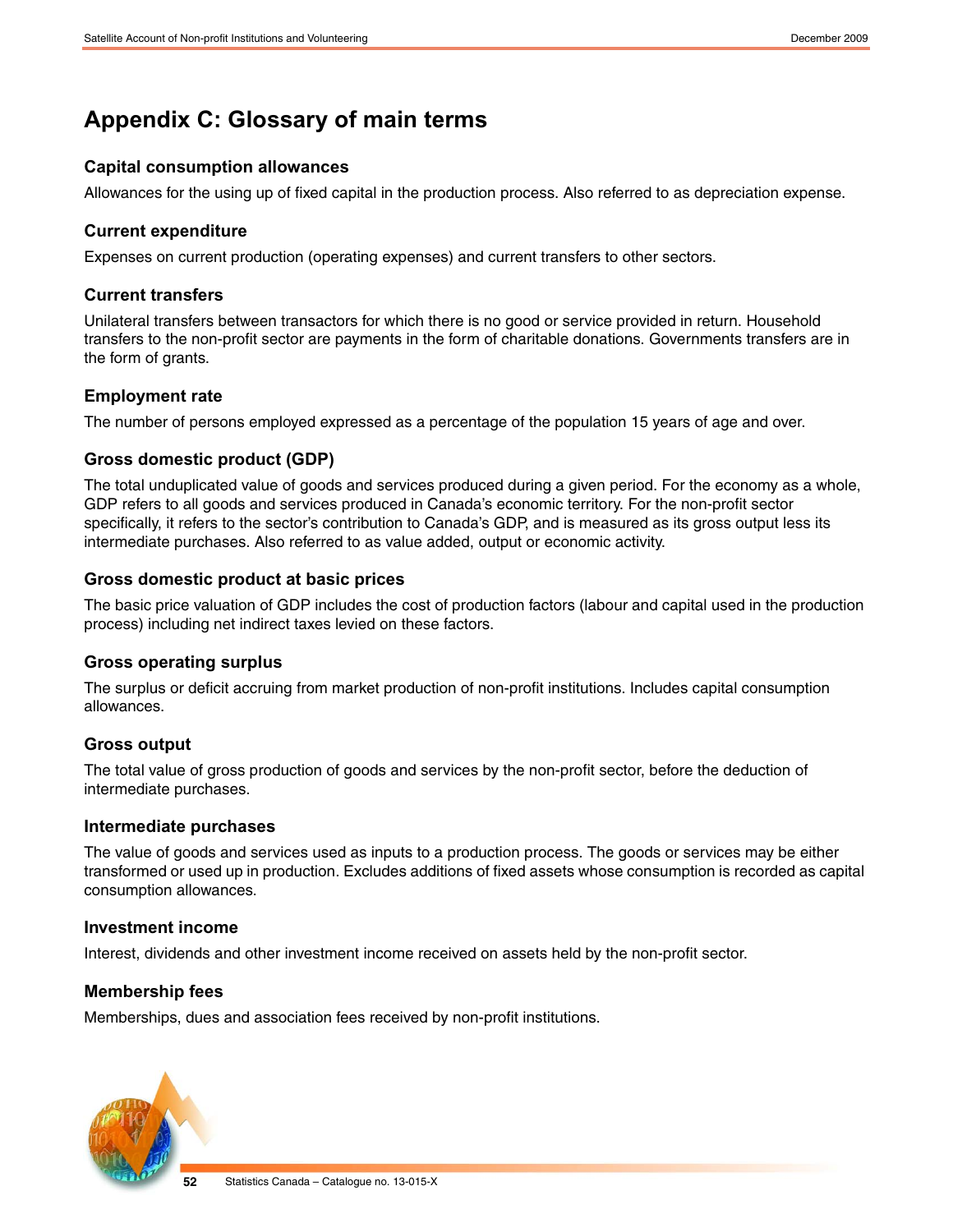# Appendix C: Glossary of main terms

### Capital consumption allowances

Allowances for the using up of fixed capital in the production process. Also referred to as depreciation expense.

### Current expenditure

Expenses on current production (operating expenses) and current transfers to other sectors.

### Current transfers

Unilateral transfers between transactors for which there is no good or service provided in return. Household transfers to the non-profit sector are payments in the form of charitable donations. Governments transfers are in the form of grants.

### Employment rate

The number of persons employed expressed as a percentage of the population 15 years of age and over.

### Gross domestic product (GDP)

The total unduplicated value of goods and services produced during a given period. For the economy as a whole, GDP refers to all goods and services produced in Canada's economic territory. For the non-profit sector specifically, it refers to the sector's contribution to Canada's GDP, and is measured as its gross output less its intermediate purchases. Also referred to as value added, output or economic activity.

### Gross domestic product at basic prices

The basic price valuation of GDP includes the cost of production factors (labour and capital used in the production process) including net indirect taxes levied on these factors.

### Gross operating surplus

The surplus or deficit accruing from market production of non-profit institutions. Includes capital consumption allowances.

### Gross output

The total value of gross production of goods and services by the non-profit sector, before the deduction of intermediate purchases.

### Intermediate purchases

The value of goods and services used as inputs to a production process. The goods or services may be either transformed or used up in production. Excludes additions of fixed assets whose consumption is recorded as capital consumption allowances.

### Investment income

Interest, dividends and other investment income received on assets held by the non-profit sector.

### Membership fees

Memberships, dues and association fees received by non-profit institutions.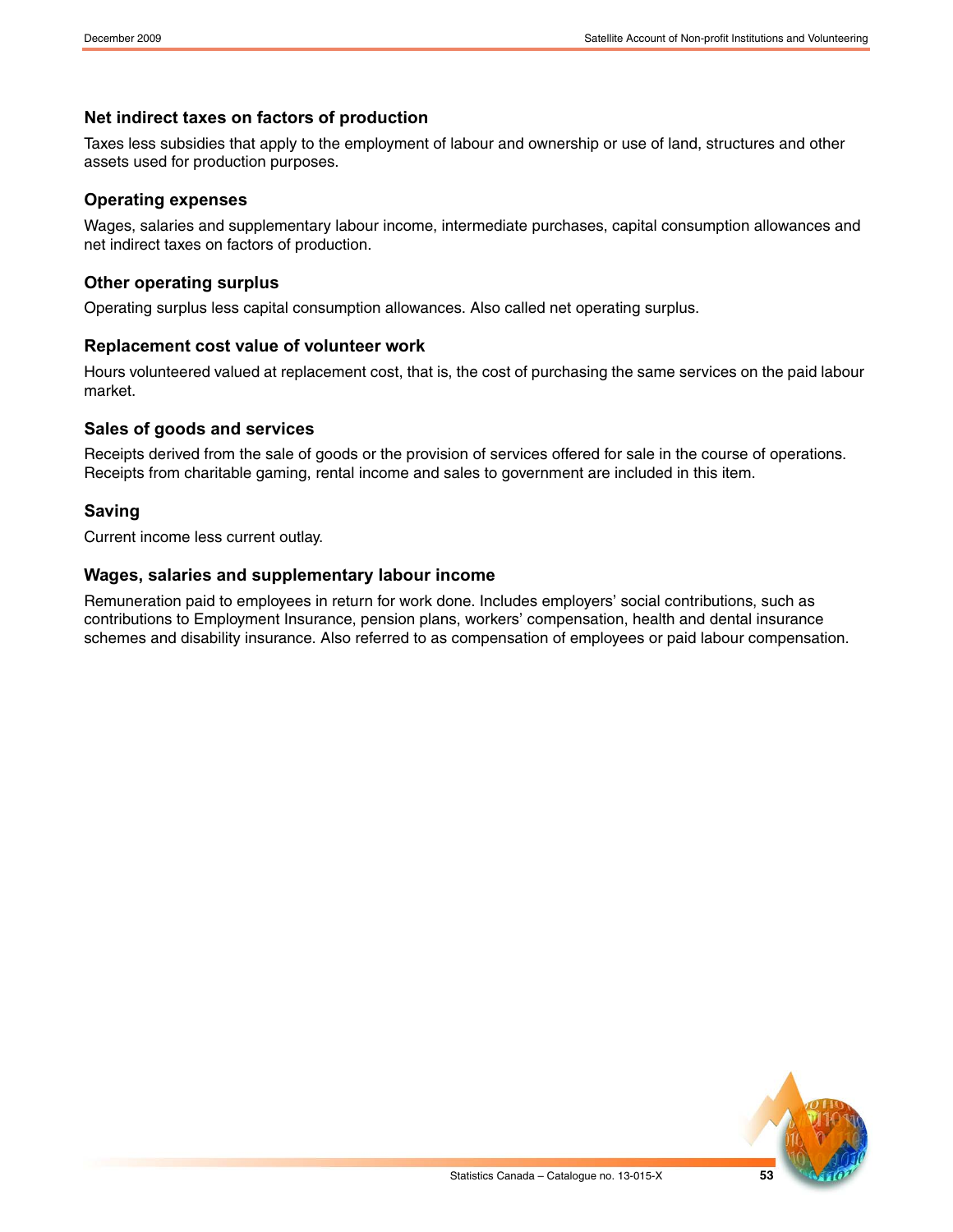### Net indirect taxes on factors of production

Taxes less subsidies that apply to the employment of labour and ownership or use of land, structures and other assets used for production purposes.

### Operating expenses

Wages, salaries and supplementary labour income, intermediate purchases, capital consumption allowances and net indirect taxes on factors of production.

### Other operating surplus

Operating surplus less capital consumption allowances. Also called net operating surplus.

### Replacement cost value of volunteer work

Hours volunteered valued at replacement cost, that is, the cost of purchasing the same services on the paid labour market.

### Sales of goods and services

Receipts derived from the sale of goods or the provision of services offered for sale in the course of operations. Receipts from charitable gaming, rental income and sales to government are included in this item.

### Saving

Current income less current outlay.

### Wages, salaries and supplementary labour income

Remuneration paid to employees in return for work done. Includes employers' social contributions, such as contributions to Employment Insurance, pension plans, workers' compensation, health and dental insurance schemes and disability insurance. Also referred to as compensation of employees or paid labour compensation.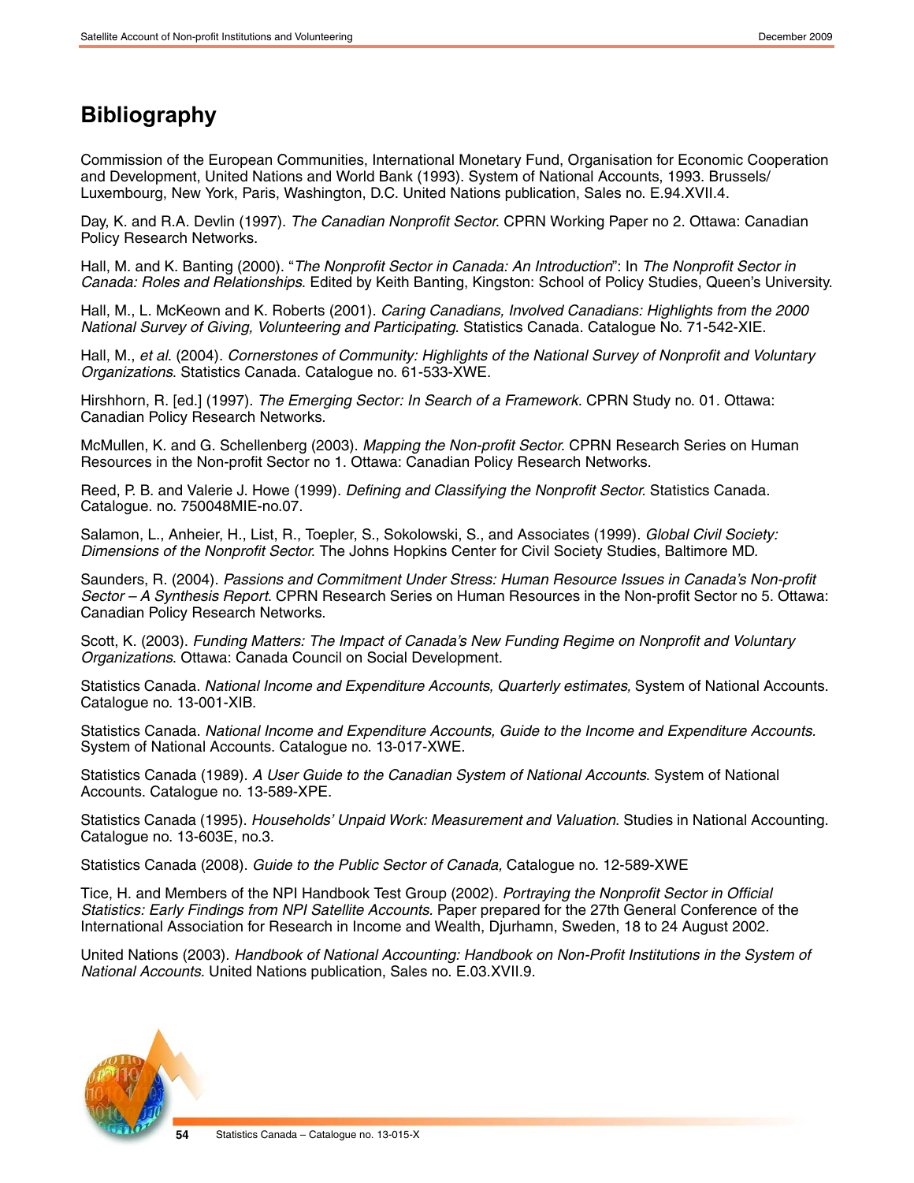# Bibliography

Commission of the European Communities, International Monetary Fund, Organisation for Economic Cooperation and Development, United Nations and World Bank (1993). System of National Accounts, 1993. Brussels/ Luxembourg, New York, Paris, Washington, D.C. United Nations publication, Sales no. E.94.XVII.4.

Day, K. and R.A. Devlin (1997). *The Canadian Nonprofit Sector*. CPRN Working Paper no 2. Ottawa: Canadian Policy Research Networks.

Hall, M. and K. Banting (2000). "*The Nonprofit Sector in Canada: An Introduction*": In *The Nonprofit Sector in Canada: Roles and Relationships*. Edited by Keith Banting, Kingston: School of Policy Studies, Queen's University.

Hall, M., L. McKeown and K. Roberts (2001). *Caring Canadians, Involved Canadians: Highlights from the 2000 National Survey of Giving, Volunteering and Participating*. Statistics Canada. Catalogue No. 71-542-XIE.

Hall, M., *et al*. (2004). *Cornerstones of Community: Highlights of the National Survey of Nonprofit and Voluntary Organizations*. Statistics Canada. Catalogue no. 61-533-XWE.

Hirshhorn, R. [ed.] (1997). *The Emerging Sector: In Search of a Framework*. CPRN Study no. 01. Ottawa: Canadian Policy Research Networks.

McMullen, K. and G. Schellenberg (2003). *Mapping the Non-profit Sector*. CPRN Research Series on Human Resources in the Non-profit Sector no 1. Ottawa: Canadian Policy Research Networks.

Reed, P. B. and Valerie J. Howe (1999). *Defining and Classifying the Nonprofit Sector.* Statistics Canada. Catalogue. no. 750048MIE-no.07.

Salamon, L., Anheier, H., List, R., Toepler, S., Sokolowski, S., and Associates (1999). *Global Civil Society: Dimensions of the Nonprofit Sector*. The Johns Hopkins Center for Civil Society Studies, Baltimore MD.

Saunders, R. (2004). *Passions and Commitment Under Stress: Human Resource Issues in Canada's Non-profit Sector – A Synthesis Report*. CPRN Research Series on Human Resources in the Non-profit Sector no 5. Ottawa: Canadian Policy Research Networks.

Scott, K. (2003). *Funding Matters: The Impact of Canada's New Funding Regime on Nonprofit and Voluntary Organizations*. Ottawa: Canada Council on Social Development.

Statistics Canada. *National Income and Expenditure Accounts, Quarterly estimates,* System of National Accounts. Catalogue no. 13-001-XIB.

Statistics Canada. *National Income and Expenditure Accounts, Guide to the Income and Expenditure Accounts*. System of National Accounts. Catalogue no. 13-017-XWE.

Statistics Canada (1989). *A User Guide to the Canadian System of National Accounts*. System of National Accounts. Catalogue no. 13-589-XPE.

Statistics Canada (1995). *Households' Unpaid Work: Measurement and Valuation.* Studies in National Accounting. Catalogue no. 13-603E, no.3.

Statistics Canada (2008). *Guide to the Public Sector of Canada,* Catalogue no. 12-589-XWE

Tice, H. and Members of the NPI Handbook Test Group (2002). *Portraying the Nonprofit Sector in Official Statistics: Early Findings from NPI Satellite Accounts.* Paper prepared for the 27th General Conference of the International Association for Research in Income and Wealth, Djurhamn, Sweden, 18 to 24 August 2002.

United Nations (2003). *Handbook of National Accounting: Handbook on Non-Profit Institutions in the System of National Accounts.* United Nations publication, Sales no. E.03.XVII.9.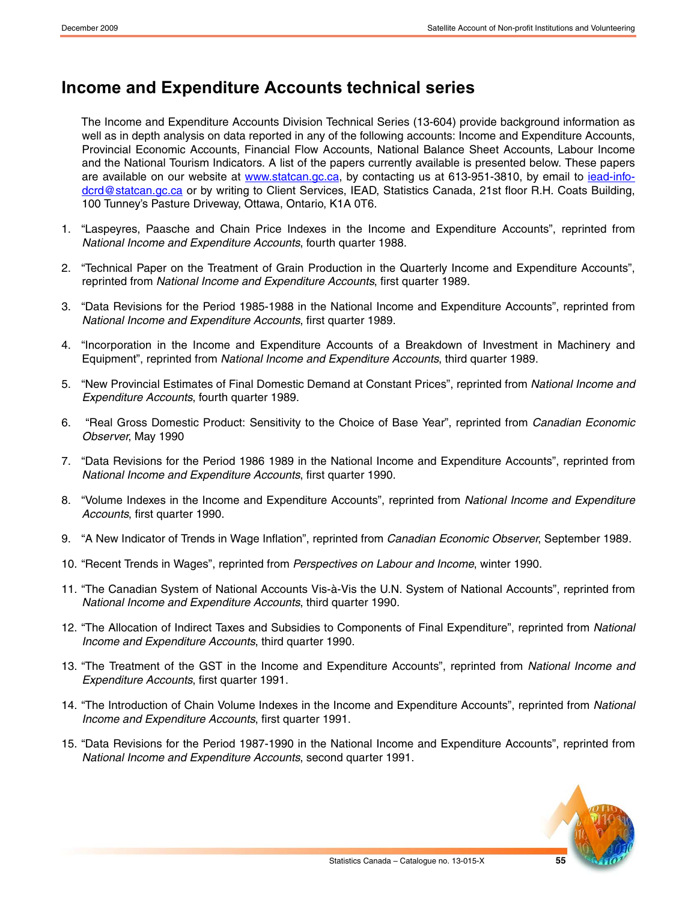## Income and Expenditure Accounts technical series

The Income and Expenditure Accounts Division Technical Series (13-604) provide background information as well as in depth analysis on data reported in any of the following accounts: Income and Expenditure Accounts, Provincial Economic Accounts, Financial Flow Accounts, National Balance Sheet Accounts, Labour Income and the National Tourism Indicators. A list of the papers currently available is presented below. These papers are available on our website at www.statcan.gc.ca, by contacting us at 613-951-3810, by email to iead-info-dcrd@statcan.gc.ca or by writing to Client Services, IEAD, Statistics Canada, 21st floor R.H. Coats Building, 100 Tunney's Pasture Driveway, Ottawa, Ontario, K1A 0T6.

1. "Laspeyres, Paasche and Chain Price Indexes in the Income and Expenditure Accounts", reprinted from *National Income and Expenditure Accounts*, fourth quarter 1988.
2. "Technical Paper on the Treatment of Grain Production in the Quarterly Income and Expenditure Accounts", reprinted from *National Income and Expenditure Accounts*, first quarter 1989.
3. "Data Revisions for the Period 1985-1988 in the National Income and Expenditure Accounts", reprinted from *National Income and Expenditure Accounts*, first quarter 1989.
4. "Incorporation in the Income and Expenditure Accounts of a Breakdown of Investment in Machinery and Equipment", reprinted from *National Income and Expenditure Accounts*, third quarter 1989.
5. "New Provincial Estimates of Final Domestic Demand at Constant Prices", reprinted from *National Income and Expenditure Accounts*, fourth quarter 1989.
6. "Real Gross Domestic Product: Sensitivity to the Choice of Base Year", reprinted from *Canadian Economic Observer*, May 1990
7. "Data Revisions for the Period 1986 1989 in the National Income and Expenditure Accounts", reprinted from *National Income and Expenditure Accounts*, first quarter 1990.
8. "Volume Indexes in the Income and Expenditure Accounts", reprinted from *National Income and Expenditure Accounts*, first quarter 1990.
9. "A New Indicator of Trends in Wage Inflation", reprinted from *Canadian Economic Observer*, September 1989.
10. "Recent Trends in Wages", reprinted from *Perspectives on Labour and Income*, winter 1990.
11. "The Canadian System of National Accounts Vis-à-Vis the U.N. System of National Accounts", reprinted from *National Income and Expenditure Accounts*, third quarter 1990.
12. "The Allocation of Indirect Taxes and Subsidies to Components of Final Expenditure", reprinted from *National Income and Expenditure Accounts*, third quarter 1990.
13. "The Treatment of the GST in the Income and Expenditure Accounts", reprinted from *National Income and Expenditure Accounts*, first quarter 1991.
14. "The Introduction of Chain Volume Indexes in the Income and Expenditure Accounts", reprinted from *National Income and Expenditure Accounts*, first quarter 1991.
15. "Data Revisions for the Period 1987-1990 in the National Income and Expenditure Accounts", reprinted from *National Income and Expenditure Accounts*, second quarter 1991.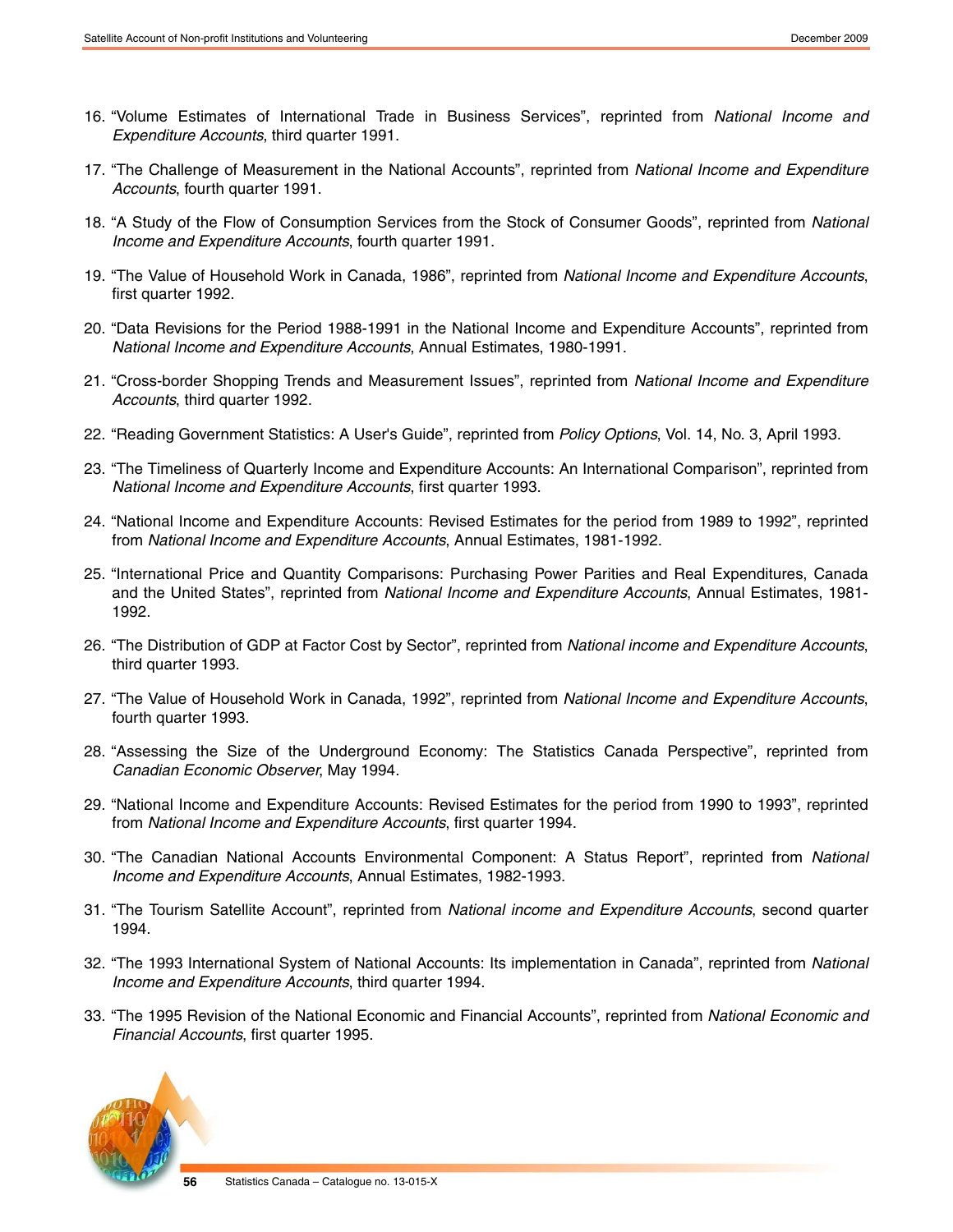16. "Volume Estimates of International Trade in Business Services", reprinted from *National Income and Expenditure Accounts*, third quarter 1991.

17. "The Challenge of Measurement in the National Accounts", reprinted from *National Income and Expenditure Accounts*, fourth quarter 1991.

18. "A Study of the Flow of Consumption Services from the Stock of Consumer Goods", reprinted from *National Income and Expenditure Accounts*, fourth quarter 1991.

19. "The Value of Household Work in Canada, 1986", reprinted from *National Income and Expenditure Accounts*, first quarter 1992.

20. "Data Revisions for the Period 1988-1991 in the National Income and Expenditure Accounts", reprinted from *National Income and Expenditure Accounts*, Annual Estimates, 1980-1991.

21. "Cross-border Shopping Trends and Measurement Issues", reprinted from *National Income and Expenditure Accounts*, third quarter 1992.

22. "Reading Government Statistics: A User's Guide", reprinted from *Policy Options*, Vol. 14, No. 3, April 1993.

23. "The Timeliness of Quarterly Income and Expenditure Accounts: An International Comparison", reprinted from *National Income and Expenditure Accounts*, first quarter 1993.

24. "National Income and Expenditure Accounts: Revised Estimates for the period from 1989 to 1992", reprinted from *National Income and Expenditure Accounts*, Annual Estimates, 1981-1992.

25. "International Price and Quantity Comparisons: Purchasing Power Parities and Real Expenditures, Canada and the United States", reprinted from *National Income and Expenditure Accounts*, Annual Estimates, 1981-1992.

26. "The Distribution of GDP at Factor Cost by Sector", reprinted from *National income and Expenditure Accounts*, third quarter 1993.

27. "The Value of Household Work in Canada, 1992", reprinted from *National Income and Expenditure Accounts*, fourth quarter 1993.

28. "Assessing the Size of the Underground Economy: The Statistics Canada Perspective", reprinted from *Canadian Economic Observer*, May 1994.

29. "National Income and Expenditure Accounts: Revised Estimates for the period from 1990 to 1993", reprinted from *National Income and Expenditure Accounts*, first quarter 1994.

30. "The Canadian National Accounts Environmental Component: A Status Report", reprinted from *National Income and Expenditure Accounts*, Annual Estimates, 1982-1993.

31. "The Tourism Satellite Account", reprinted from *National income and Expenditure Accounts*, second quarter 1994.

32. "The 1993 International System of National Accounts: Its implementation in Canada", reprinted from *National Income and Expenditure Accounts*, third quarter 1994.

33. "The 1995 Revision of the National Economic and Financial Accounts", reprinted from *National Economic and Financial Accounts*, first quarter 1995.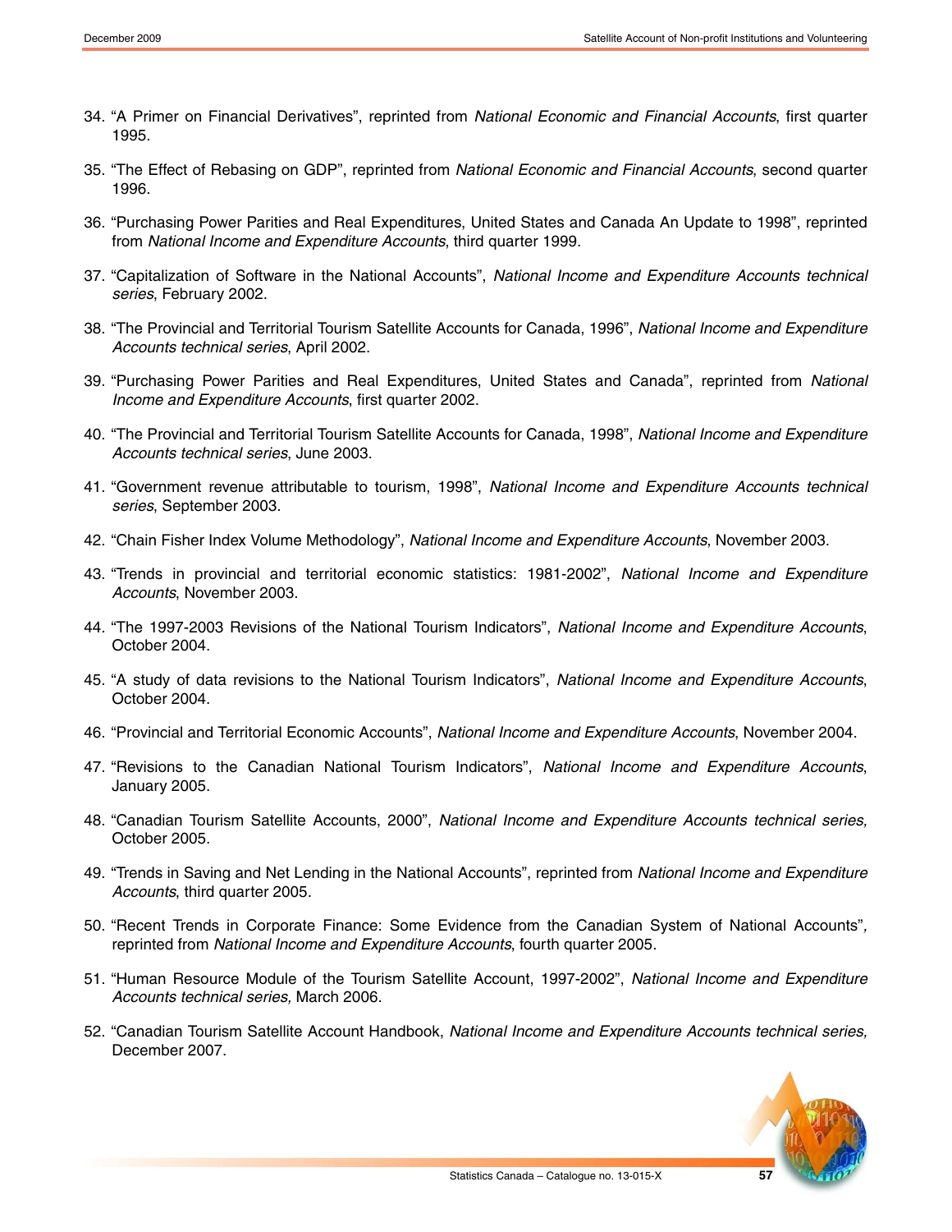34. "A Primer on Financial Derivatives", reprinted from *National Economic and Financial Accounts*, first quarter 1995.

35. "The Effect of Rebasing on GDP", reprinted from *National Economic and Financial Accounts*, second quarter 1996.

36. "Purchasing Power Parities and Real Expenditures, United States and Canada An Update to 1998", reprinted from *National Income and Expenditure Accounts*, third quarter 1999.

37. "Capitalization of Software in the National Accounts", *National Income and Expenditure Accounts technical series*, February 2002.

38. "The Provincial and Territorial Tourism Satellite Accounts for Canada, 1996", *National Income and Expenditure Accounts technical series*, April 2002.

39. "Purchasing Power Parities and Real Expenditures, United States and Canada", reprinted from *National Income and Expenditure Accounts*, first quarter 2002.

40. "The Provincial and Territorial Tourism Satellite Accounts for Canada, 1998", *National Income and Expenditure Accounts technical series*, June 2003.

41. "Government revenue attributable to tourism, 1998", *National Income and Expenditure Accounts technical series*, September 2003.

42. "Chain Fisher Index Volume Methodology", *National Income and Expenditure Accounts*, November 2003.

43. "Trends in provincial and territorial economic statistics: 1981-2002", *National Income and Expenditure Accounts*, November 2003.

44. "The 1997-2003 Revisions of the National Tourism Indicators", *National Income and Expenditure Accounts*, October 2004.

45. "A study of data revisions to the National Tourism Indicators", *National Income and Expenditure Accounts*, October 2004.

46. "Provincial and Territorial Economic Accounts", *National Income and Expenditure Accounts*, November 2004.

47. "Revisions to the Canadian National Tourism Indicators", *National Income and Expenditure Accounts*, January 2005.

48. "Canadian Tourism Satellite Accounts, 2000", *National Income and Expenditure Accounts technical series,* October 2005.

49. "Trends in Saving and Net Lending in the National Accounts", reprinted from *National Income and Expenditure Accounts*, third quarter 2005.

50. "Recent Trends in Corporate Finance: Some Evidence from the Canadian System of National Accounts", reprinted from *National Income and Expenditure Accounts*, fourth quarter 2005.

51. "Human Resource Module of the Tourism Satellite Account, 1997-2002", *National Income and Expenditure Accounts technical series,* March 2006.

52. "Canadian Tourism Satellite Account Handbook, *National Income and Expenditure Accounts technical series,* December 2007.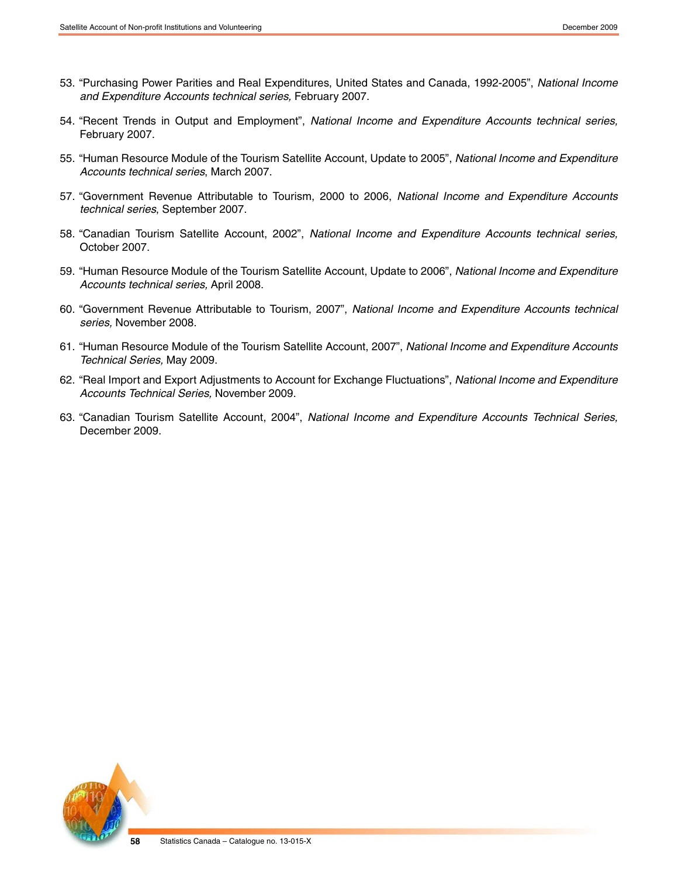53. “Purchasing Power Parities and Real Expenditures, United States and Canada, 1992-2005”, *National Income and Expenditure Accounts technical series,* February 2007.

54. “Recent Trends in Output and Employment”, *National Income and Expenditure Accounts technical series,* February 2007.

55. “Human Resource Module of the Tourism Satellite Account, Update to 2005”, *National Income and Expenditure Accounts technical series*, March 2007.

57. “Government Revenue Attributable to Tourism, 2000 to 2006, *National Income and Expenditure Accounts technical series*, September 2007.

58. “Canadian Tourism Satellite Account, 2002”, *National Income and Expenditure Accounts technical series,* October 2007.

59. “Human Resource Module of the Tourism Satellite Account, Update to 2006”, *National Income and Expenditure Accounts technical series,* April 2008.

60. “Government Revenue Attributable to Tourism, 2007”, *National Income and Expenditure Accounts technical series,* November 2008.

61. “Human Resource Module of the Tourism Satellite Account, 2007”, *National Income and Expenditure Accounts Technical Series,* May 2009.

62. “Real Import and Export Adjustments to Account for Exchange Fluctuations”, *National Income and Expenditure Accounts Technical Series,* November 2009.

63. “Canadian Tourism Satellite Account, 2004”, *National Income and Expenditure Accounts Technical Series,* December 2009.